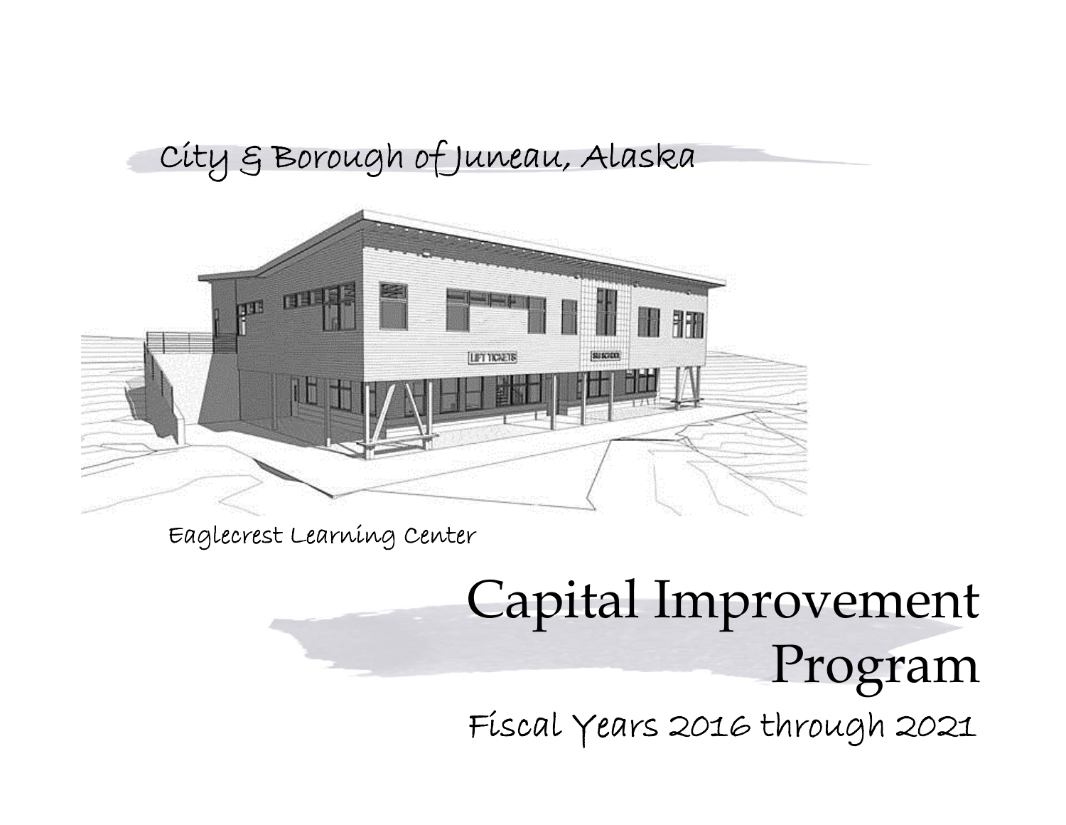City & Borough of Juneau, Alaska

Eaglecrest Learning Center

# Capital Improvement Program

## Fiscal Years 2016 through 2021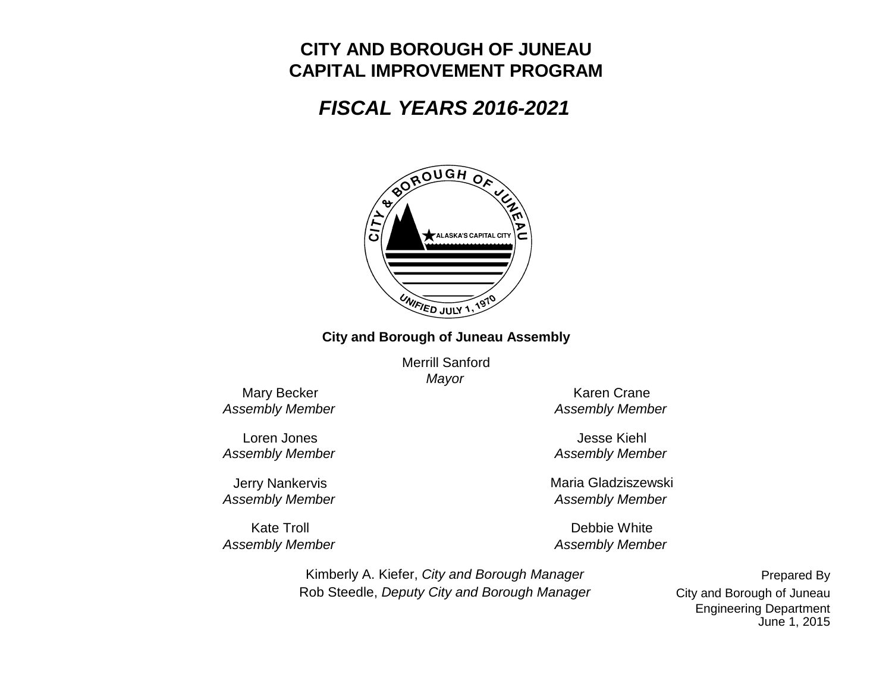# CITY AND BOROUGH OF JUNEAU
# CAPITAL IMPROVEMENT PROGRAM

## *FISCAL YEARS 2016-2021*

**City and Borough of Juneau Assembly**

Merrill Sanford
*Mayor*

Mary Becker
*Assembly Member*

Karen Crane
*Assembly Member*

Loren Jones
*Assembly Member*

Jesse Kiehl
*Assembly Member*

Jerry Nankervis
*Assembly Member*

Maria Gladziszewski
*Assembly Member*

Kate Troll
*Assembly Member*

Debbie White
*Assembly Member*

Kimberly A. Kiefer, *City and Borough Manager*
Rob Steedle, *Deputy City and Borough Manager*

Prepared By
City and Borough of Juneau
Engineering Department
June 1, 2015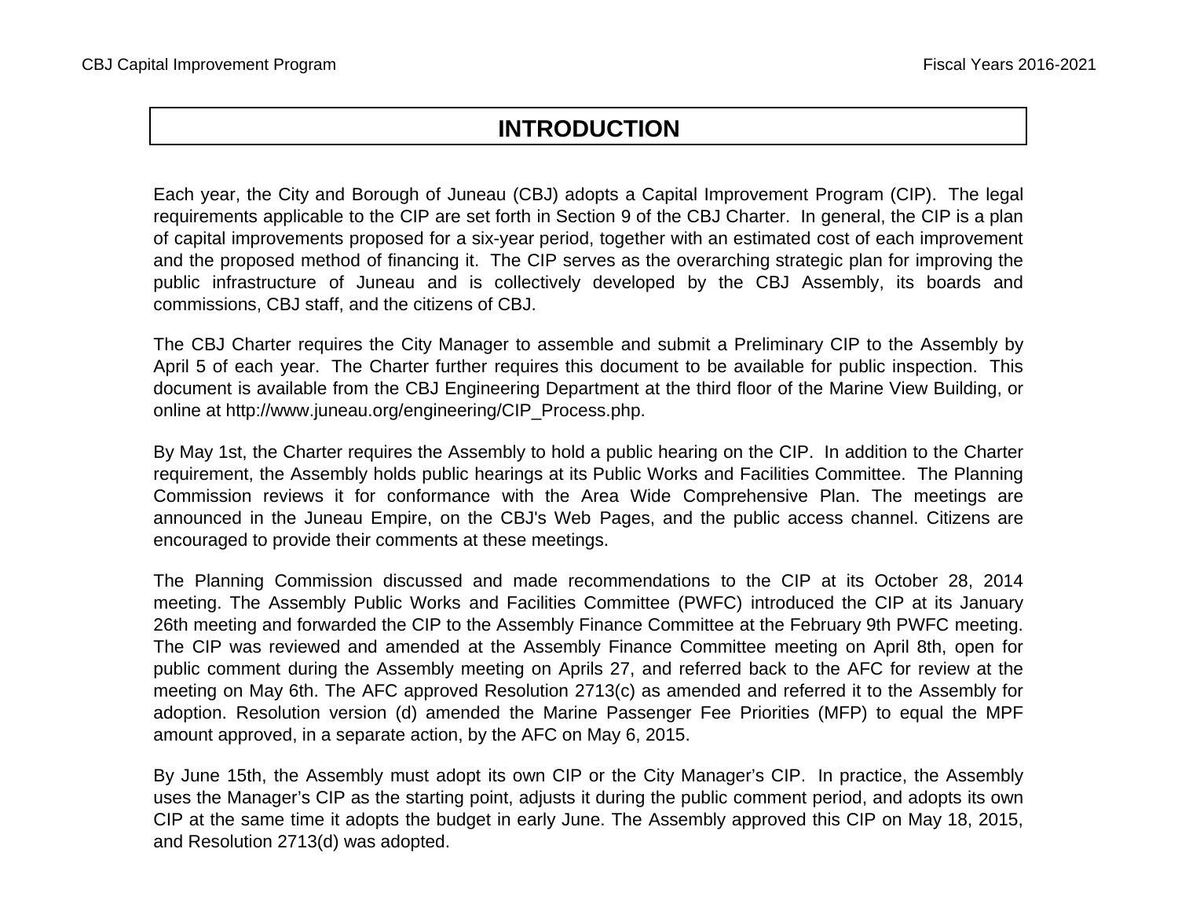# INTRODUCTION

Each year, the City and Borough of Juneau (CBJ) adopts a Capital Improvement Program (CIP). The legal requirements applicable to the CIP are set forth in Section 9 of the CBJ Charter. In general, the CIP is a plan of capital improvements proposed for a six-year period, together with an estimated cost of each improvement and the proposed method of financing it. The CIP serves as the overarching strategic plan for improving the public infrastructure of Juneau and is collectively developed by the CBJ Assembly, its boards and commissions, CBJ staff, and the citizens of CBJ.

The CBJ Charter requires the City Manager to assemble and submit a Preliminary CIP to the Assembly by April 5 of each year. The Charter further requires this document to be available for public inspection. This document is available from the CBJ Engineering Department at the third floor of the Marine View Building, or online at http://www.juneau.org/engineering/CIP_Process.php.

By May 1st, the Charter requires the Assembly to hold a public hearing on the CIP. In addition to the Charter requirement, the Assembly holds public hearings at its Public Works and Facilities Committee. The Planning Commission reviews it for conformance with the Area Wide Comprehensive Plan. The meetings are announced in the Juneau Empire, on the CBJ's Web Pages, and the public access channel. Citizens are encouraged to provide their comments at these meetings.

The Planning Commission discussed and made recommendations to the CIP at its October 28, 2014 meeting. The Assembly Public Works and Facilities Committee (PWFC) introduced the CIP at its January 26th meeting and forwarded the CIP to the Assembly Finance Committee at the February 9th PWFC meeting. The CIP was reviewed and amended at the Assembly Finance Committee meeting on April 8th, open for public comment during the Assembly meeting on Aprils 27, and referred back to the AFC for review at the meeting on May 6th. The AFC approved Resolution 2713(c) as amended and referred it to the Assembly for adoption. Resolution version (d) amended the Marine Passenger Fee Priorities (MFP) to equal the MPF amount approved, in a separate action, by the AFC on May 6, 2015.

By June 15th, the Assembly must adopt its own CIP or the City Manager's CIP. In practice, the Assembly uses the Manager's CIP as the starting point, adjusts it during the public comment period, and adopts its own CIP at the same time it adopts the budget in early June. The Assembly approved this CIP on May 18, 2015, and Resolution 2713(d) was adopted.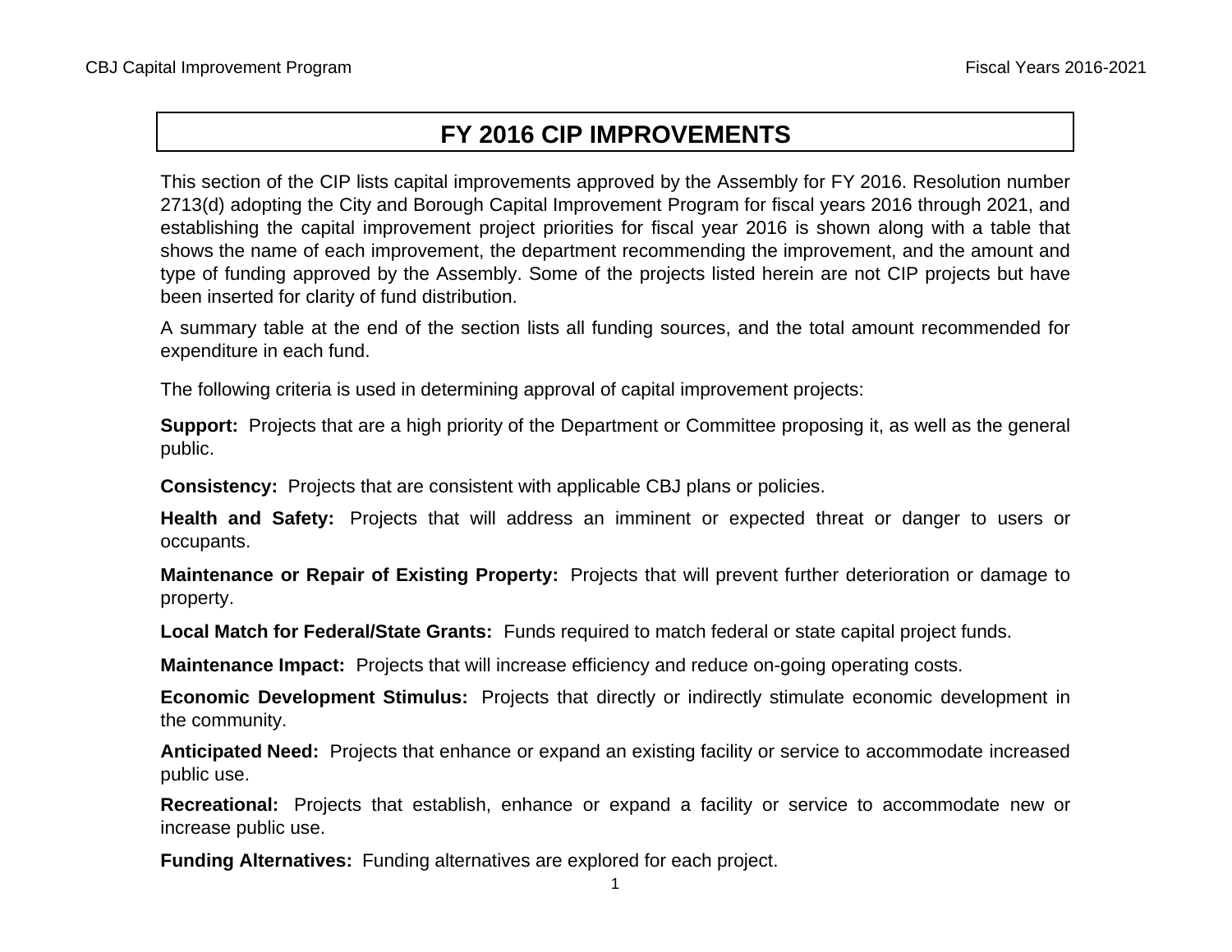# FY 2016 CIP IMPROVEMENTS

This section of the CIP lists capital improvements approved by the Assembly for FY 2016. Resolution number 2713(d) adopting the City and Borough Capital Improvement Program for fiscal years 2016 through 2021, and establishing the capital improvement project priorities for fiscal year 2016 is shown along with a table that shows the name of each improvement, the department recommending the improvement, and the amount and type of funding approved by the Assembly. Some of the projects listed herein are not CIP projects but have been inserted for clarity of fund distribution.

A summary table at the end of the section lists all funding sources, and the total amount recommended for expenditure in each fund.

The following criteria is used in determining approval of capital improvement projects:

**Support:** Projects that are a high priority of the Department or Committee proposing it, as well as the general public.

**Consistency:** Projects that are consistent with applicable CBJ plans or policies.

**Health and Safety:** Projects that will address an imminent or expected threat or danger to users or occupants.

**Maintenance or Repair of Existing Property:** Projects that will prevent further deterioration or damage to property.

**Local Match for Federal/State Grants:** Funds required to match federal or state capital project funds.

**Maintenance Impact:** Projects that will increase efficiency and reduce on-going operating costs.

**Economic Development Stimulus:** Projects that directly or indirectly stimulate economic development in the community.

**Anticipated Need:** Projects that enhance or expand an existing facility or service to accommodate increased public use.

**Recreational:** Projects that establish, enhance or expand a facility or service to accommodate new or increase public use.

**Funding Alternatives:** Funding alternatives are explored for each project.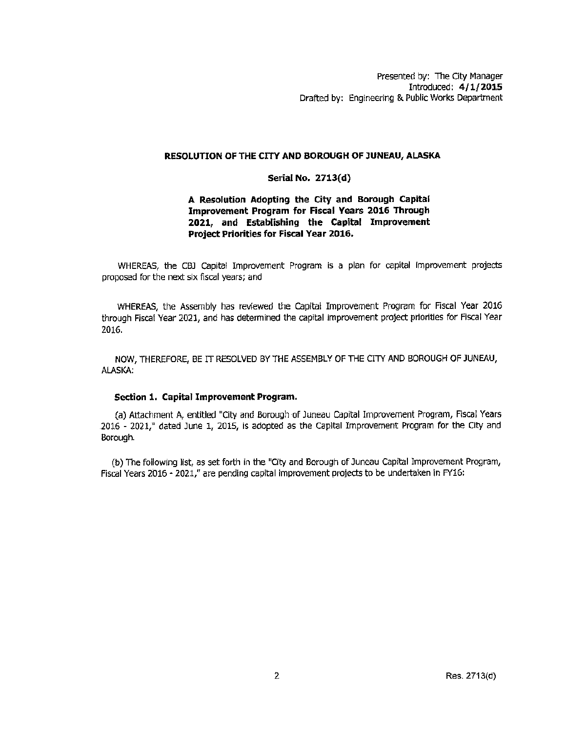Presented by: The City Manager
Introduced: **4/1/2015**
Drafted by: Engineering & Public Works Department

**RESOLUTION OF THE CITY AND BOROUGH OF JUNEAU, ALASKA**

**Serial No. 2713(d)**

**A Resolution Adopting the City and Borough Capital Improvement Program for Fiscal Years 2016 Through 2021, and Establishing the Capital Improvement Project Priorities for Fiscal Year 2016.**

WHEREAS, the CBJ Capital Improvement Program is a plan for capital improvement projects proposed for the next six fiscal years; and

WHEREAS, the Assembly has reviewed the Capital Improvement Program for Fiscal Year 2016 through Fiscal Year 2021, and has determined the capital improvement project priorities for Fiscal Year 2016.

NOW, THEREFORE, BE IT RESOLVED BY THE ASSEMBLY OF THE CITY AND BOROUGH OF JUNEAU, ALASKA:

**Section 1. Capital Improvement Program.**

(a) Attachment A, entitled "City and Borough of Juneau Capital Improvement Program, Fiscal Years 2016 - 2021," dated June 1, 2015, is adopted as the Capital Improvement Program for the City and Borough.

(b) The following list, as set forth in the "City and Borough of Juneau Capital Improvement Program, Fiscal Years 2016 - 2021," are pending capital improvement projects to be undertaken in FY16: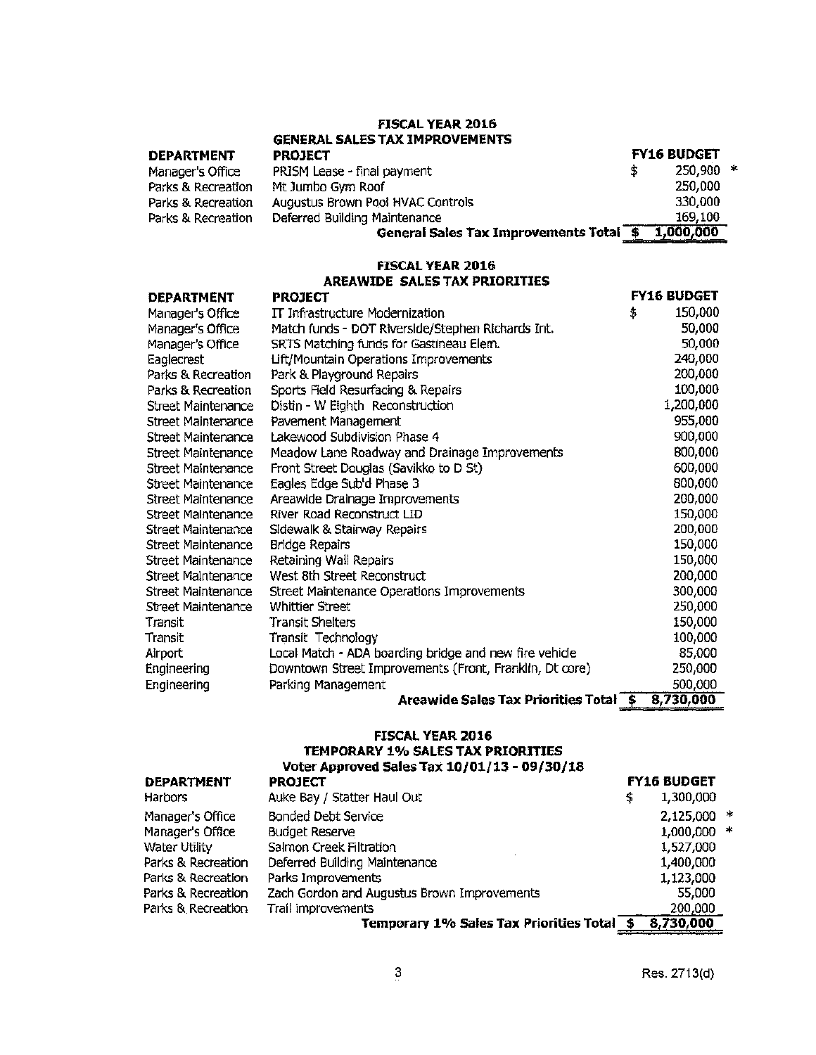## FISCAL YEAR 2016
## GENERAL SALES TAX IMPROVEMENTS

| DEPARTMENT | PROJECT | FY16 BUDGET | |
|---|---|---|---|
| Manager's Office | PRISM Lease - final payment | $ 250,900 | * |
| Parks & Recreation | Mt Jumbo Gym Roof | 250,000 | |
| Parks & Recreation | Augustus Brown Pool HVAC Controls | 330,000 | |
| Parks & Recreation | Deferred Building Maintenance | 169,100 | |
| | **General Sales Tax Improvements Total** | **$ 1,000,000** | |

## FISCAL YEAR 2016
## AREAWIDE SALES TAX PRIORITIES

| DEPARTMENT | PROJECT | FY16 BUDGET |
|---|---|---|
| Manager's Office | IT Infrastructure Modernization | $ 150,000 |
| Manager's Office | Match funds - DOT Riverside/Stephen Richards Int. | 50,000 |
| Manager's Office | SRTS Matching funds for Gastineau Elem. | 50,000 |
| Eaglecrest | Lift/Mountain Operations Improvements | 240,000 |
| Parks & Recreation | Park & Playground Repairs | 200,000 |
| Parks & Recreation | Sports Field Resurfacing & Repairs | 100,000 |
| Street Maintenance | Distin - W Eighth Reconstruction | 1,200,000 |
| Street Maintenance | Pavement Management | 955,000 |
| Street Maintenance | Lakewood Subdivision Phase 4 | 900,000 |
| Street Maintenance | Meadow Lane Roadway and Drainage Improvements | 800,000 |
| Street Maintenance | Front Street Douglas (Savikko to D St) | 600,000 |
| Street Maintenance | Eagles Edge Sub'd Phase 3 | 800,000 |
| Street Maintenance | Areawide Drainage Improvements | 200,000 |
| Street Maintenance | River Road Reconstruct LID | 150,000 |
| Street Maintenance | Sidewalk & Stairway Repairs | 200,000 |
| Street Maintenance | Bridge Repairs | 150,000 |
| Street Maintenance | Retaining Wall Repairs | 150,000 |
| Street Maintenance | West 8th Street Reconstruct | 200,000 |
| Street Maintenance | Street Maintenance Operations Improvements | 300,000 |
| Street Maintenance | Whittier Street | 250,000 |
| Transit | Transit Shelters | 150,000 |
| Transit | Transit Technology | 100,000 |
| Airport | Local Match - ADA boarding bridge and new fire vehicle | 85,000 |
| Engineering | Downtown Street Improvements (Front, Franklin, Dt core) | 250,000 |
| Engineering | Parking Management | 500,000 |
| | **Areawide Sales Tax Priorities Total** | **$ 8,730,000** |

## FISCAL YEAR 2016
## TEMPORARY 1% SALES TAX PRIORITIES
### Voter Approved Sales Tax 10/01/13 - 09/30/18

| DEPARTMENT | PROJECT | FY16 BUDGET | |
|---|---|---|---|
| Harbors | Auke Bay / Statter Haul Out | $ 1,300,000 | |
| Manager's Office | Bonded Debt Service | 2,125,000 | * |
| Manager's Office | Budget Reserve | 1,000,000 | * |
| Water Utility | Salmon Creek Filtration | 1,527,000 | |
| Parks & Recreation | Deferred Building Maintenance | 1,400,000 | |
| Parks & Recreation | Parks Improvements | 1,123,000 | |
| Parks & Recreation | Zach Gordon and Augustus Brown Improvements | 55,000 | |
| Parks & Recreation | Trail improvements | 200,000 | |
| | **Temporary 1% Sales Tax Priorities Total** | **$ 8,730,000** | |

Res. 2713(d)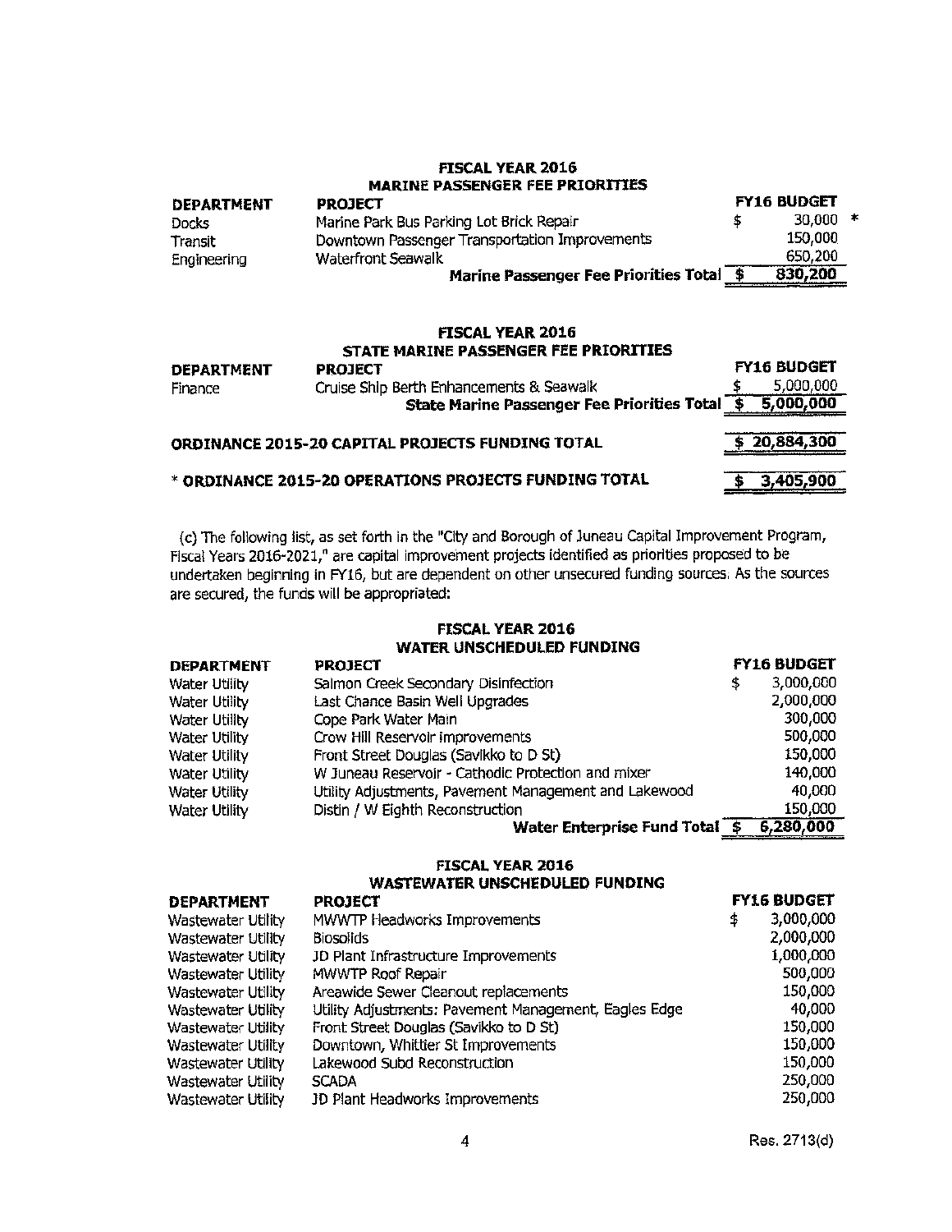### FISCAL YEAR 2016
### MARINE PASSENGER FEE PRIORITIES

| DEPARTMENT | PROJECT | FY16 BUDGET |
|---|---|---|
| Docks | Marine Park Bus Parking Lot Brick Repair | $ 30,000 * |
| Transit | Downtown Passenger Transportation Improvements | 150,000 |
| Engineering | Waterfront Seawalk | 650,200 |
| | **Marine Passenger Fee Priorities Total** | **$ 830,200** |

### FISCAL YEAR 2016
### STATE MARINE PASSENGER FEE PRIORITIES

| DEPARTMENT | PROJECT | FY16 BUDGET |
|---|---|---|
| Finance | Cruise Ship Berth Enhancements & Seawalk | $ 5,000,000 |
| | **State Marine Passenger Fee Priorities Total** | **$ 5,000,000** |

| | |
|---|---|
| **ORDINANCE 2015-20 CAPITAL PROJECTS FUNDING TOTAL** | **$ 20,884,300** |
| **\* ORDINANCE 2015-20 OPERATIONS PROJECTS FUNDING TOTAL** | **$ 3,405,900** |

(c) The following list, as set forth in the "City and Borough of Juneau Capital Improvement Program, Fiscal Years 2016-2021," are capital improvement projects identified as priorities proposed to be undertaken beginning in FY16, but are dependent on other unsecured funding sources. As the sources are secured, the funds will be appropriated:

### FISCAL YEAR 2016
### WATER UNSCHEDULED FUNDING

| DEPARTMENT | PROJECT | FY16 BUDGET |
|---|---|---|
| Water Utility | Salmon Creek Secondary Disinfection | $ 3,000,000 |
| Water Utility | Last Chance Basin Well Upgrades | 2,000,000 |
| Water Utility | Cope Park Water Main | 300,000 |
| Water Utility | Crow Hill Reservoir improvements | 500,000 |
| Water Utility | Front Street Douglas (Savikko to D St) | 150,000 |
| Water Utility | W Juneau Reservoir - Cathodic Protection and mixer | 140,000 |
| Water Utility | Utility Adjustments, Pavement Management and Lakewood | 40,000 |
| Water Utility | Distin / W Eighth Reconstruction | 150,000 |
| | **Water Enterprise Fund Total** | **$ 6,280,000** |

### FISCAL YEAR 2016
### WASTEWATER UNSCHEDULED FUNDING

| DEPARTMENT | PROJECT | FY16 BUDGET |
|---|---|---|
| Wastewater Utility | MWWTP Headworks Improvements | $ 3,000,000 |
| Wastewater Utility | Biosolids | 2,000,000 |
| Wastewater Utility | JD Plant Infrastructure Improvements | 1,000,000 |
| Wastewater Utility | MWWTP Roof Repair | 500,000 |
| Wastewater Utility | Areawide Sewer Cleanout replacements | 150,000 |
| Wastewater Utility | Utility Adjustments: Pavement Management, Eagles Edge | 40,000 |
| Wastewater Utility | Front Street Douglas (Savikko to D St) | 150,000 |
| Wastewater Utility | Downtown, Whittier St Improvements | 150,000 |
| Wastewater Utility | Lakewood Subd Reconstruction | 150,000 |
| Wastewater Utility | SCADA | 250,000 |
| Wastewater Utility | JD Plant Headworks Improvements | 250,000 |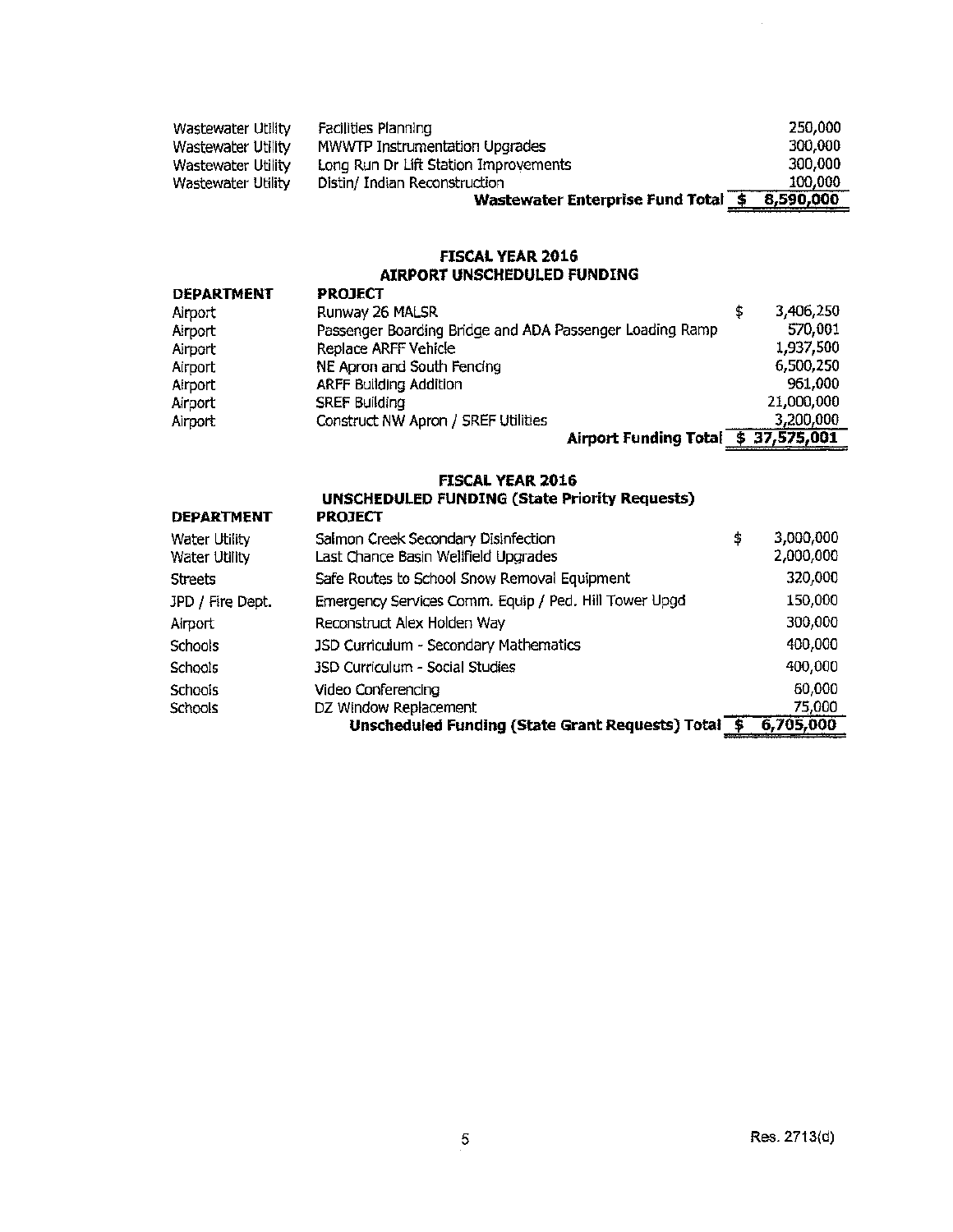| | | |
|---|---|---|
| Wastewater Utility | Facilities Planning | 250,000 |
| Wastewater Utility | MWWTP Instrumentation Upgrades | 300,000 |
| Wastewater Utility | Long Run Dr Lift Station Improvements | 300,000 |
| Wastewater Utility | Distin/ Indian Reconstruction | 100,000 |
| | **Wastewater Enterprise Fund Total** | **$ 8,590,000** |

## FISCAL YEAR 2016
## AIRPORT UNSCHEDULED FUNDING

| DEPARTMENT | PROJECT | |
|---|---|---|
| Airport | Runway 26 MALSR | $ 3,406,250 |
| Airport | Passenger Boarding Bridge and ADA Passenger Loading Ramp | 570,001 |
| Airport | Replace ARFF Vehicle | 1,937,500 |
| Airport | NE Apron and South Fencing | 6,500,250 |
| Airport | ARFF Building Addition | 961,000 |
| Airport | SREF Building | 21,000,000 |
| Airport | Construct NW Apron / SREF Utilities | 3,200,000 |
| | **Airport Funding Total** | **$ 37,575,001** |

## FISCAL YEAR 2016
## UNSCHEDULED FUNDING (State Priority Requests)

| DEPARTMENT | PROJECT | |
|---|---|---|
| Water Utility | Salmon Creek Secondary Disinfection | $ 3,000,000 |
| Water Utility | Last Chance Basin Wellfield Upgrades | 2,000,000 |
| Streets | Safe Routes to School Snow Removal Equipment | 320,000 |
| JPD / Fire Dept. | Emergency Services Comm. Equip / Ped. Hill Tower Upgd | 150,000 |
| Airport | Reconstruct Alex Holden Way | 300,000 |
| Schools | JSD Curriculum - Secondary Mathematics | 400,000 |
| Schools | JSD Curriculum - Social Studies | 400,000 |
| Schools | Video Conferencing | 60,000 |
| Schools | DZ Window Replacement | 75,000 |
| | **Unscheduled Funding (State Grant Requests) Total** | **$ 6,705,000** |

Res. 2713(d)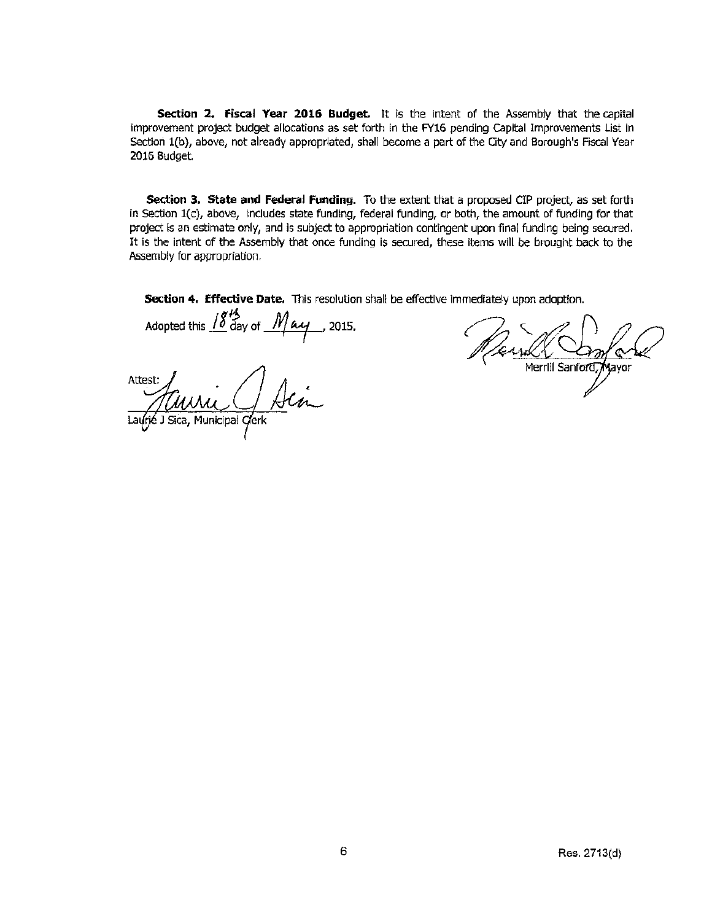**Section 2. Fiscal Year 2016 Budget.** It is the intent of the Assembly that the capital improvement project budget allocations as set forth in the FY16 pending Capital Improvements List in Section 1(b), above, not already appropriated, shall become a part of the City and Borough's Fiscal Year 2016 Budget.

**Section 3. State and Federal Funding.** To the extent that a proposed CIP project, as set forth in Section 1(c), above, includes state funding, federal funding, or both, the amount of funding for that project is an estimate only, and is subject to appropriation contingent upon final funding being secured. It is the intent of the Assembly that once funding is secured, these items will be brought back to the Assembly for appropriation.

**Section 4. Effective Date.** This resolution shall be effective immediately upon adoption.

Adopted this 18th day of May, 2015.

Merrill Sanford, Mayor

Attest:

Laurie J Sica, Municipal Clerk

Res. 2713(d)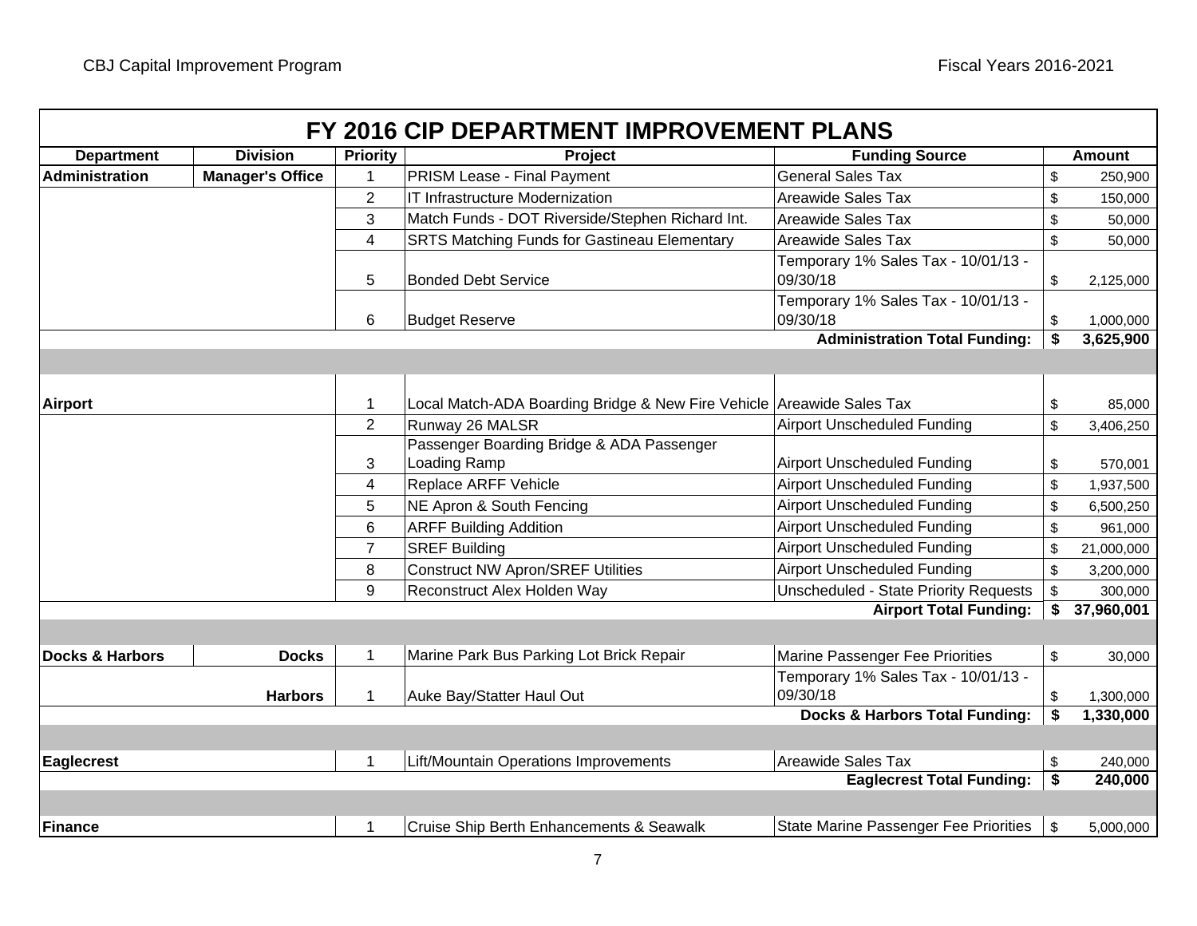# FY 2016 CIP DEPARTMENT IMPROVEMENT PLANS

| Department | Division | Priority | Project | Funding Source | Amount |
|---|---|---|---|---|---|
| **Administration** | **Manager's Office** | 1 | PRISM Lease - Final Payment | General Sales Tax | $ 250,900 |
| | | 2 | IT Infrastructure Modernization | Areawide Sales Tax | $ 150,000 |
| | | 3 | Match Funds - DOT Riverside/Stephen Richard Int. | Areawide Sales Tax | $ 50,000 |
| | | 4 | SRTS Matching Funds for Gastineau Elementary | Areawide Sales Tax | $ 50,000 |
| | | 5 | Bonded Debt Service | Temporary 1% Sales Tax - 10/01/13 - 09/30/18 | $ 2,125,000 |
| | | 6 | Budget Reserve | Temporary 1% Sales Tax - 10/01/13 - 09/30/18 | $ 1,000,000 |
| | | | | **Administration Total Funding:** | **$ 3,625,900** |
| | | | | | |
| **Airport** | | 1 | Local Match-ADA Boarding Bridge & New Fire Vehicle | Areawide Sales Tax | $ 85,000 |
| | | 2 | Runway 26 MALSR | Airport Unscheduled Funding | $ 3,406,250 |
| | | 3 | Passenger Boarding Bridge & ADA Passenger Loading Ramp | Airport Unscheduled Funding | $ 570,001 |
| | | 4 | Replace ARFF Vehicle | Airport Unscheduled Funding | $ 1,937,500 |
| | | 5 | NE Apron & South Fencing | Airport Unscheduled Funding | $ 6,500,250 |
| | | 6 | ARFF Building Addition | Airport Unscheduled Funding | $ 961,000 |
| | | 7 | SREF Building | Airport Unscheduled Funding | $ 21,000,000 |
| | | 8 | Construct NW Apron/SREF Utilities | Airport Unscheduled Funding | $ 3,200,000 |
| | | 9 | Reconstruct Alex Holden Way | Unscheduled - State Priority Requests | $ 300,000 |
| | | | | **Airport Total Funding:** | **$ 37,960,001** |
| | | | | | |
| **Docks & Harbors** | **Docks** | 1 | Marine Park Bus Parking Lot Brick Repair | Marine Passenger Fee Priorities | $ 30,000 |
| | **Harbors** | 1 | Auke Bay/Statter Haul Out | Temporary 1% Sales Tax - 10/01/13 - 09/30/18 | $ 1,300,000 |
| | | | | **Docks & Harbors Total Funding:** | **$ 1,330,000** |
| | | | | | |
| **Eaglecrest** | | 1 | Lift/Mountain Operations Improvements | Areawide Sales Tax | $ 240,000 |
| | | | | **Eaglecrest Total Funding:** | **$ 240,000** |
| | | | | | |
| **Finance** | | 1 | Cruise Ship Berth Enhancements & Seawalk | State Marine Passenger Fee Priorities | $ 5,000,000 |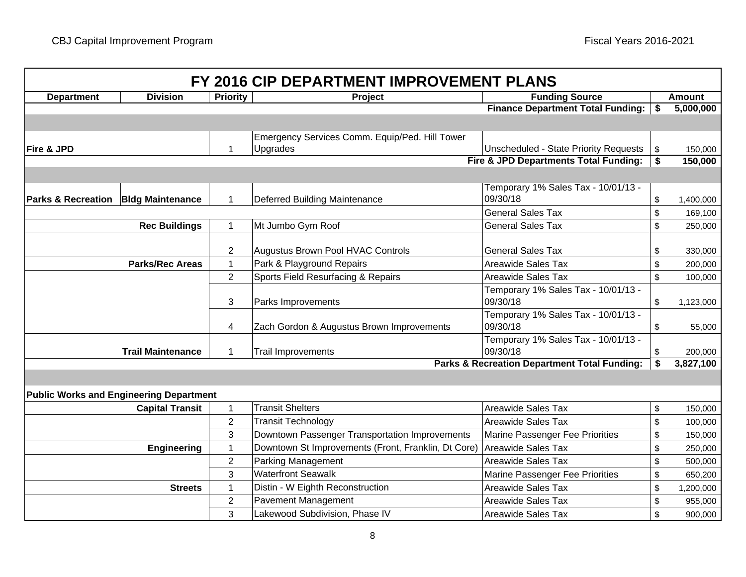# FY 2016 CIP DEPARTMENT IMPROVEMENT PLANS

| Department | Division | Priority | Project | Funding Source | Amount |
|---|---|---|---|---|---|
| | | | | **Finance Department Total Funding:** | **$ 5,000,000** |
| | | | | | |
| **Fire & JPD** | | 1 | Emergency Services Comm. Equip/Ped. Hill Tower Upgrades | Unscheduled - State Priority Requests | $ 150,000 |
| | | | | **Fire & JPD Departments Total Funding:** | **$ 150,000** |
| | | | | | |
| **Parks & Recreation** | **Bldg Maintenance** | 1 | Deferred Building Maintenance | Temporary 1% Sales Tax - 10/01/13 - 09/30/18 | $ 1,400,000 |
| | | | | General Sales Tax | $ 169,100 |
| | **Rec Buildings** | 1 | Mt Jumbo Gym Roof | General Sales Tax | $ 250,000 |
| | | 2 | Augustus Brown Pool HVAC Controls | General Sales Tax | $ 330,000 |
| | **Parks/Rec Areas** | 1 | Park & Playground Repairs | Areawide Sales Tax | $ 200,000 |
| | | 2 | Sports Field Resurfacing & Repairs | Areawide Sales Tax | $ 100,000 |
| | | 3 | Parks Improvements | Temporary 1% Sales Tax - 10/01/13 - 09/30/18 | $ 1,123,000 |
| | | 4 | Zach Gordon & Augustus Brown Improvements | Temporary 1% Sales Tax - 10/01/13 - 09/30/18 | $ 55,000 |
| | **Trail Maintenance** | 1 | Trail Improvements | Temporary 1% Sales Tax - 10/01/13 - 09/30/18 | $ 200,000 |
| | | | | **Parks & Recreation Department Total Funding:** | **$ 3,827,100** |
| | | | | | |
| **Public Works and Engineering Department** | | | | | |
| | **Capital Transit** | 1 | Transit Shelters | Areawide Sales Tax | $ 150,000 |
| | | 2 | Transit Technology | Areawide Sales Tax | $ 100,000 |
| | | 3 | Downtown Passenger Transportation Improvements | Marine Passenger Fee Priorities | $ 150,000 |
| | **Engineering** | 1 | Downtown St Improvements (Front, Franklin, Dt Core) | Areawide Sales Tax | $ 250,000 |
| | | 2 | Parking Management | Areawide Sales Tax | $ 500,000 |
| | | 3 | Waterfront Seawalk | Marine Passenger Fee Priorities | $ 650,200 |
| | **Streets** | 1 | Distin - W Eighth Reconstruction | Areawide Sales Tax | $ 1,200,000 |
| | | 2 | Pavement Management | Areawide Sales Tax | $ 955,000 |
| | | 3 | Lakewood Subdivision, Phase IV | Areawide Sales Tax | $ 900,000 |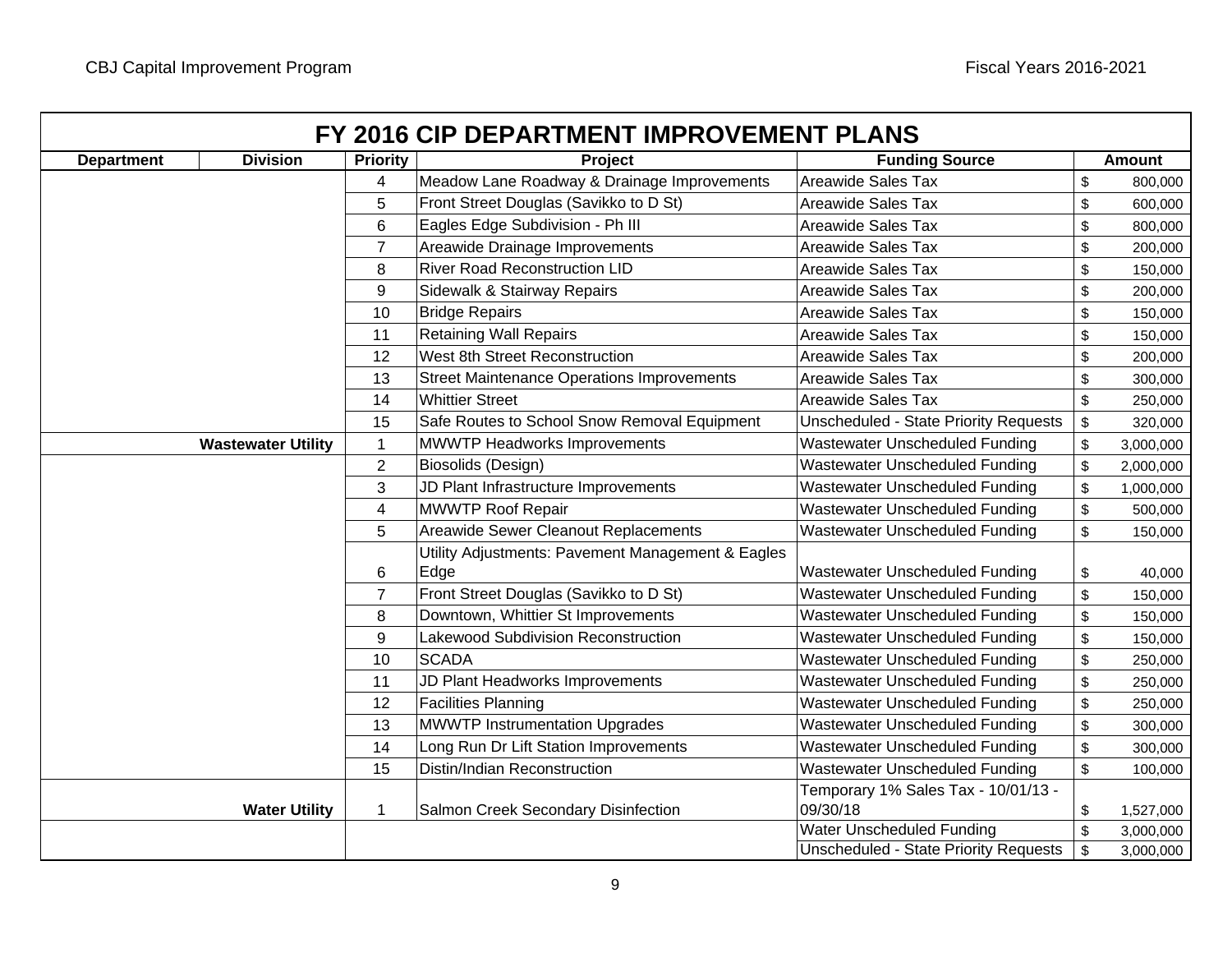## FY 2016 CIP DEPARTMENT IMPROVEMENT PLANS

| Department | Division | Priority | Project | Funding Source | Amount |
|---|---|---|---|---|---|
| | | 4 | Meadow Lane Roadway & Drainage Improvements | Areawide Sales Tax | $ 800,000 |
| | | 5 | Front Street Douglas (Savikko to D St) | Areawide Sales Tax | $ 600,000 |
| | | 6 | Eagles Edge Subdivision - Ph III | Areawide Sales Tax | $ 800,000 |
| | | 7 | Areawide Drainage Improvements | Areawide Sales Tax | $ 200,000 |
| | | 8 | River Road Reconstruction LID | Areawide Sales Tax | $ 150,000 |
| | | 9 | Sidewalk & Stairway Repairs | Areawide Sales Tax | $ 200,000 |
| | | 10 | Bridge Repairs | Areawide Sales Tax | $ 150,000 |
| | | 11 | Retaining Wall Repairs | Areawide Sales Tax | $ 150,000 |
| | | 12 | West 8th Street Reconstruction | Areawide Sales Tax | $ 200,000 |
| | | 13 | Street Maintenance Operations Improvements | Areawide Sales Tax | $ 300,000 |
| | | 14 | Whittier Street | Areawide Sales Tax | $ 250,000 |
| | | 15 | Safe Routes to School Snow Removal Equipment | Unscheduled - State Priority Requests | $ 320,000 |
| | **Wastewater Utility** | 1 | MWWTP Headworks Improvements | Wastewater Unscheduled Funding | $ 3,000,000 |
| | | 2 | Biosolids (Design) | Wastewater Unscheduled Funding | $ 2,000,000 |
| | | 3 | JD Plant Infrastructure Improvements | Wastewater Unscheduled Funding | $ 1,000,000 |
| | | 4 | MWWTP Roof Repair | Wastewater Unscheduled Funding | $ 500,000 |
| | | 5 | Areawide Sewer Cleanout Replacements | Wastewater Unscheduled Funding | $ 150,000 |
| | | 6 | Utility Adjustments: Pavement Management & Eagles Edge | Wastewater Unscheduled Funding | $ 40,000 |
| | | 7 | Front Street Douglas (Savikko to D St) | Wastewater Unscheduled Funding | $ 150,000 |
| | | 8 | Downtown, Whittier St Improvements | Wastewater Unscheduled Funding | $ 150,000 |
| | | 9 | Lakewood Subdivision Reconstruction | Wastewater Unscheduled Funding | $ 150,000 |
| | | 10 | SCADA | Wastewater Unscheduled Funding | $ 250,000 |
| | | 11 | JD Plant Headworks Improvements | Wastewater Unscheduled Funding | $ 250,000 |
| | | 12 | Facilities Planning | Wastewater Unscheduled Funding | $ 250,000 |
| | | 13 | MWWTP Instrumentation Upgrades | Wastewater Unscheduled Funding | $ 300,000 |
| | | 14 | Long Run Dr Lift Station Improvements | Wastewater Unscheduled Funding | $ 300,000 |
| | | 15 | Distin/Indian Reconstruction | Wastewater Unscheduled Funding | $ 100,000 |
| | **Water Utility** | 1 | Salmon Creek Secondary Disinfection | Temporary 1% Sales Tax - 10/01/13 - 09/30/18 | $ 1,527,000 |
| | | | | Water Unscheduled Funding | $ 3,000,000 |
| | | | | Unscheduled - State Priority Requests | $ 3,000,000 |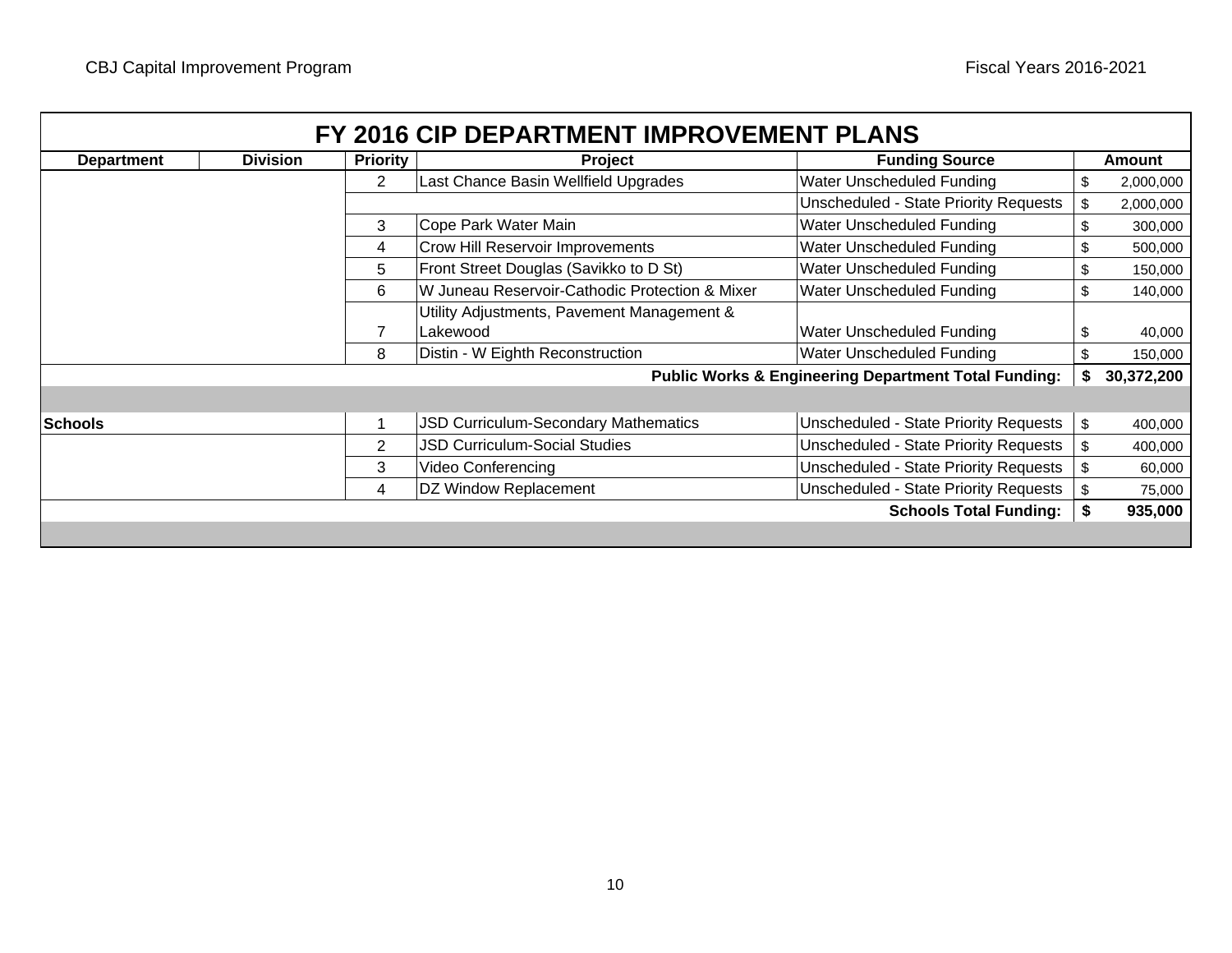# FY 2016 CIP DEPARTMENT IMPROVEMENT PLANS

| Department | Division | Priority | Project | Funding Source | Amount |
|---|---|---|---|---|---|
| | | 2 | Last Chance Basin Wellfield Upgrades | Water Unscheduled Funding | $ 2,000,000 |
| | | | | Unscheduled - State Priority Requests | $ 2,000,000 |
| | | 3 | Cope Park Water Main | Water Unscheduled Funding | $ 300,000 |
| | | 4 | Crow Hill Reservoir Improvements | Water Unscheduled Funding | $ 500,000 |
| | | 5 | Front Street Douglas (Savikko to D St) | Water Unscheduled Funding | $ 150,000 |
| | | 6 | W Juneau Reservoir-Cathodic Protection & Mixer | Water Unscheduled Funding | $ 140,000 |
| | | 7 | Utility Adjustments, Pavement Management & Lakewood | Water Unscheduled Funding | $ 40,000 |
| | | 8 | Distin - W Eighth Reconstruction | Water Unscheduled Funding | $ 150,000 |
| | | | | **Public Works & Engineering Department Total Funding:** | **$ 30,372,200** |
| | | | | | |
| **Schools** | | 1 | JSD Curriculum-Secondary Mathematics | Unscheduled - State Priority Requests | $ 400,000 |
| | | 2 | JSD Curriculum-Social Studies | Unscheduled - State Priority Requests | $ 400,000 |
| | | 3 | Video Conferencing | Unscheduled - State Priority Requests | $ 60,000 |
| | | 4 | DZ Window Replacement | Unscheduled - State Priority Requests | $ 75,000 |
| | | | | **Schools Total Funding:** | **$ 935,000** |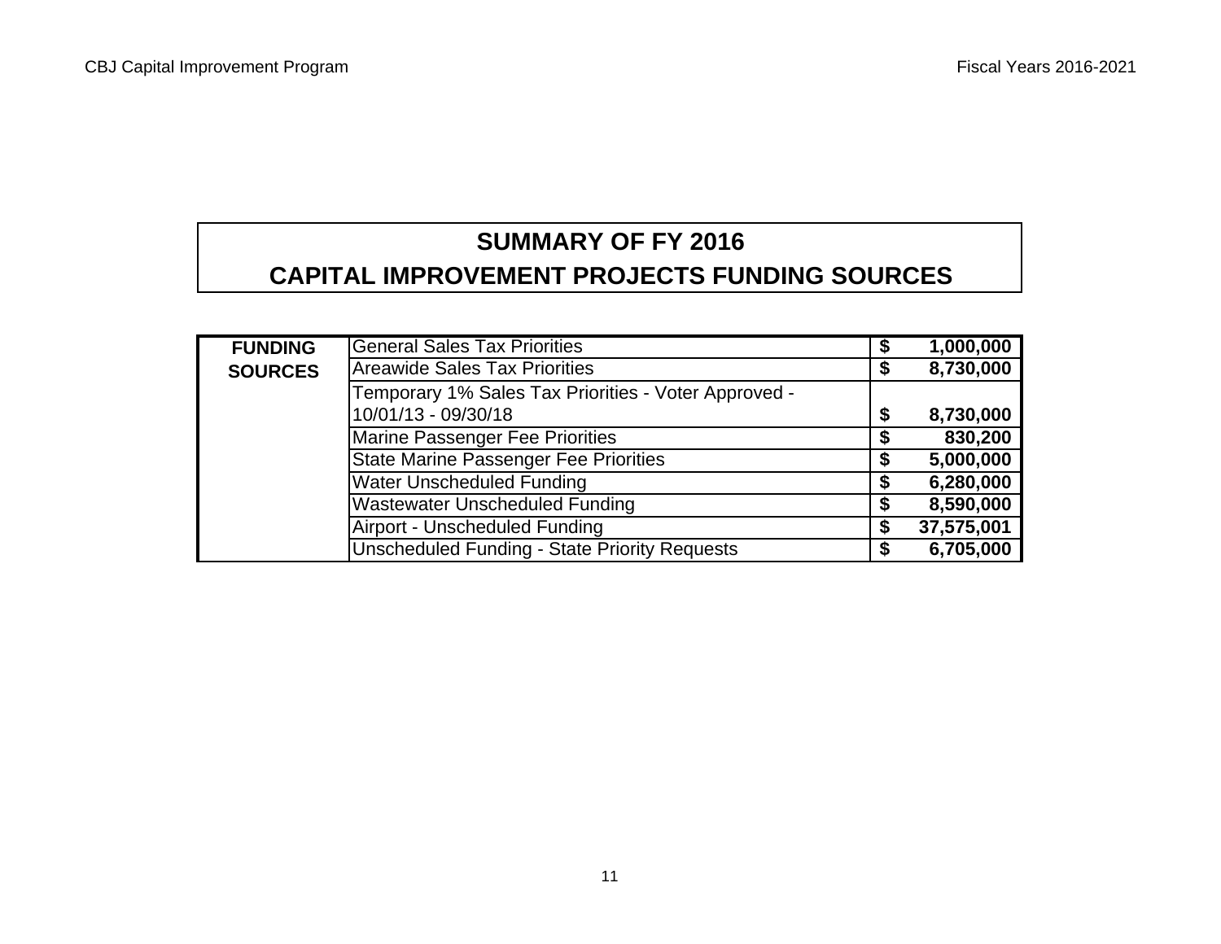# SUMMARY OF FY 2016
# CAPITAL IMPROVEMENT PROJECTS FUNDING SOURCES

| FUNDING SOURCES | | |
|---|---|---|
| | General Sales Tax Priorities | $ 1,000,000 |
| | Areawide Sales Tax Priorities | $ 8,730,000 |
| | Temporary 1% Sales Tax Priorities - Voter Approved - 10/01/13 - 09/30/18 | $ 8,730,000 |
| | Marine Passenger Fee Priorities | $ 830,200 |
| | State Marine Passenger Fee Priorities | $ 5,000,000 |
| | Water Unscheduled Funding | $ 6,280,000 |
| | Wastewater Unscheduled Funding | $ 8,590,000 |
| | Airport - Unscheduled Funding | $ 37,575,001 |
| | Unscheduled Funding - State Priority Requests | $ 6,705,000 |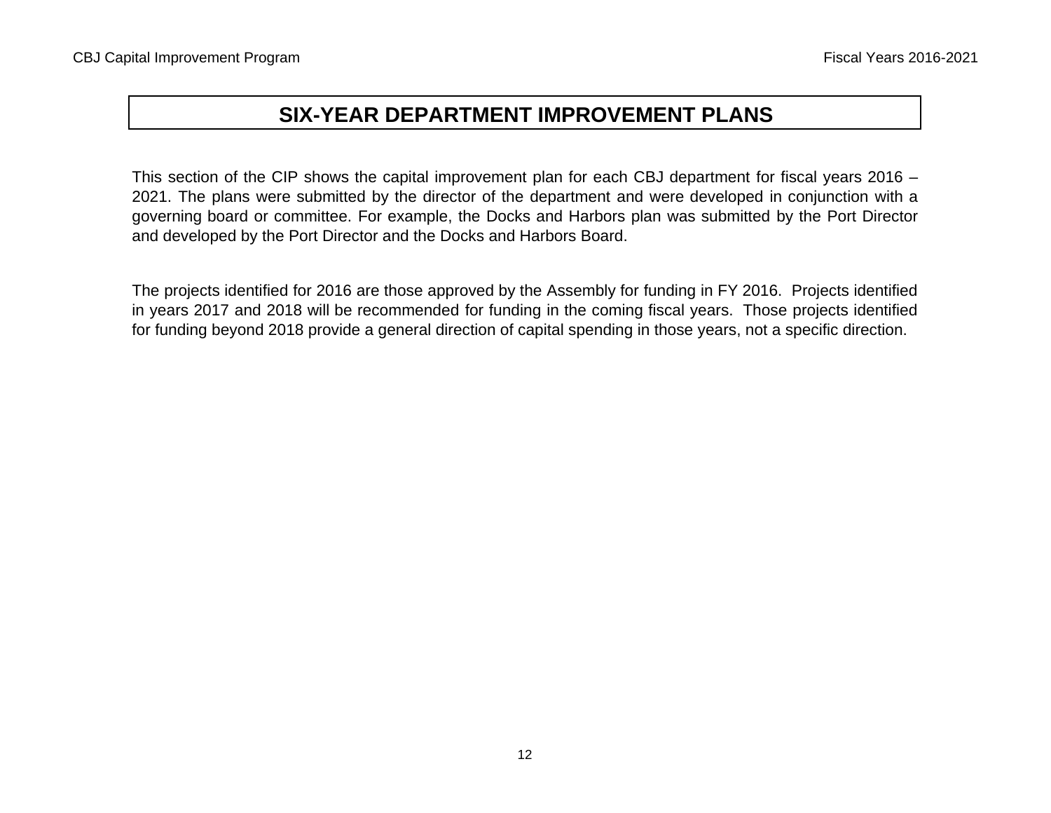# SIX-YEAR DEPARTMENT IMPROVEMENT PLANS

This section of the CIP shows the capital improvement plan for each CBJ department for fiscal years 2016 – 2021. The plans were submitted by the director of the department and were developed in conjunction with a governing board or committee. For example, the Docks and Harbors plan was submitted by the Port Director and developed by the Port Director and the Docks and Harbors Board.

The projects identified for 2016 are those approved by the Assembly for funding in FY 2016. Projects identified in years 2017 and 2018 will be recommended for funding in the coming fiscal years. Those projects identified for funding beyond 2018 provide a general direction of capital spending in those years, not a specific direction.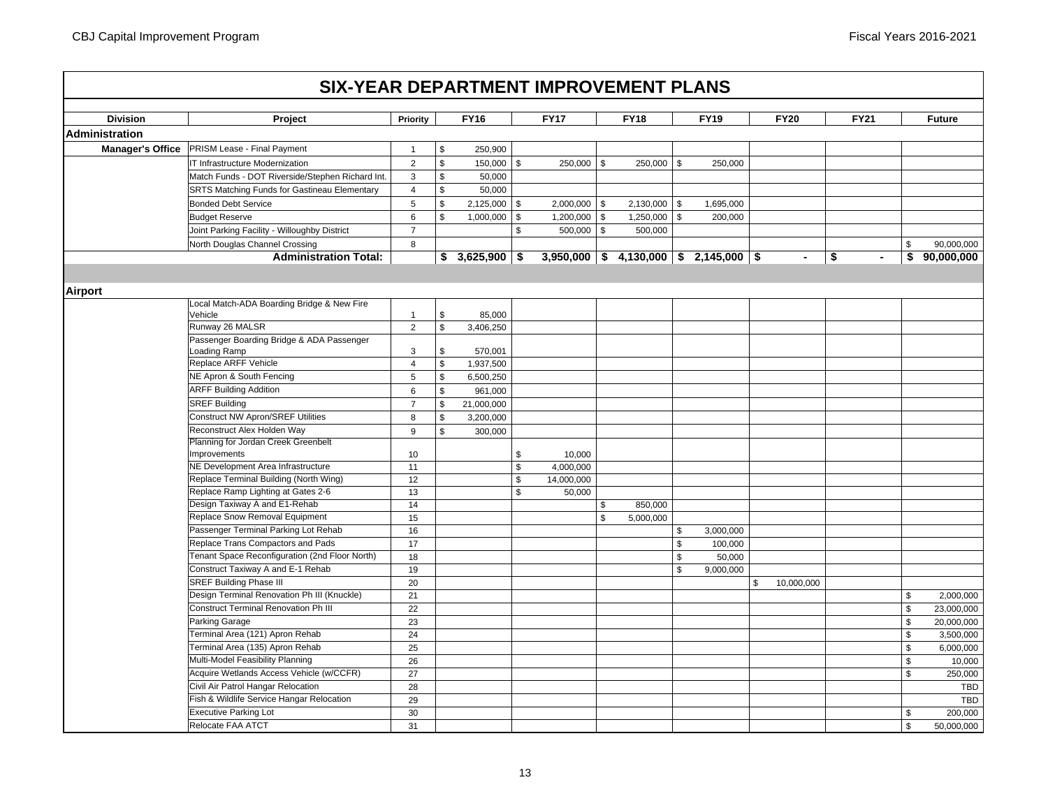# SIX-YEAR DEPARTMENT IMPROVEMENT PLANS

| Division | Project | Priority | FY16 | FY17 | FY18 | FY19 | FY20 | FY21 | Future |
|---|---|---|---|---|---|---|---|---|---|
| **Administration** | | | | | | | | | |
| **Manager's Office** | PRISM Lease - Final Payment | 1 | $ 250,900 | | | | | | |
| | IT Infrastructure Modernization | 2 | $ 150,000 | $ 250,000 | $ 250,000 | $ 250,000 | | | |
| | Match Funds - DOT Riverside/Stephen Richard Int. | 3 | $ 50,000 | | | | | | |
| | SRTS Matching Funds for Gastineau Elementary | 4 | $ 50,000 | | | | | | |
| | Bonded Debt Service | 5 | $ 2,125,000 | $ 2,000,000 | $ 2,130,000 | $ 1,695,000 | | | |
| | Budget Reserve | 6 | $ 1,000,000 | $ 1,200,000 | $ 1,250,000 | $ 200,000 | | | |
| | Joint Parking Facility - Willoughby District | 7 | | $ 500,000 | $ 500,000 | | | | |
| | North Douglas Channel Crossing | 8 | | | | | | | $ 90,000,000 |
| | **Administration Total:** | | **$ 3,625,900** | **$ 3,950,000** | **$ 4,130,000** | **$ 2,145,000** | **$ -** | **$ -** | **$ 90,000,000** |
| **Airport** | | | | | | | | | |
| | Local Match-ADA Boarding Bridge & New Fire Vehicle | 1 | $ 85,000 | | | | | | |
| | Runway 26 MALSR | 2 | $ 3,406,250 | | | | | | |
| | Passenger Boarding Bridge & ADA Passenger Loading Ramp | 3 | $ 570,001 | | | | | | |
| | Replace ARFF Vehicle | 4 | $ 1,937,500 | | | | | | |
| | NE Apron & South Fencing | 5 | $ 6,500,250 | | | | | | |
| | ARFF Building Addition | 6 | $ 961,000 | | | | | | |
| | SREF Building | 7 | $ 21,000,000 | | | | | | |
| | Construct NW Apron/SREF Utilities | 8 | $ 3,200,000 | | | | | | |
| | Reconstruct Alex Holden Way | 9 | $ 300,000 | | | | | | |
| | Planning for Jordan Creek Greenbelt Improvements | 10 | | $ 10,000 | | | | | |
| | NE Development Area Infrastructure | 11 | | $ 4,000,000 | | | | | |
| | Replace Terminal Building (North Wing) | 12 | | $ 14,000,000 | | | | | |
| | Replace Ramp Lighting at Gates 2-6 | 13 | | $ 50,000 | | | | | |
| | Design Taxiway A and E1-Rehab | 14 | | | $ 850,000 | | | | |
| | Replace Snow Removal Equipment | 15 | | | $ 5,000,000 | | | | |
| | Passenger Terminal Parking Lot Rehab | 16 | | | | $ 3,000,000 | | | |
| | Replace Trans Compactors and Pads | 17 | | | | $ 100,000 | | | |
| | Tenant Space Reconfiguration (2nd Floor North) | 18 | | | | $ 50,000 | | | |
| | Construct Taxiway A and E-1 Rehab | 19 | | | | $ 9,000,000 | | | |
| | SREF Building Phase III | 20 | | | | | $ 10,000,000 | | |
| | Design Terminal Renovation Ph III (Knuckle) | 21 | | | | | | | $ 2,000,000 |
| | Construct Terminal Renovation Ph III | 22 | | | | | | | $ 23,000,000 |
| | Parking Garage | 23 | | | | | | | $ 20,000,000 |
| | Terminal Area (121) Apron Rehab | 24 | | | | | | | $ 3,500,000 |
| | Terminal Area (135) Apron Rehab | 25 | | | | | | | $ 6,000,000 |
| | Multi-Model Feasibility Planning | 26 | | | | | | | $ 10,000 |
| | Acquire Wetlands Access Vehicle (w/CCFR) | 27 | | | | | | | $ 250,000 |
| | Civil Air Patrol Hangar Relocation | 28 | | | | | | | TBD |
| | Fish & Wildlife Service Hangar Relocation | 29 | | | | | | | TBD |
| | Executive Parking Lot | 30 | | | | | | | $ 200,000 |
| | Relocate FAA ATCT | 31 | | | | | | | $ 50,000,000 |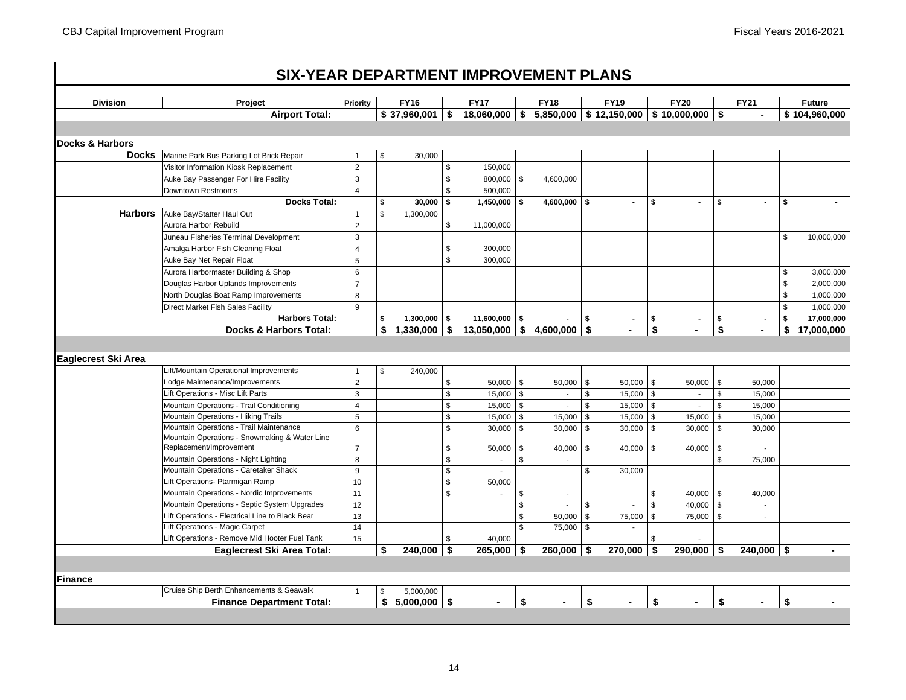# SIX-YEAR DEPARTMENT IMPROVEMENT PLANS

| Division | Project | Priority | FY16 | FY17 | FY18 | FY19 | FY20 | FY21 | Future |
|---|---|---|---|---|---|---|---|---|---|
| | **Airport Total:** | | **$ 37,960,001** | **$ 18,060,000** | **$ 5,850,000** | **$ 12,150,000** | **$ 10,000,000** | **$ -** | **$ 104,960,000** |
| | | | | | | | | | |
| **Docks & Harbors** | | | | | | | | | |
| **Docks** | Marine Park Bus Parking Lot Brick Repair | 1 | $ 30,000 | | | | | | |
| | Visitor Information Kiosk Replacement | 2 | | $ 150,000 | | | | | |
| | Auke Bay Passenger For Hire Facility | 3 | | $ 800,000 | $ 4,600,000 | | | | |
| | Downtown Restrooms | 4 | | $ 500,000 | | | | | |
| | **Docks Total:** | | **$ 30,000** | **$ 1,450,000** | **$ 4,600,000** | **$ -** | **$ -** | **$ -** | **$ -** |
| **Harbors** | Auke Bay/Statter Haul Out | 1 | $ 1,300,000 | | | | | | |
| | Aurora Harbor Rebuild | 2 | | $ 11,000,000 | | | | | |
| | Juneau Fisheries Terminal Development | 3 | | | | | | | $ 10,000,000 |
| | Amalga Harbor Fish Cleaning Float | 4 | | $ 300,000 | | | | | |
| | Auke Bay Net Repair Float | 5 | | $ 300,000 | | | | | |
| | Aurora Harbormaster Building & Shop | 6 | | | | | | | $ 3,000,000 |
| | Douglas Harbor Uplands Improvements | 7 | | | | | | | $ 2,000,000 |
| | North Douglas Boat Ramp Improvements | 8 | | | | | | | $ 1,000,000 |
| | Direct Market Fish Sales Facility | 9 | | | | | | | $ 1,000,000 |
| | **Harbors Total:** | | **$ 1,300,000** | **$ 11,600,000** | **$ -** | **$ -** | **$ -** | **$ -** | **$ 17,000,000** |
| | **Docks & Harbors Total:** | | **$ 1,330,000** | **$ 13,050,000** | **$ 4,600,000** | **$ -** | **$ -** | **$ -** | **$ 17,000,000** |
| | | | | | | | | | |
| **Eaglecrest Ski Area** | | | | | | | | | |
| | Lift/Mountain Operational Improvements | 1 | $ 240,000 | | | | | | |
| | Lodge Maintenance/Improvements | 2 | | $ 50,000 | $ 50,000 | $ 50,000 | $ 50,000 | $ 50,000 | |
| | Lift Operations - Misc Lift Parts | 3 | | $ 15,000 | $ - | $ 15,000 | $ - | $ 15,000 | |
| | Mountain Operations - Trail Conditioning | 4 | | $ 15,000 | $ - | $ 15,000 | $ - | $ 15,000 | |
| | Mountain Operations - Hiking Trails | 5 | | $ 15,000 | $ 15,000 | $ 15,000 | $ 15,000 | $ 15,000 | |
| | Mountain Operations - Trail Maintenance | 6 | | $ 30,000 | $ 30,000 | $ 30,000 | $ 30,000 | $ 30,000 | |
| | Mountain Operations - Snowmaking & Water Line Replacement/Improvement | 7 | | $ 50,000 | $ 40,000 | $ 40,000 | $ 40,000 | $ - | |
| | Mountain Operations - Night Lighting | 8 | | $ - | $ - | | | $ 75,000 | |
| | Mountain Operations - Caretaker Shack | 9 | | $ - | | $ 30,000 | | | |
| | Lift Operations- Ptarmigan Ramp | 10 | | $ 50,000 | | | | | |
| | Mountain Operations - Nordic Improvements | 11 | | $ - | $ - | | $ 40,000 | $ 40,000 | |
| | Mountain Operations - Septic System Upgrades | 12 | | | $ - | $ - | $ 40,000 | $ - | |
| | Lift Operations - Electrical Line to Black Bear | 13 | | | $ 50,000 | $ 75,000 | $ 75,000 | $ - | |
| | Lift Operations - Magic Carpet | 14 | | | $ 75,000 | $ - | | | |
| | Lift Operations - Remove Mid Hooter Fuel Tank | 15 | | $ 40,000 | | | $ - | | |
| | **Eaglecrest Ski Area Total:** | | **$ 240,000** | **$ 265,000** | **$ 260,000** | **$ 270,000** | **$ 290,000** | **$ 240,000** | **$ -** |
| | | | | | | | | | |
| **Finance** | | | | | | | | | |
| | Cruise Ship Berth Enhancements & Seawalk | 1 | $ 5,000,000 | | | | | | |
| | **Finance Department Total:** | | **$ 5,000,000** | **$ -** | **$ -** | **$ -** | **$ -** | **$ -** | **$ -** |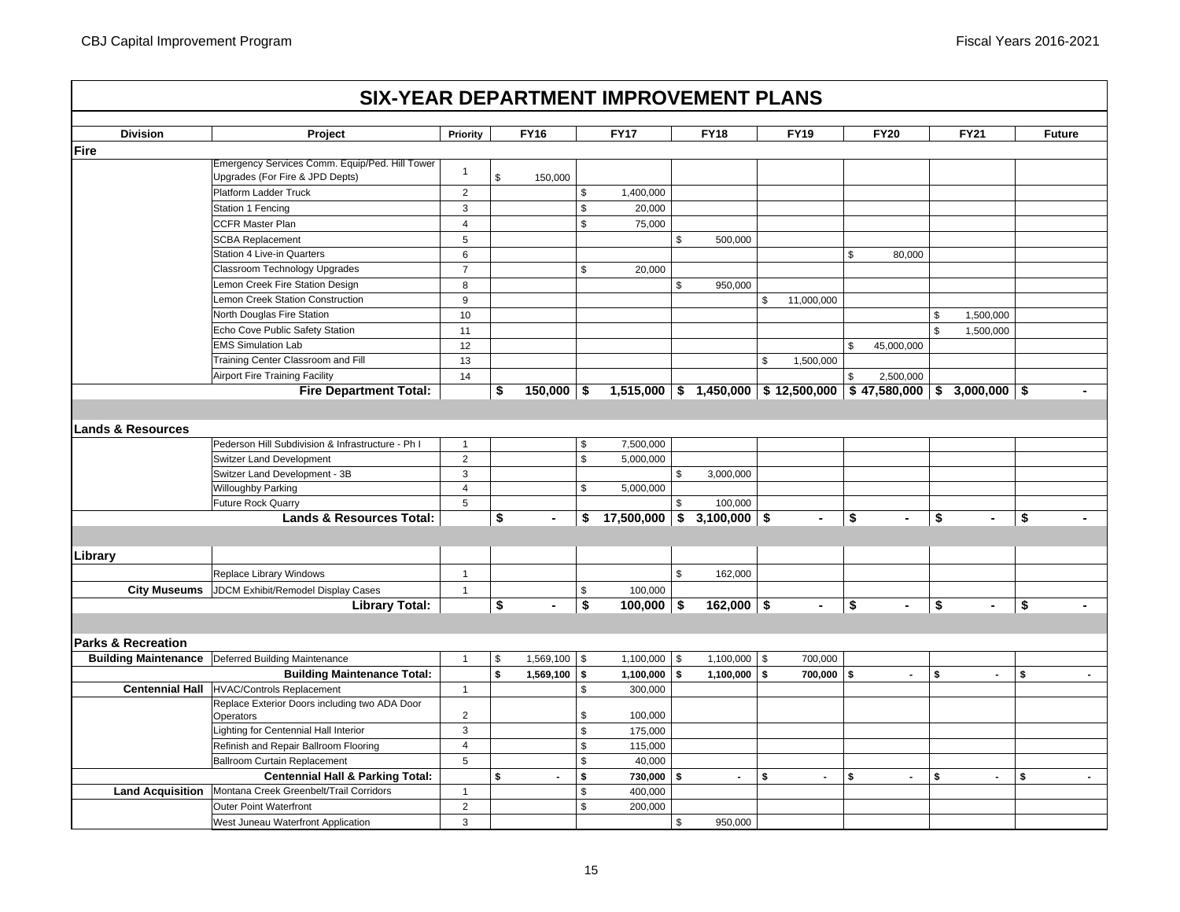## SIX-YEAR DEPARTMENT IMPROVEMENT PLANS

| Division | Project | Priority | FY16 | FY17 | FY18 | FY19 | FY20 | FY21 | Future |
|---|---|---|---|---|---|---|---|---|---|
| **Fire** | | | | | | | | | |
| | Emergency Services Comm. Equip/Ped. Hill Tower Upgrades (For Fire & JPD Depts) | 1 | $ 150,000 | | | | | | |
| | Platform Ladder Truck | 2 | | $ 1,400,000 | | | | | |
| | Station 1 Fencing | 3 | | $ 20,000 | | | | | |
| | CCFR Master Plan | 4 | | $ 75,000 | | | | | |
| | SCBA Replacement | 5 | | | $ 500,000 | | | | |
| | Station 4 Live-in Quarters | 6 | | | | | $ 80,000 | | |
| | Classroom Technology Upgrades | 7 | | $ 20,000 | | | | | |
| | Lemon Creek Fire Station Design | 8 | | | $ 950,000 | | | | |
| | Lemon Creek Station Construction | 9 | | | | $ 11,000,000 | | | |
| | North Douglas Fire Station | 10 | | | | | | $ 1,500,000 | |
| | Echo Cove Public Safety Station | 11 | | | | | | $ 1,500,000 | |
| | EMS Simulation Lab | 12 | | | | | $ 45,000,000 | | |
| | Training Center Classroom and Fill | 13 | | | | $ 1,500,000 | | | |
| | Airport Fire Training Facility | 14 | | | | | $ 2,500,000 | | |
| | **Fire Department Total:** | | **$ 150,000** | **$ 1,515,000** | **$ 1,450,000** | **$ 12,500,000** | **$ 47,580,000** | **$ 3,000,000** | **$ -** |
| **Lands & Resources** | | | | | | | | | |
| | Pederson Hill Subdivision & Infrastructure - Ph I | 1 | | $ 7,500,000 | | | | | |
| | Switzer Land Development | 2 | | $ 5,000,000 | | | | | |
| | Switzer Land Development - 3B | 3 | | | $ 3,000,000 | | | | |
| | Willoughby Parking | 4 | | $ 5,000,000 | | | | | |
| | Future Rock Quarry | 5 | | | $ 100,000 | | | | |
| | **Lands & Resources Total:** | | **$ -** | **$ 17,500,000** | **$ 3,100,000** | **$ -** | **$ -** | **$ -** | **$ -** |
| **Library** | | | | | | | | | |
| | Replace Library Windows | 1 | | | $ 162,000 | | | | |
| **City Museums** | JDCM Exhibit/Remodel Display Cases | 1 | | $ 100,000 | | | | | |
| | **Library Total:** | | **$ -** | **$ 100,000** | **$ 162,000** | **$ -** | **$ -** | **$ -** | **$ -** |
| **Parks & Recreation** | | | | | | | | | |
| **Building Maintenance** | Deferred Building Maintenance | 1 | $ 1,569,100 | $ 1,100,000 | $ 1,100,000 | $ 700,000 | | | |
| | **Building Maintenance Total:** | | **$ 1,569,100** | **$ 1,100,000** | **$ 1,100,000** | **$ 700,000** | **$ -** | **$ -** | **$ -** |
| **Centennial Hall** | HVAC/Controls Replacement | 1 | | $ 300,000 | | | | | |
| | Replace Exterior Doors including two ADA Door Operators | 2 | | $ 100,000 | | | | | |
| | Lighting for Centennial Hall Interior | 3 | | $ 175,000 | | | | | |
| | Refinish and Repair Ballroom Flooring | 4 | | $ 115,000 | | | | | |
| | Ballroom Curtain Replacement | 5 | | $ 40,000 | | | | | |
| | **Centennial Hall & Parking Total:** | | **$ -** | **$ 730,000** | **$ -** | **$ -** | **$ -** | **$ -** | **$ -** |
| **Land Acquisition** | Montana Creek Greenbelt/Trail Corridors | 1 | | $ 400,000 | | | | | |
| | Outer Point Waterfront | 2 | | $ 200,000 | | | | | |
| | West Juneau Waterfront Application | 3 | | | $ 950,000 | | | | |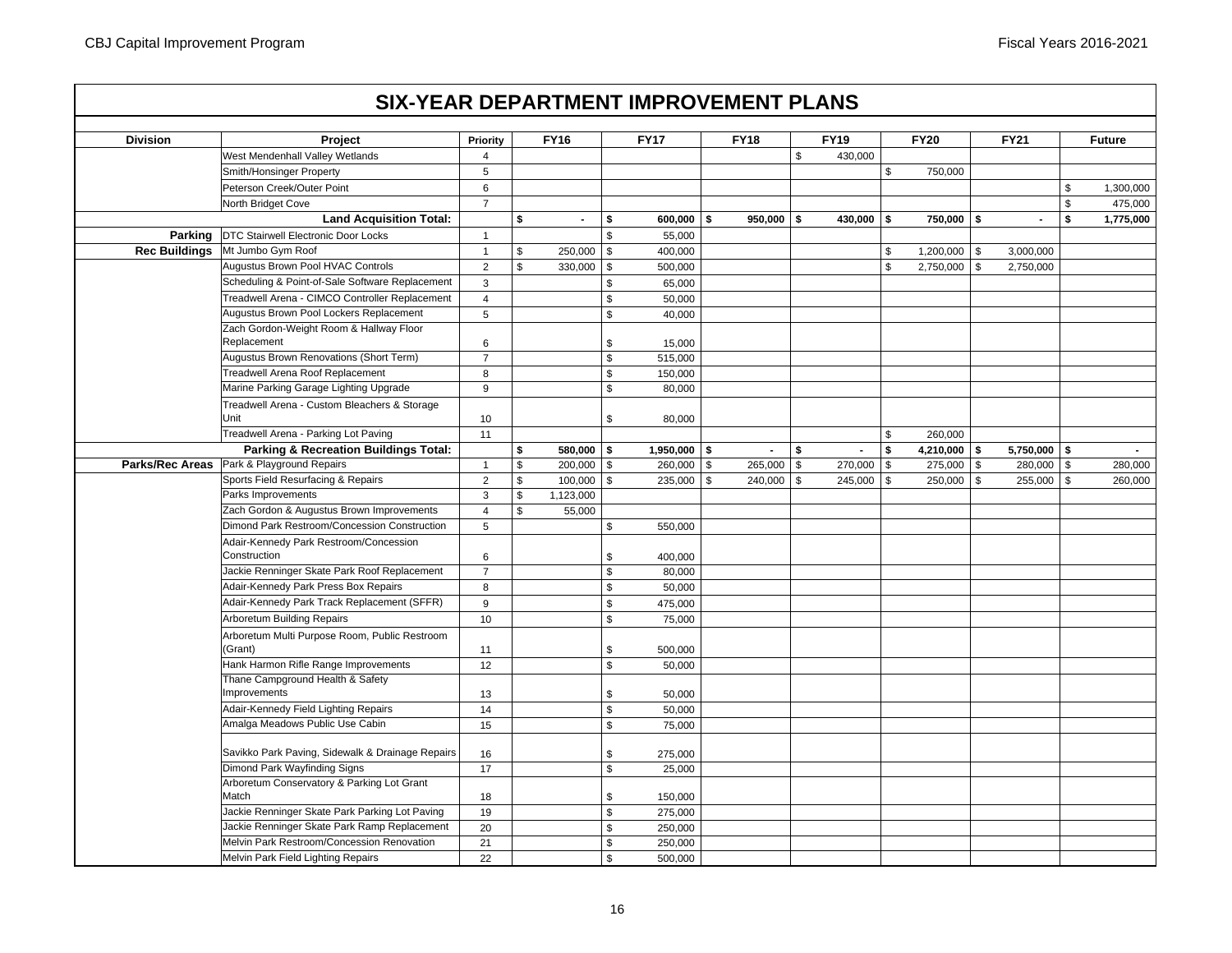## SIX-YEAR DEPARTMENT IMPROVEMENT PLANS

| Division | Project | Priority | FY16 | FY17 | FY18 | FY19 | FY20 | FY21 | Future |
|---|---|---|---|---|---|---|---|---|---|
| | West Mendenhall Valley Wetlands | 4 | | | | $ 430,000 | | | |
| | Smith/Honsinger Property | 5 | | | | | $ 750,000 | | |
| | Peterson Creek/Outer Point | 6 | | | | | | | $ 1,300,000 |
| | North Bridget Cove | 7 | | | | | | | $ 475,000 |
| | **Land Acquisition Total:** | | **$ -** | **$ 600,000** | **$ 950,000** | **$ 430,000** | **$ 750,000** | **$ -** | **$ 1,775,000** |
| **Parking** | DTC Stairwell Electronic Door Locks | 1 | | $ 55,000 | | | | | |
| **Rec Buildings** | Mt Jumbo Gym Roof | 1 | $ 250,000 | $ 400,000 | | | $ 1,200,000 | $ 3,000,000 | |
| | Augustus Brown Pool HVAC Controls | 2 | $ 330,000 | $ 500,000 | | | $ 2,750,000 | $ 2,750,000 | |
| | Scheduling & Point-of-Sale Software Replacement | 3 | | $ 65,000 | | | | | |
| | Treadwell Arena - CIMCO Controller Replacement | 4 | | $ 50,000 | | | | | |
| | Augustus Brown Pool Lockers Replacement | 5 | | $ 40,000 | | | | | |
| | Zach Gordon-Weight Room & Hallway Floor Replacement | 6 | | $ 15,000 | | | | | |
| | Augustus Brown Renovations (Short Term) | 7 | | $ 515,000 | | | | | |
| | Treadwell Arena Roof Replacement | 8 | | $ 150,000 | | | | | |
| | Marine Parking Garage Lighting Upgrade | 9 | | $ 80,000 | | | | | |
| | Treadwell Arena - Custom Bleachers & Storage Unit | 10 | | $ 80,000 | | | | | |
| | Treadwell Arena - Parking Lot Paving | 11 | | | | | $ 260,000 | | |
| | **Parking & Recreation Buildings Total:** | | **$ 580,000** | **$ 1,950,000** | **$ -** | **$ -** | **$ 4,210,000** | **$ 5,750,000** | **$ -** |
| **Parks/Rec Areas** | Park & Playground Repairs | 1 | $ 200,000 | $ 260,000 | $ 265,000 | $ 270,000 | $ 275,000 | $ 280,000 | $ 280,000 |
| | Sports Field Resurfacing & Repairs | 2 | $ 100,000 | $ 235,000 | $ 240,000 | $ 245,000 | $ 250,000 | $ 255,000 | $ 260,000 |
| | Parks Improvements | 3 | $ 1,123,000 | | | | | | |
| | Zach Gordon & Augustus Brown Improvements | 4 | $ 55,000 | | | | | | |
| | Dimond Park Restroom/Concession Construction | 5 | | $ 550,000 | | | | | |
| | Adair-Kennedy Park Restroom/Concession Construction | 6 | | $ 400,000 | | | | | |
| | Jackie Renninger Skate Park Roof Replacement | 7 | | $ 80,000 | | | | | |
| | Adair-Kennedy Park Press Box Repairs | 8 | | $ 50,000 | | | | | |
| | Adair-Kennedy Park Track Replacement (SFFR) | 9 | | $ 475,000 | | | | | |
| | Arboretum Building Repairs | 10 | | $ 75,000 | | | | | |
| | Arboretum Multi Purpose Room, Public Restroom (Grant) | 11 | | $ 500,000 | | | | | |
| | Hank Harmon Rifle Range Improvements | 12 | | $ 50,000 | | | | | |
| | Thane Campground Health & Safety Improvements | 13 | | $ 50,000 | | | | | |
| | Adair-Kennedy Field Lighting Repairs | 14 | | $ 50,000 | | | | | |
| | Amalga Meadows Public Use Cabin | 15 | | $ 75,000 | | | | | |
| | Savikko Park Paving, Sidewalk & Drainage Repairs | 16 | | $ 275,000 | | | | | |
| | Dimond Park Wayfinding Signs | 17 | | $ 25,000 | | | | | |
| | Arboretum Conservatory & Parking Lot Grant Match | 18 | | $ 150,000 | | | | | |
| | Jackie Renninger Skate Park Parking Lot Paving | 19 | | $ 275,000 | | | | | |
| | Jackie Renninger Skate Park Ramp Replacement | 20 | | $ 250,000 | | | | | |
| | Melvin Park Restroom/Concession Renovation | 21 | | $ 250,000 | | | | | |
| | Melvin Park Field Lighting Repairs | 22 | | $ 500,000 | | | | | |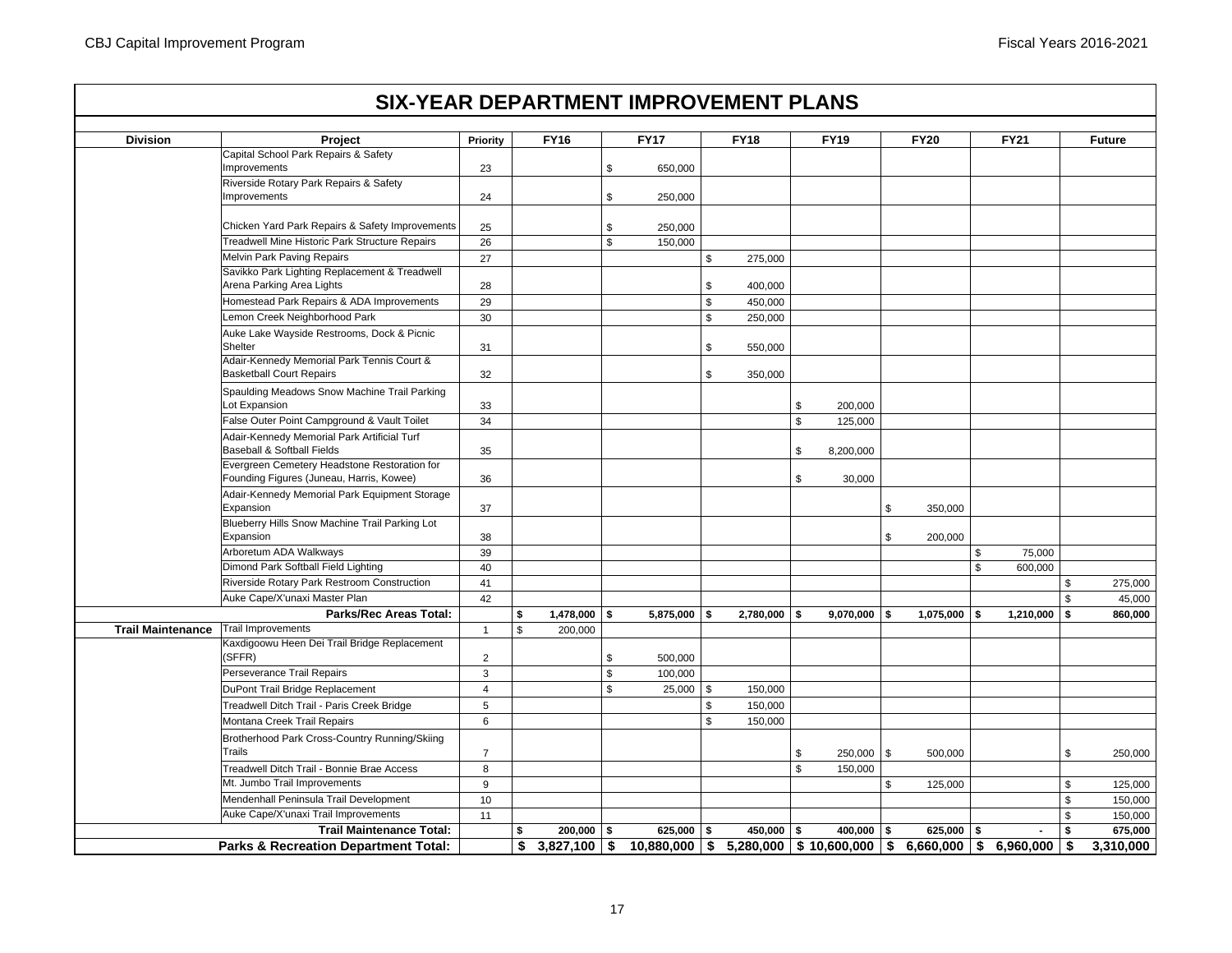## SIX-YEAR DEPARTMENT IMPROVEMENT PLANS

| Division | Project | Priority | FY16 | FY17 | FY18 | FY19 | FY20 | FY21 | Future |
|---|---|---|---|---|---|---|---|---|---|
| | Capital School Park Repairs & Safety Improvements | 23 | | $ 650,000 | | | | | |
| | Riverside Rotary Park Repairs & Safety Improvements | 24 | | $ 250,000 | | | | | |
| | Chicken Yard Park Repairs & Safety Improvements | 25 | | $ 250,000 | | | | | |
| | Treadwell Mine Historic Park Structure Repairs | 26 | | $ 150,000 | | | | | |
| | Melvin Park Paving Repairs | 27 | | | $ 275,000 | | | | |
| | Savikko Park Lighting Replacement & Treadwell Arena Parking Area Lights | 28 | | | $ 400,000 | | | | |
| | Homestead Park Repairs & ADA Improvements | 29 | | | $ 450,000 | | | | |
| | Lemon Creek Neighborhood Park | 30 | | | $ 250,000 | | | | |
| | Auke Lake Wayside Restrooms, Dock & Picnic Shelter | 31 | | | $ 550,000 | | | | |
| | Adair-Kennedy Memorial Park Tennis Court & Basketball Court Repairs | 32 | | | $ 350,000 | | | | |
| | Spaulding Meadows Snow Machine Trail Parking Lot Expansion | 33 | | | | $ 200,000 | | | |
| | False Outer Point Campground & Vault Toilet | 34 | | | | $ 125,000 | | | |
| | Adair-Kennedy Memorial Park Artificial Turf Baseball & Softball Fields | 35 | | | | $ 8,200,000 | | | |
| | Evergreen Cemetery Headstone Restoration for Founding Figures (Juneau, Harris, Kowee) | 36 | | | | $ 30,000 | | | |
| | Adair-Kennedy Memorial Park Equipment Storage Expansion | 37 | | | | | $ 350,000 | | |
| | Blueberry Hills Snow Machine Trail Parking Lot Expansion | 38 | | | | | $ 200,000 | | |
| | Arboretum ADA Walkways | 39 | | | | | | $ 75,000 | |
| | Dimond Park Softball Field Lighting | 40 | | | | | | $ 600,000 | |
| | Riverside Rotary Park Restroom Construction | 41 | | | | | | | $ 275,000 |
| | Auke Cape/X'unaxi Master Plan | 42 | | | | | | | $ 45,000 |
| | **Parks/Rec Areas Total:** | | **$ 1,478,000** | **$ 5,875,000** | **$ 2,780,000** | **$ 9,070,000** | **$ 1,075,000** | **$ 1,210,000** | **$ 860,000** |
| **Trail Maintenance** | Trail Improvements | 1 | $ 200,000 | | | | | | |
| | Kaxdigoowu Heen Dei Trail Bridge Replacement (SFFR) | 2 | | $ 500,000 | | | | | |
| | Perseverance Trail Repairs | 3 | | $ 100,000 | | | | | |
| | DuPont Trail Bridge Replacement | 4 | | $ 25,000 | $ 150,000 | | | | |
| | Treadwell Ditch Trail - Paris Creek Bridge | 5 | | | $ 150,000 | | | | |
| | Montana Creek Trail Repairs | 6 | | | $ 150,000 | | | | |
| | Brotherhood Park Cross-Country Running/Skiing Trails | 7 | | | | $ 250,000 | $ 500,000 | | $ 250,000 |
| | Treadwell Ditch Trail - Bonnie Brae Access | 8 | | | | $ 150,000 | | | |
| | Mt. Jumbo Trail Improvements | 9 | | | | | $ 125,000 | | $ 125,000 |
| | Mendenhall Peninsula Trail Development | 10 | | | | | | | $ 150,000 |
| | Auke Cape/X'unaxi Trail Improvements | 11 | | | | | | | $ 150,000 |
| | **Trail Maintenance Total:** | | **$ 200,000** | **$ 625,000** | **$ 450,000** | **$ 400,000** | **$ 625,000** | **$ -** | **$ 675,000** |
| | **Parks & Recreation Department Total:** | | **$ 3,827,100** | **$ 10,880,000** | **$ 5,280,000** | **$ 10,600,000** | **$ 6,660,000** | **$ 6,960,000** | **$ 3,310,000** |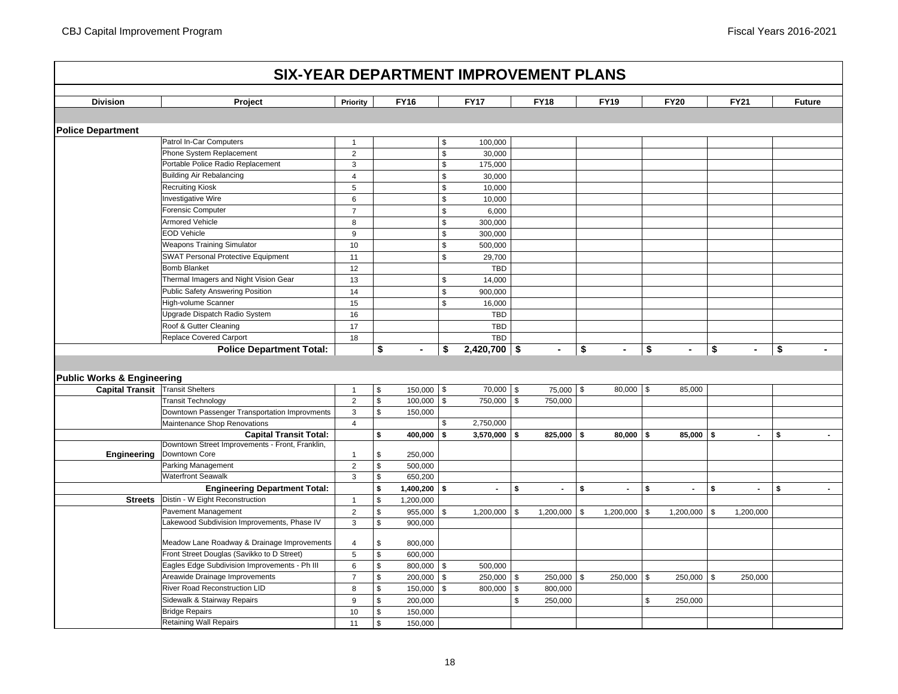# SIX-YEAR DEPARTMENT IMPROVEMENT PLANS

| Division | Project | Priority | FY16 | FY17 | FY18 | FY19 | FY20 | FY21 | Future |
|---|---|---|---|---|---|---|---|---|---|
| **Police Department** | | | | | | | | | |
| | Patrol In-Car Computers | 1 | | $ 100,000 | | | | | |
| | Phone System Replacement | 2 | | $ 30,000 | | | | | |
| | Portable Police Radio Replacement | 3 | | $ 175,000 | | | | | |
| | Building Air Rebalancing | 4 | | $ 30,000 | | | | | |
| | Recruiting Kiosk | 5 | | $ 10,000 | | | | | |
| | Investigative Wire | 6 | | $ 10,000 | | | | | |
| | Forensic Computer | 7 | | $ 6,000 | | | | | |
| | Armored Vehicle | 8 | | $ 300,000 | | | | | |
| | EOD Vehicle | 9 | | $ 300,000 | | | | | |
| | Weapons Training Simulator | 10 | | $ 500,000 | | | | | |
| | SWAT Personal Protective Equipment | 11 | | $ 29,700 | | | | | |
| | Bomb Blanket | 12 | | TBD | | | | | |
| | Thermal Imagers and Night Vision Gear | 13 | | $ 14,000 | | | | | |
| | Public Safety Answering Position | 14 | | $ 900,000 | | | | | |
| | High-volume Scanner | 15 | | $ 16,000 | | | | | |
| | Upgrade Dispatch Radio System | 16 | | TBD | | | | | |
| | Roof & Gutter Cleaning | 17 | | TBD | | | | | |
| | Replace Covered Carport | 18 | | TBD | | | | | |
| | **Police Department Total:** | | **$ -** | **$ 2,420,700** | **$ -** | **$ -** | **$ -** | **$ -** | **$ -** |
| **Public Works & Engineering** | | | | | | | | | |
| **Capital Transit** | Transit Shelters | 1 | $ 150,000 | $ 70,000 | $ 75,000 | $ 80,000 | $ 85,000 | | |
| | Transit Technology | 2 | $ 100,000 | $ 750,000 | $ 750,000 | | | | |
| | Downtown Passenger Transportation Improvments | 3 | $ 150,000 | | | | | | |
| | Maintenance Shop Renovations | 4 | | $ 2,750,000 | | | | | |
| | **Capital Transit Total:** | | **$ 400,000** | **$ 3,570,000** | **$ 825,000** | **$ 80,000** | **$ 85,000** | **$ -** | **$ -** |
| **Engineering** | Downtown Street Improvements - Front, Franklin, Downtown Core | 1 | $ 250,000 | | | | | | |
| | Parking Management | 2 | $ 500,000 | | | | | | |
| | Waterfront Seawalk | 3 | $ 650,200 | | | | | | |
| | **Engineering Department Total:** | | **$ 1,400,200** | **$ -** | **$ -** | **$ -** | **$ -** | **$ -** | **$ -** |
| **Streets** | Distin - W Eight Reconstruction | 1 | $ 1,200,000 | | | | | | |
| | Pavement Management | 2 | $ 955,000 | $ 1,200,000 | $ 1,200,000 | $ 1,200,000 | $ 1,200,000 | $ 1,200,000 | |
| | Lakewood Subdivision Improvements, Phase IV | 3 | $ 900,000 | | | | | | |
| | Meadow Lane Roadway & Drainage Improvements | 4 | $ 800,000 | | | | | | |
| | Front Street Douglas (Savikko to D Street) | 5 | $ 600,000 | | | | | | |
| | Eagles Edge Subdivision Improvements - Ph III | 6 | $ 800,000 | $ 500,000 | | | | | |
| | Areawide Drainage Improvements | 7 | $ 200,000 | $ 250,000 | $ 250,000 | $ 250,000 | $ 250,000 | $ 250,000 | |
| | River Road Reconstruction LID | 8 | $ 150,000 | $ 800,000 | $ 800,000 | | | | |
| | Sidewalk & Stairway Repairs | 9 | $ 200,000 | | $ 250,000 | | $ 250,000 | | |
| | Bridge Repairs | 10 | $ 150,000 | | | | | | |
| | Retaining Wall Repairs | 11 | $ 150,000 | | | | | | |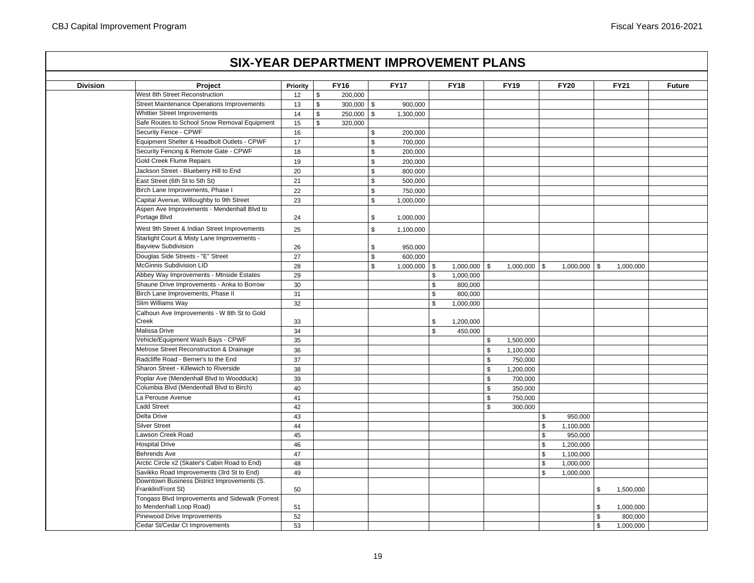# SIX-YEAR DEPARTMENT IMPROVEMENT PLANS

| Division | Project | Priority | FY16 | FY17 | FY18 | FY19 | FY20 | FY21 | Future |
|---|---|---|---|---|---|---|---|---|---|
| | West 8th Street Reconstruction | 12 | $ 200,000 | | | | | | |
| | Street Maintenance Operations Improvements | 13 | $ 300,000 | $ 900,000 | | | | | |
| | Whittier Street Improvements | 14 | $ 250,000 | $ 1,300,000 | | | | | |
| | Safe Routes to School Snow Removal Equipment | 15 | $ 320,000 | | | | | | |
| | Security Fence - CPWF | 16 | | $ 200,000 | | | | | |
| | Equipment Shelter & Headbolt Outlets - CPWF | 17 | | $ 700,000 | | | | | |
| | Security Fencing & Remote Gate - CPWF | 18 | | $ 200,000 | | | | | |
| | Gold Creek Flume Repairs | 19 | | $ 200,000 | | | | | |
| | Jackson Street - Blueberry Hill to End | 20 | | $ 800,000 | | | | | |
| | East Street (6th St to 5th St) | 21 | | $ 500,000 | | | | | |
| | Birch Lane Improvements, Phase I | 22 | | $ 750,000 | | | | | |
| | Capital Avenue, Willoughby to 9th Street | 23 | | $ 1,000,000 | | | | | |
| | Aspen Ave Improvements - Mendenhall Blvd to Portage Blvd | 24 | | $ 1,000,000 | | | | | |
| | West 9th Street & Indian Street Improvements | 25 | | $ 1,100,000 | | | | | |
| | Starlight Court & Misty Lane Improvements - Bayview Subdivision | 26 | | $ 950,000 | | | | | |
| | Douglas Side Streets - "E" Street | 27 | | $ 600,000 | | | | | |
| | McGinnis Subdivision LID | 28 | | $ 1,000,000 | $ 1,000,000 | $ 1,000,000 | $ 1,000,000 | $ 1,000,000 | |
| | Abbey Way Improvements - Mtnside Estates | 29 | | | $ 1,000,000 | | | | |
| | Shaune Drive Improvements - Anka to Borrow | 30 | | | $ 800,000 | | | | |
| | Birch Lane Improvements, Phase II | 31 | | | $ 800,000 | | | | |
| | Slim Williams Way | 32 | | | $ 1,000,000 | | | | |
| | Calhoun Ave Improvements - W 8th St to Gold Creek | 33 | | | $ 1,200,000 | | | | |
| | Malissa Drive | 34 | | | $ 450,000 | | | | |
| | Vehicle/Equipment Wash Bays - CPWF | 35 | | | | $ 1,500,000 | | | |
| | Melrose Street Reconstruction & Drainage | 36 | | | | $ 1,100,000 | | | |
| | Radcliffe Road - Berner's to the End | 37 | | | | $ 750,000 | | | |
| | Sharon Street - Killewich to Riverside | 38 | | | | $ 1,200,000 | | | |
| | Poplar Ave (Mendenhall Blvd to Woodduck) | 39 | | | | $ 700,000 | | | |
| | Columbia Blvd (Mendenhall Blvd to Birch) | 40 | | | | $ 350,000 | | | |
| | La Perouse Avenue | 41 | | | | $ 750,000 | | | |
| | Ladd Street | 42 | | | | $ 300,000 | | | |
| | Delta Drive | 43 | | | | | $ 950,000 | | |
| | Silver Street | 44 | | | | | $ 1,100,000 | | |
| | Lawson Creek Road | 45 | | | | | $ 950,000 | | |
| | Hospital Drive | 46 | | | | | $ 1,200,000 | | |
| | Behrends Ave | 47 | | | | | $ 1,100,000 | | |
| | Arctic Circle x2 (Skater's Cabin Road to End) | 48 | | | | | $ 1,000,000 | | |
| | Savikko Road Improvements (3rd St to End) | 49 | | | | | $ 1,000,000 | | |
| | Downtown Business District Improvements (S. Franklin/Front St) | 50 | | | | | | $ 1,500,000 | |
| | Tongass Blvd Improvements and Sidewalk (Forrest to Mendenhall Loop Road) | 51 | | | | | | $ 1,000,000 | |
| | Pinewood Drive Improvements | 52 | | | | | | $ 800,000 | |
| | Cedar St/Cedar Ct Improvements | 53 | | | | | | $ 1,000,000 | |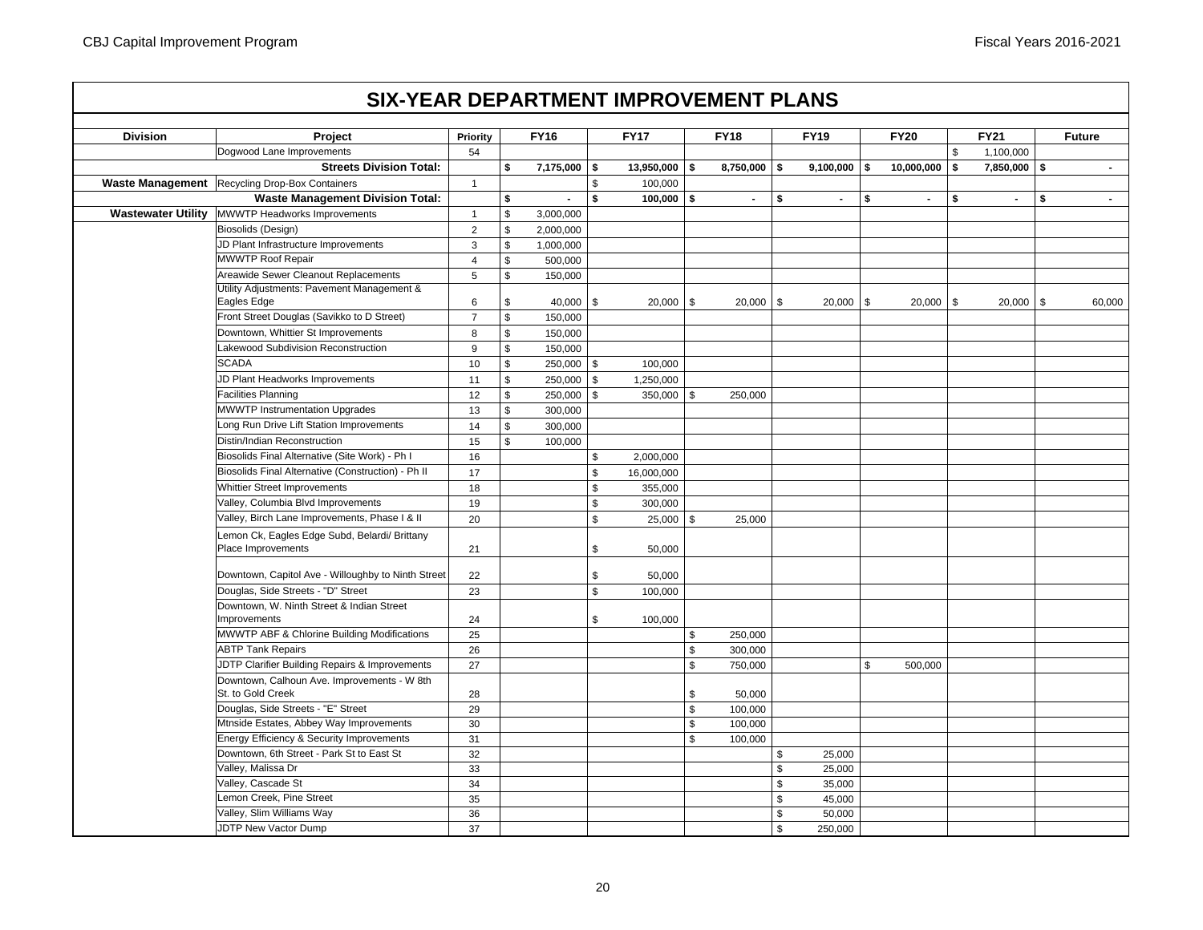## SIX-YEAR DEPARTMENT IMPROVEMENT PLANS

| Division | Project | Priority | FY16 | FY17 | FY18 | FY19 | FY20 | FY21 | Future |
|---|---|---|---|---|---|---|---|---|---|
| | Dogwood Lane Improvements | 54 | | | | | | $ 1,100,000 | |
| | **Streets Division Total:** | | **$ 7,175,000** | **$ 13,950,000** | **$ 8,750,000** | **$ 9,100,000** | **$ 10,000,000** | **$ 7,850,000** | **$ -** |
| **Waste Management** | Recycling Drop-Box Containers | 1 | | $ 100,000 | | | | | |
| | **Waste Management Division Total:** | | **$ -** | **$ 100,000** | **$ -** | **$ -** | **$ -** | **$ -** | **$ -** |
| **Wastewater Utility** | MWWTP Headworks Improvements | 1 | $ 3,000,000 | | | | | | |
| | Biosolids (Design) | 2 | $ 2,000,000 | | | | | | |
| | JD Plant Infrastructure Improvements | 3 | $ 1,000,000 | | | | | | |
| | MWWTP Roof Repair | 4 | $ 500,000 | | | | | | |
| | Areawide Sewer Cleanout Replacements | 5 | $ 150,000 | | | | | | |
| | Utility Adjustments: Pavement Management & Eagles Edge | 6 | $ 40,000 | $ 20,000 | $ 20,000 | $ 20,000 | $ 20,000 | $ 20,000 | $ 60,000 |
| | Front Street Douglas (Savikko to D Street) | 7 | $ 150,000 | | | | | | |
| | Downtown, Whittier St Improvements | 8 | $ 150,000 | | | | | | |
| | Lakewood Subdivision Reconstruction | 9 | $ 150,000 | | | | | | |
| | SCADA | 10 | $ 250,000 | $ 100,000 | | | | | |
| | JD Plant Headworks Improvements | 11 | $ 250,000 | $ 1,250,000 | | | | | |
| | Facilities Planning | 12 | $ 250,000 | $ 350,000 | $ 250,000 | | | | |
| | MWWTP Instrumentation Upgrades | 13 | $ 300,000 | | | | | | |
| | Long Run Drive Lift Station Improvements | 14 | $ 300,000 | | | | | | |
| | Distin/Indian Reconstruction | 15 | $ 100,000 | | | | | | |
| | Biosolids Final Alternative (Site Work) - Ph I | 16 | | $ 2,000,000 | | | | | |
| | Biosolids Final Alternative (Construction) - Ph II | 17 | | $ 16,000,000 | | | | | |
| | Whittier Street Improvements | 18 | | $ 355,000 | | | | | |
| | Valley, Columbia Blvd Improvements | 19 | | $ 300,000 | | | | | |
| | Valley, Birch Lane Improvements, Phase I & II | 20 | | $ 25,000 | $ 25,000 | | | | |
| | Lemon Ck, Eagles Edge Subd, Belardi/ Brittany Place Improvements | 21 | | $ 50,000 | | | | | |
| | Downtown, Capitol Ave - Willoughby to Ninth Street | 22 | | $ 50,000 | | | | | |
| | Douglas, Side Streets - "D" Street | 23 | | $ 100,000 | | | | | |
| | Downtown, W. Ninth Street & Indian Street Improvements | 24 | | $ 100,000 | | | | | |
| | MWWTP ABF & Chlorine Building Modifications | 25 | | | $ 250,000 | | | | |
| | ABTP Tank Repairs | 26 | | | $ 300,000 | | | | |
| | JDTP Clarifier Building Repairs & Improvements | 27 | | | $ 750,000 | | $ 500,000 | | |
| | Downtown, Calhoun Ave. Improvements - W 8th St. to Gold Creek | 28 | | | $ 50,000 | | | | |
| | Douglas, Side Streets - "E" Street | 29 | | | $ 100,000 | | | | |
| | Mtnside Estates, Abbey Way Improvements | 30 | | | $ 100,000 | | | | |
| | Energy Efficiency & Security Improvements | 31 | | | $ 100,000 | | | | |
| | Downtown, 6th Street - Park St to East St | 32 | | | | $ 25,000 | | | |
| | Valley, Malissa Dr | 33 | | | | $ 25,000 | | | |
| | Valley, Cascade St | 34 | | | | $ 35,000 | | | |
| | Lemon Creek, Pine Street | 35 | | | | $ 45,000 | | | |
| | Valley, Slim Williams Way | 36 | | | | $ 50,000 | | | |
| | JDTP New Vactor Dump | 37 | | | | $ 250,000 | | | |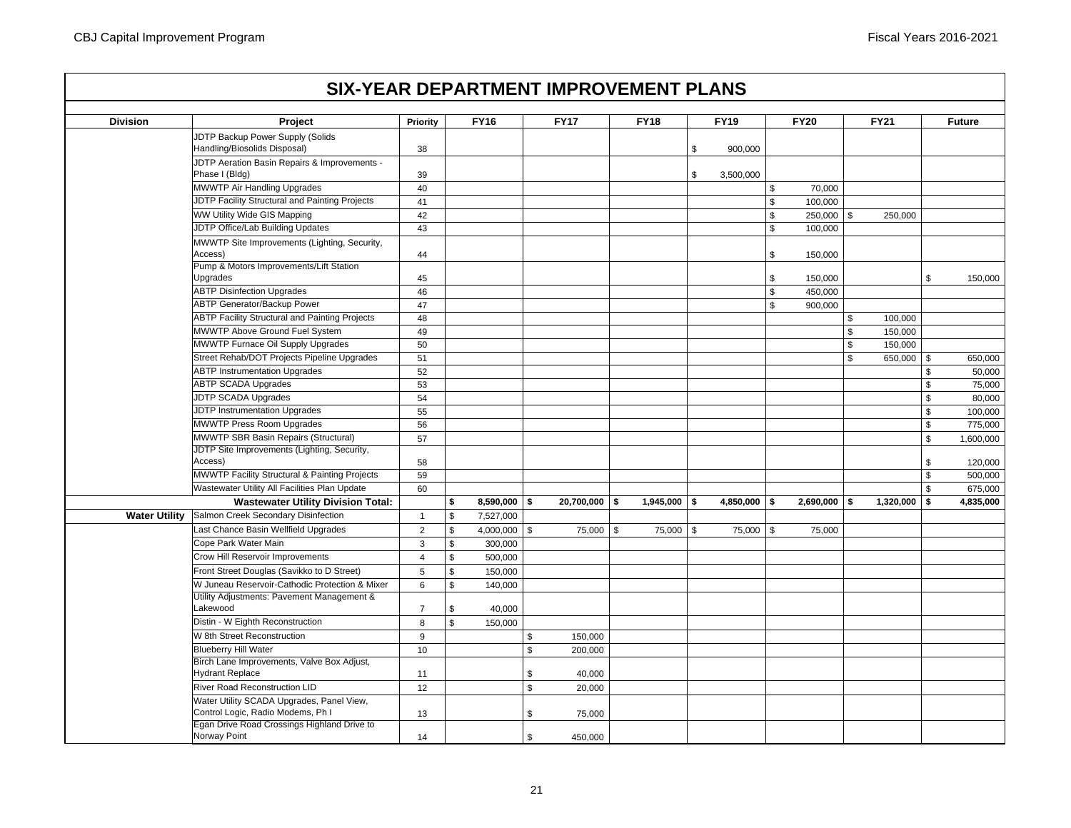# SIX-YEAR DEPARTMENT IMPROVEMENT PLANS

| Division | Project | Priority | FY16 | FY17 | FY18 | FY19 | FY20 | FY21 | Future |
|---|---|---|---|---|---|---|---|---|---|
| | JDTP Backup Power Supply (Solids Handling/Biosolids Disposal) | 38 | | | | $ 900,000 | | | |
| | JDTP Aeration Basin Repairs & Improvements - Phase I (Bldg) | 39 | | | | $ 3,500,000 | | | |
| | MWWTP Air Handling Upgrades | 40 | | | | | $ 70,000 | | |
| | JDTP Facility Structural and Painting Projects | 41 | | | | | $ 100,000 | | |
| | WW Utility Wide GIS Mapping | 42 | | | | | $ 250,000 | $ 250,000 | |
| | JDTP Office/Lab Building Updates | 43 | | | | | $ 100,000 | | |
| | MWWTP Site Improvements (Lighting, Security, Access) | 44 | | | | | $ 150,000 | | |
| | Pump & Motors Improvements/Lift Station Upgrades | 45 | | | | | $ 150,000 | | $ 150,000 |
| | ABTP Disinfection Upgrades | 46 | | | | | $ 450,000 | | |
| | ABTP Generator/Backup Power | 47 | | | | | $ 900,000 | | |
| | ABTP Facility Structural and Painting Projects | 48 | | | | | | $ 100,000 | |
| | MWWTP Above Ground Fuel System | 49 | | | | | | $ 150,000 | |
| | MWWTP Furnace Oil Supply Upgrades | 50 | | | | | | $ 150,000 | |
| | Street Rehab/DOT Projects Pipeline Upgrades | 51 | | | | | | $ 650,000 | $ 650,000 |
| | ABTP Instrumentation Upgrades | 52 | | | | | | | $ 50,000 |
| | ABTP SCADA Upgrades | 53 | | | | | | | $ 75,000 |
| | JDTP SCADA Upgrades | 54 | | | | | | | $ 80,000 |
| | JDTP Instrumentation Upgrades | 55 | | | | | | | $ 100,000 |
| | MWWTP Press Room Upgrades | 56 | | | | | | | $ 775,000 |
| | MWWTP SBR Basin Repairs (Structural) | 57 | | | | | | | $ 1,600,000 |
| | JDTP Site Improvements (Lighting, Security, Access) | 58 | | | | | | | $ 120,000 |
| | MWWTP Facility Structural & Painting Projects | 59 | | | | | | | $ 500,000 |
| | Wastewater Utility All Facilities Plan Update | 60 | | | | | | | $ 675,000 |
| | **Wastewater Utility Division Total:** | | **$ 8,590,000** | **$ 20,700,000** | **$ 1,945,000** | **$ 4,850,000** | **$ 2,690,000** | **$ 1,320,000** | **$ 4,835,000** |
| **Water Utility** | Salmon Creek Secondary Disinfection | 1 | $ 7,527,000 | | | | | | |
| | Last Chance Basin Wellfield Upgrades | 2 | $ 4,000,000 | $ 75,000 | $ 75,000 | $ 75,000 | $ 75,000 | | |
| | Cope Park Water Main | 3 | $ 300,000 | | | | | | |
| | Crow Hill Reservoir Improvements | 4 | $ 500,000 | | | | | | |
| | Front Street Douglas (Savikko to D Street) | 5 | $ 150,000 | | | | | | |
| | W Juneau Reservoir-Cathodic Protection & Mixer | 6 | $ 140,000 | | | | | | |
| | Utility Adjustments: Pavement Management & Lakewood | 7 | $ 40,000 | | | | | | |
| | Distin - W Eighth Reconstruction | 8 | $ 150,000 | | | | | | |
| | W 8th Street Reconstruction | 9 | | $ 150,000 | | | | | |
| | Blueberry Hill Water | 10 | | $ 200,000 | | | | | |
| | Birch Lane Improvements, Valve Box Adjust, Hydrant Replace | 11 | | $ 40,000 | | | | | |
| | River Road Reconstruction LID | 12 | | $ 20,000 | | | | | |
| | Water Utility SCADA Upgrades, Panel View, Control Logic, Radio Modems, Ph I | 13 | | $ 75,000 | | | | | |
| | Egan Drive Road Crossings Highland Drive to Norway Point | 14 | | $ 450,000 | | | | | |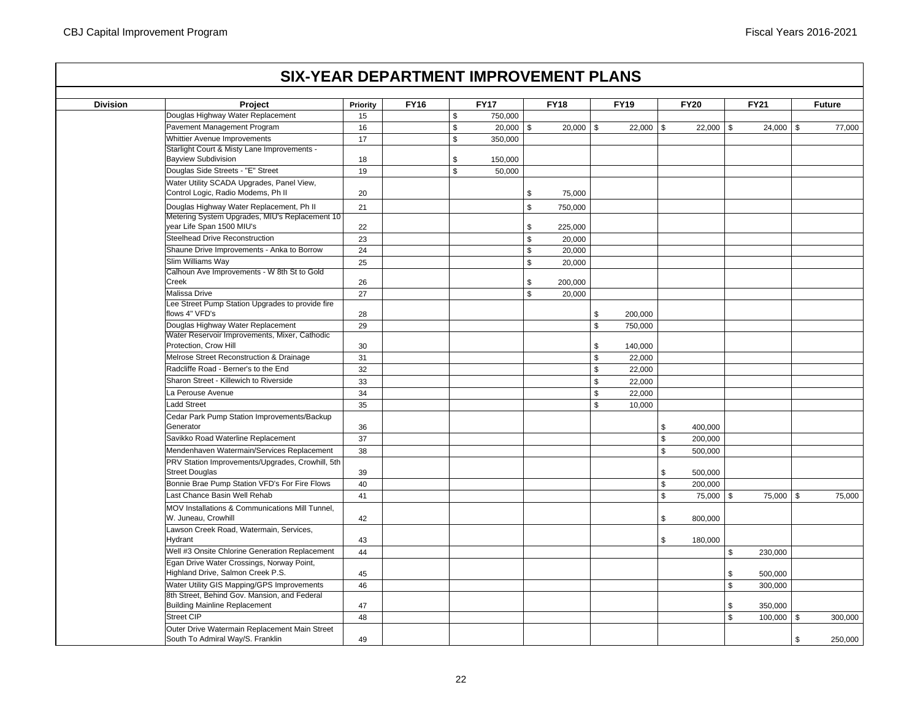## SIX-YEAR DEPARTMENT IMPROVEMENT PLANS

| Division | Project | Priority | FY16 | FY17 | FY18 | FY19 | FY20 | FY21 | Future |
|---|---|---|---|---|---|---|---|---|---|
| | Douglas Highway Water Replacement | 15 | | $ 750,000 | | | | | |
| | Pavement Management Program | 16 | | $ 20,000 | $ 20,000 | $ 22,000 | $ 22,000 | $ 24,000 | $ 77,000 |
| | Whittier Avenue Improvements | 17 | | $ 350,000 | | | | | |
| | Starlight Court & Misty Lane Improvements - Bayview Subdivision | 18 | | $ 150,000 | | | | | |
| | Douglas Side Streets - "E" Street | 19 | | $ 50,000 | | | | | |
| | Water Utility SCADA Upgrades, Panel View, Control Logic, Radio Modems, Ph II | 20 | | | $ 75,000 | | | | |
| | Douglas Highway Water Replacement, Ph II | 21 | | | $ 750,000 | | | | |
| | Metering System Upgrades, MIU's Replacement 10 year Life Span 1500 MIU's | 22 | | | $ 225,000 | | | | |
| | Steelhead Drive Reconstruction | 23 | | | $ 20,000 | | | | |
| | Shaune Drive Improvements - Anka to Borrow | 24 | | | $ 20,000 | | | | |
| | Slim Williams Way | 25 | | | $ 20,000 | | | | |
| | Calhoun Ave Improvements - W 8th St to Gold Creek | 26 | | | $ 200,000 | | | | |
| | Malissa Drive | 27 | | | $ 20,000 | | | | |
| | Lee Street Pump Station Upgrades to provide fire flows 4" VFD's | 28 | | | | $ 200,000 | | | |
| | Douglas Highway Water Replacement | 29 | | | | $ 750,000 | | | |
| | Water Reservoir Improvements, Mixer, Cathodic Protection, Crow Hill | 30 | | | | $ 140,000 | | | |
| | Melrose Street Reconstruction & Drainage | 31 | | | | $ 22,000 | | | |
| | Radcliffe Road - Berner's to the End | 32 | | | | $ 22,000 | | | |
| | Sharon Street - Killewich to Riverside | 33 | | | | $ 22,000 | | | |
| | La Perouse Avenue | 34 | | | | $ 22,000 | | | |
| | Ladd Street | 35 | | | | $ 10,000 | | | |
| | Cedar Park Pump Station Improvements/Backup Generator | 36 | | | | | $ 400,000 | | |
| | Savikko Road Waterline Replacement | 37 | | | | | $ 200,000 | | |
| | Mendenhaven Watermain/Services Replacement | 38 | | | | | $ 500,000 | | |
| | PRV Station Improvements/Upgrades, Crowhill, 5th Street Douglas | 39 | | | | | $ 500,000 | | |
| | Bonnie Brae Pump Station VFD's For Fire Flows | 40 | | | | | $ 200,000 | | |
| | Last Chance Basin Well Rehab | 41 | | | | | $ 75,000 | $ 75,000 | $ 75,000 |
| | MOV Installations & Communications Mill Tunnel, W. Juneau, Crowhill | 42 | | | | | $ 800,000 | | |
| | Lawson Creek Road, Watermain, Services, Hydrant | 43 | | | | | $ 180,000 | | |
| | Well #3 Onsite Chlorine Generation Replacement | 44 | | | | | | $ 230,000 | |
| | Egan Drive Water Crossings, Norway Point, Highland Drive, Salmon Creek P.S. | 45 | | | | | | $ 500,000 | |
| | Water Utility GIS Mapping/GPS Improvements | 46 | | | | | | $ 300,000 | |
| | 8th Street, Behind Gov. Mansion, and Federal Building Mainline Replacement | 47 | | | | | | $ 350,000 | |
| | Street CIP | 48 | | | | | | $ 100,000 | $ 300,000 |
| | Outer Drive Watermain Replacement Main Street South To Admiral Way/S. Franklin | 49 | | | | | | | $ 250,000 |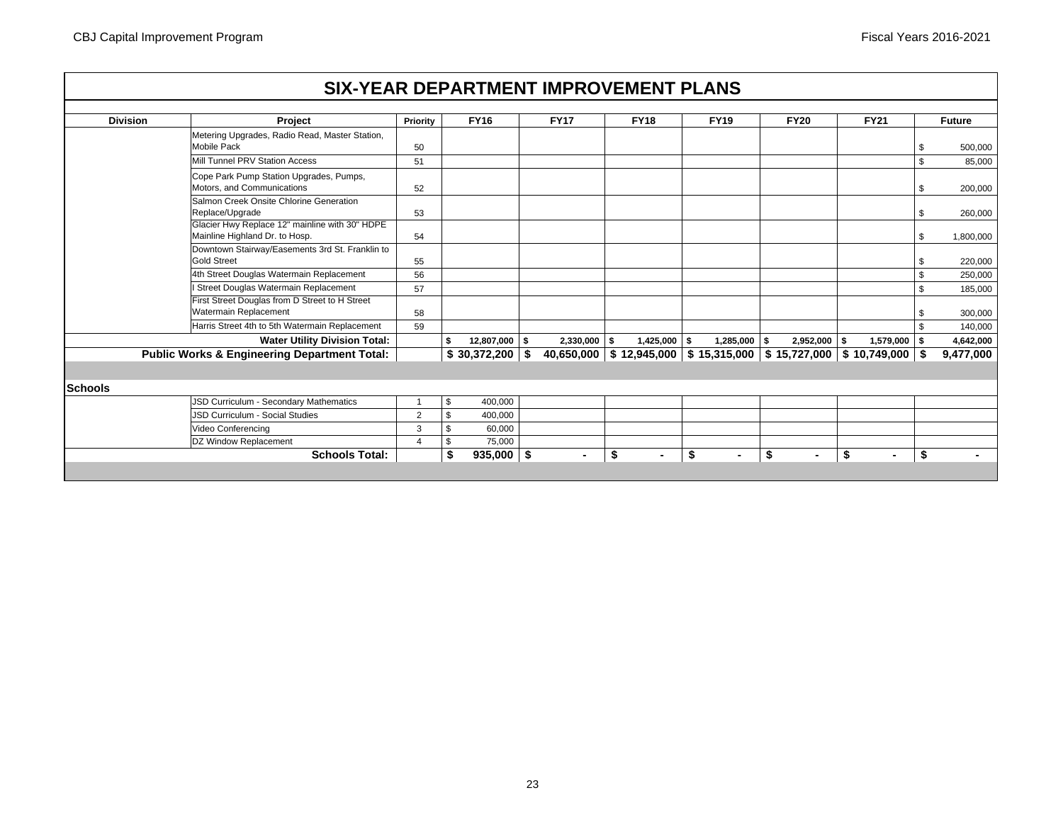# SIX-YEAR DEPARTMENT IMPROVEMENT PLANS

| Division | Project | Priority | FY16 | FY17 | FY18 | FY19 | FY20 | FY21 | Future |
|---|---|---|---|---|---|---|---|---|---|
| | Metering Upgrades, Radio Read, Master Station, Mobile Pack | 50 | | | | | | | $ 500,000 |
| | Mill Tunnel PRV Station Access | 51 | | | | | | | $ 85,000 |
| | Cope Park Pump Station Upgrades, Pumps, Motors, and Communications | 52 | | | | | | | $ 200,000 |
| | Salmon Creek Onsite Chlorine Generation Replace/Upgrade | 53 | | | | | | | $ 260,000 |
| | Glacier Hwy Replace 12" mainline with 30" HDPE Mainline Highland Dr. to Hosp. | 54 | | | | | | | $ 1,800,000 |
| | Downtown Stairway/Easements 3rd St. Franklin to Gold Street | 55 | | | | | | | $ 220,000 |
| | 4th Street Douglas Watermain Replacement | 56 | | | | | | | $ 250,000 |
| | I Street Douglas Watermain Replacement | 57 | | | | | | | $ 185,000 |
| | First Street Douglas from D Street to H Street Watermain Replacement | 58 | | | | | | | $ 300,000 |
| | Harris Street 4th to 5th Watermain Replacement | 59 | | | | | | | $ 140,000 |
| | **Water Utility Division Total:** | | **$ 12,807,000** | **$ 2,330,000** | **$ 1,425,000** | **$ 1,285,000** | **$ 2,952,000** | **$ 1,579,000** | **$ 4,642,000** |
| | **Public Works & Engineering Department Total:** | | **$ 30,372,200** | **$ 40,650,000** | **$ 12,945,000** | **$ 15,315,000** | **$ 15,727,000** | **$ 10,749,000** | **$ 9,477,000** |
| **Schools** | | | | | | | | | |
| | JSD Curriculum - Secondary Mathematics | 1 | $ 400,000 | | | | | | |
| | JSD Curriculum - Social Studies | 2 | $ 400,000 | | | | | | |
| | Video Conferencing | 3 | $ 60,000 | | | | | | |
| | DZ Window Replacement | 4 | $ 75,000 | | | | | | |
| | **Schools Total:** | | **$ 935,000** | **$ -** | **$ -** | **$ -** | **$ -** | **$ -** | **$ -** |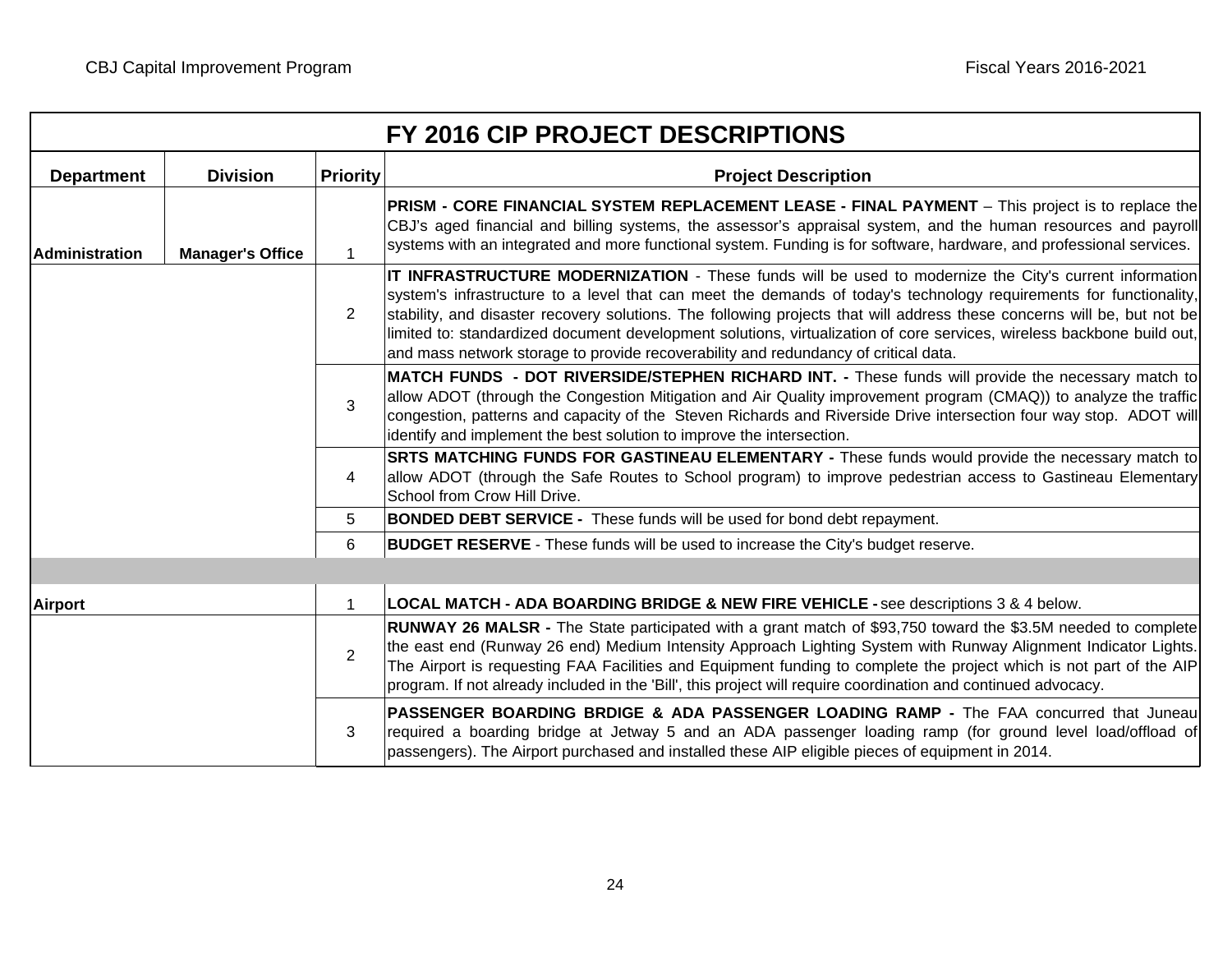## FY 2016 CIP PROJECT DESCRIPTIONS

| Department | Division | Priority | Project Description |
|---|---|---|---|
| Administration | Manager's Office | 1 | **PRISM - CORE FINANCIAL SYSTEM REPLACEMENT LEASE - FINAL PAYMENT** – This project is to replace the CBJ's aged financial and billing systems, the assessor's appraisal system, and the human resources and payroll systems with an integrated and more functional system. Funding is for software, hardware, and professional services. |
| | | 2 | **IT INFRASTRUCTURE MODERNIZATION** - These funds will be used to modernize the City's current information system's infrastructure to a level that can meet the demands of today's technology requirements for functionality, stability, and disaster recovery solutions. The following projects that will address these concerns will be, but not be limited to: standardized document development solutions, virtualization of core services, wireless backbone build out, and mass network storage to provide recoverability and redundancy of critical data. |
| | | 3 | **MATCH FUNDS - DOT RIVERSIDE/STEPHEN RICHARD INT. -** These funds will provide the necessary match to allow ADOT (through the Congestion Mitigation and Air Quality improvement program (CMAQ)) to analyze the traffic congestion, patterns and capacity of the Steven Richards and Riverside Drive intersection four way stop. ADOT will identify and implement the best solution to improve the intersection. |
| | | 4 | **SRTS MATCHING FUNDS FOR GASTINEAU ELEMENTARY -** These funds would provide the necessary match to allow ADOT (through the Safe Routes to School program) to improve pedestrian access to Gastineau Elementary School from Crow Hill Drive. |
| | | 5 | **BONDED DEBT SERVICE -** These funds will be used for bond debt repayment. |
| | | 6 | **BUDGET RESERVE** - These funds will be used to increase the City's budget reserve. |
| | | | |
| Airport | | 1 | **LOCAL MATCH - ADA BOARDING BRIDGE & NEW FIRE VEHICLE -** see descriptions 3 & 4 below. |
| | | 2 | **RUNWAY 26 MALSR -** The State participated with a grant match of $93,750 toward the $3.5M needed to complete the east end (Runway 26 end) Medium Intensity Approach Lighting System with Runway Alignment Indicator Lights. The Airport is requesting FAA Facilities and Equipment funding to complete the project which is not part of the AIP program. If not already included in the 'Bill', this project will require coordination and continued advocacy. |
| | | 3 | **PASSENGER BOARDING BRDIGE & ADA PASSENGER LOADING RAMP -** The FAA concurred that Juneau required a boarding bridge at Jetway 5 and an ADA passenger loading ramp (for ground level load/offload of passengers). The Airport purchased and installed these AIP eligible pieces of equipment in 2014. |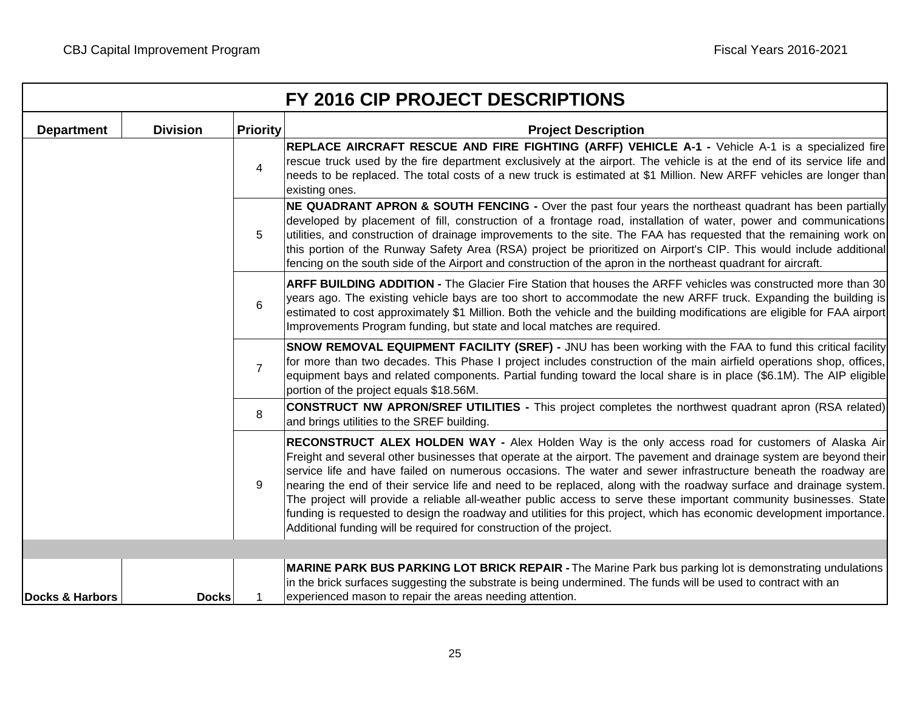# FY 2016 CIP PROJECT DESCRIPTIONS

| Department | Division | Priority | Project Description |
|---|---|---|---|
| | | 4 | **REPLACE AIRCRAFT RESCUE AND FIRE FIGHTING (ARFF) VEHICLE A-1 -** Vehicle A-1 is a specialized fire rescue truck used by the fire department exclusively at the airport. The vehicle is at the end of its service life and needs to be replaced. The total costs of a new truck is estimated at $1 Million. New ARFF vehicles are longer than existing ones. |
| | | 5 | **NE QUADRANT APRON & SOUTH FENCING -** Over the past four years the northeast quadrant has been partially developed by placement of fill, construction of a frontage road, installation of water, power and communications utilities, and construction of drainage improvements to the site. The FAA has requested that the remaining work on this portion of the Runway Safety Area (RSA) project be prioritized on Airport's CIP. This would include additional fencing on the south side of the Airport and construction of the apron in the northeast quadrant for aircraft. |
| | | 6 | **ARFF BUILDING ADDITION -** The Glacier Fire Station that houses the ARFF vehicles was constructed more than 30 years ago. The existing vehicle bays are too short to accommodate the new ARFF truck. Expanding the building is estimated to cost approximately $1 Million. Both the vehicle and the building modifications are eligible for FAA airport Improvements Program funding, but state and local matches are required. |
| | | 7 | **SNOW REMOVAL EQUIPMENT FACILITY (SREF) -** JNU has been working with the FAA to fund this critical facility for more than two decades. This Phase I project includes construction of the main airfield operations shop, offices, equipment bays and related components. Partial funding toward the local share is in place ($6.1M). The AIP eligible portion of the project equals $18.56M. |
| | | 8 | **CONSTRUCT NW APRON/SREF UTILITIES -** This project completes the northwest quadrant apron (RSA related) and brings utilities to the SREF building. |
| | | 9 | **RECONSTRUCT ALEX HOLDEN WAY -** Alex Holden Way is the only access road for customers of Alaska Air Freight and several other businesses that operate at the airport. The pavement and drainage system are beyond their service life and have failed on numerous occasions. The water and sewer infrastructure beneath the roadway are nearing the end of their service life and need to be replaced, along with the roadway surface and drainage system. The project will provide a reliable all-weather public access to serve these important community businesses. State funding is requested to design the roadway and utilities for this project, which has economic development importance. Additional funding will be required for construction of the project. |
| | | | |
| Docks & Harbors | Docks | 1 | **MARINE PARK BUS PARKING LOT BRICK REPAIR -** The Marine Park bus parking lot is demonstrating undulations in the brick surfaces suggesting the substrate is being undermined. The funds will be used to contract with an experienced mason to repair the areas needing attention. |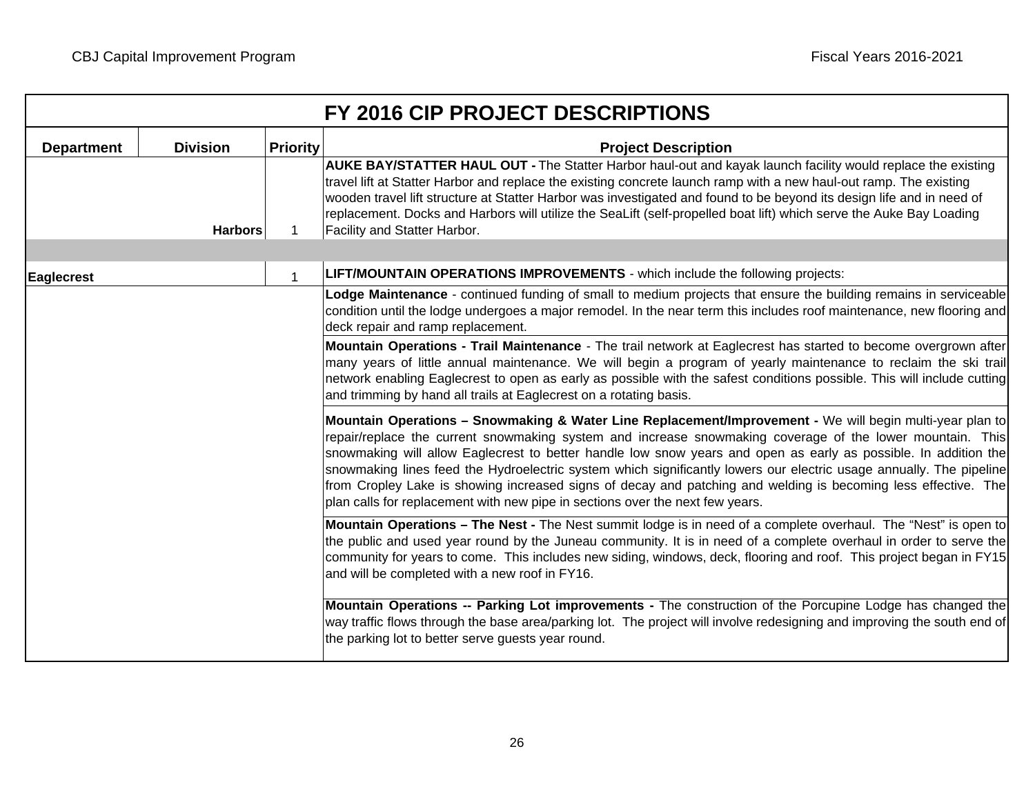## FY 2016 CIP PROJECT DESCRIPTIONS

| Department | Division | Priority | Project Description |
|---|---|---|---|
| | Harbors | 1 | **AUKE BAY/STATTER HAUL OUT -** The Statter Harbor haul-out and kayak launch facility would replace the existing travel lift at Statter Harbor and replace the existing concrete launch ramp with a new haul-out ramp. The existing wooden travel lift structure at Statter Harbor was investigated and found to be beyond its design life and in need of replacement. Docks and Harbors will utilize the SeaLift (self-propelled boat lift) which serve the Auke Bay Loading Facility and Statter Harbor. |
| | | | |
| **Eaglecrest** | | 1 | **LIFT/MOUNTAIN OPERATIONS IMPROVEMENTS** - which include the following projects: |
| | | | **Lodge Maintenance** - continued funding of small to medium projects that ensure the building remains in serviceable condition until the lodge undergoes a major remodel. In the near term this includes roof maintenance, new flooring and deck repair and ramp replacement. |
| | | | **Mountain Operations - Trail Maintenance** - The trail network at Eaglecrest has started to become overgrown after many years of little annual maintenance. We will begin a program of yearly maintenance to reclaim the ski trail network enabling Eaglecrest to open as early as possible with the safest conditions possible. This will include cutting and trimming by hand all trails at Eaglecrest on a rotating basis. |
| | | | **Mountain Operations – Snowmaking & Water Line Replacement/Improvement -** We will begin multi-year plan to repair/replace the current snowmaking system and increase snowmaking coverage of the lower mountain. This snowmaking will allow Eaglecrest to better handle low snow years and open as early as possible. In addition the snowmaking lines feed the Hydroelectric system which significantly lowers our electric usage annually. The pipeline from Cropley Lake is showing increased signs of decay and patching and welding is becoming less effective. The plan calls for replacement with new pipe in sections over the next few years. |
| | | | **Mountain Operations – The Nest -** The Nest summit lodge is in need of a complete overhaul. The "Nest" is open to the public and used year round by the Juneau community. It is in need of a complete overhaul in order to serve the community for years to come. This includes new siding, windows, deck, flooring and roof. This project began in FY15 and will be completed with a new roof in FY16. |
| | | | **Mountain Operations -- Parking Lot improvements -** The construction of the Porcupine Lodge has changed the way traffic flows through the base area/parking lot. The project will involve redesigning and improving the south end of the parking lot to better serve guests year round. |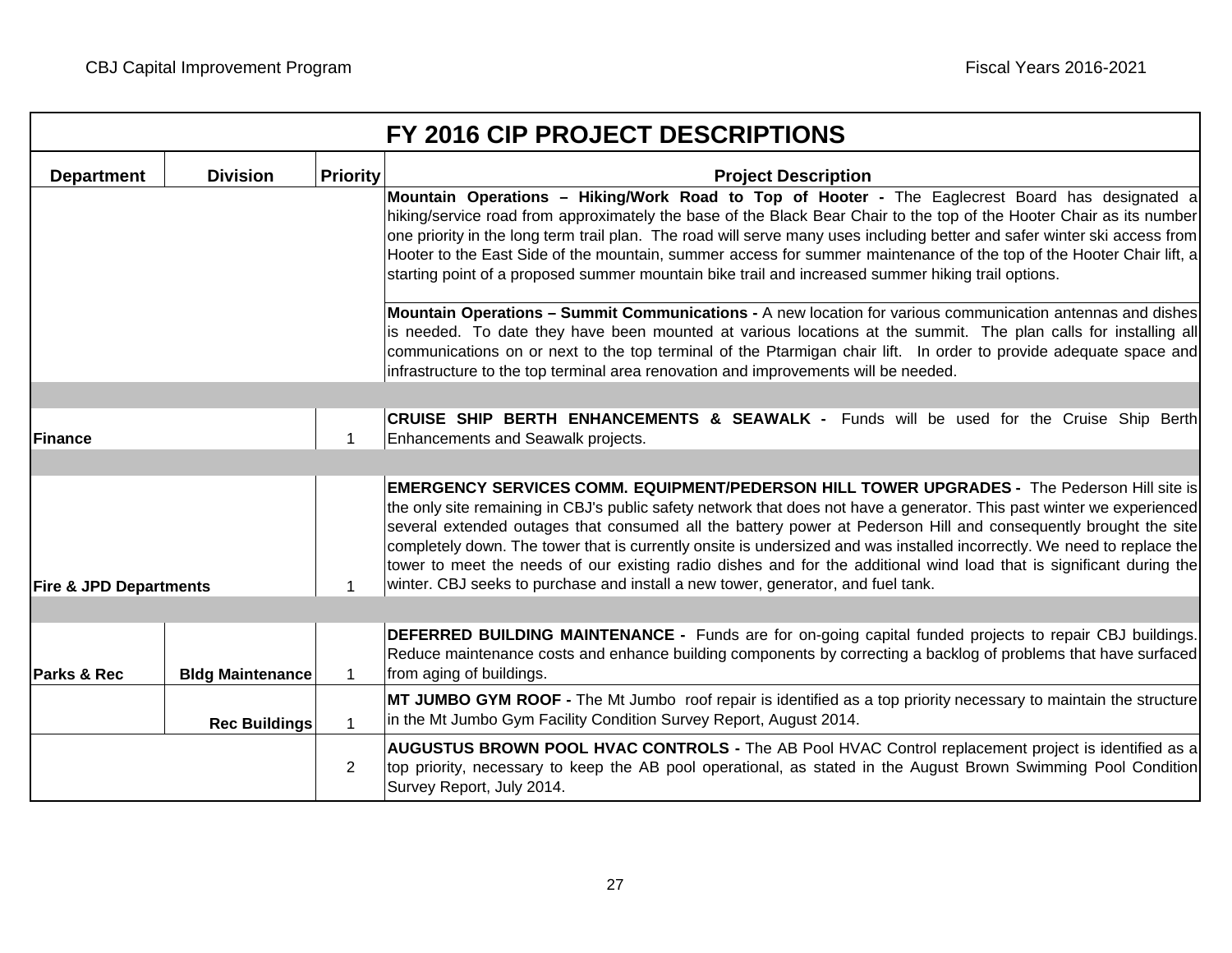# FY 2016 CIP PROJECT DESCRIPTIONS

| Department | Division | Priority | Project Description |
|---|---|---|---|
| | | | **Mountain Operations – Hiking/Work Road to Top of Hooter -** The Eaglecrest Board has designated a hiking/service road from approximately the base of the Black Bear Chair to the top of the Hooter Chair as its number one priority in the long term trail plan. The road will serve many uses including better and safer winter ski access from Hooter to the East Side of the mountain, summer access for summer maintenance of the top of the Hooter Chair lift, a starting point of a proposed summer mountain bike trail and increased summer hiking trail options. |
| | | | **Mountain Operations – Summit Communications -** A new location for various communication antennas and dishes is needed. To date they have been mounted at various locations at the summit. The plan calls for installing all communications on or next to the top terminal of the Ptarmigan chair lift. In order to provide adequate space and infrastructure to the top terminal area renovation and improvements will be needed. |
| | | | |
| **Finance** | | 1 | **CRUISE SHIP BERTH ENHANCEMENTS & SEAWALK -** Funds will be used for the Cruise Ship Berth Enhancements and Seawalk projects. |
| | | | |
| **Fire & JPD Departments** | | 1 | **EMERGENCY SERVICES COMM. EQUIPMENT/PEDERSON HILL TOWER UPGRADES -** The Pederson Hill site is the only site remaining in CBJ's public safety network that does not have a generator. This past winter we experienced several extended outages that consumed all the battery power at Pederson Hill and consequently brought the site completely down. The tower that is currently onsite is undersized and was installed incorrectly. We need to replace the tower to meet the needs of our existing radio dishes and for the additional wind load that is significant during the winter. CBJ seeks to purchase and install a new tower, generator, and fuel tank. |
| | | | |
| **Parks & Rec** | **Bldg Maintenance** | 1 | **DEFERRED BUILDING MAINTENANCE -** Funds are for on-going capital funded projects to repair CBJ buildings. Reduce maintenance costs and enhance building components by correcting a backlog of problems that have surfaced from aging of buildings. |
| | **Rec Buildings** | 1 | **MT JUMBO GYM ROOF -** The Mt Jumbo roof repair is identified as a top priority necessary to maintain the structure in the Mt Jumbo Gym Facility Condition Survey Report, August 2014. |
| | | 2 | **AUGUSTUS BROWN POOL HVAC CONTROLS -** The AB Pool HVAC Control replacement project is identified as a top priority, necessary to keep the AB pool operational, as stated in the August Brown Swimming Pool Condition Survey Report, July 2014. |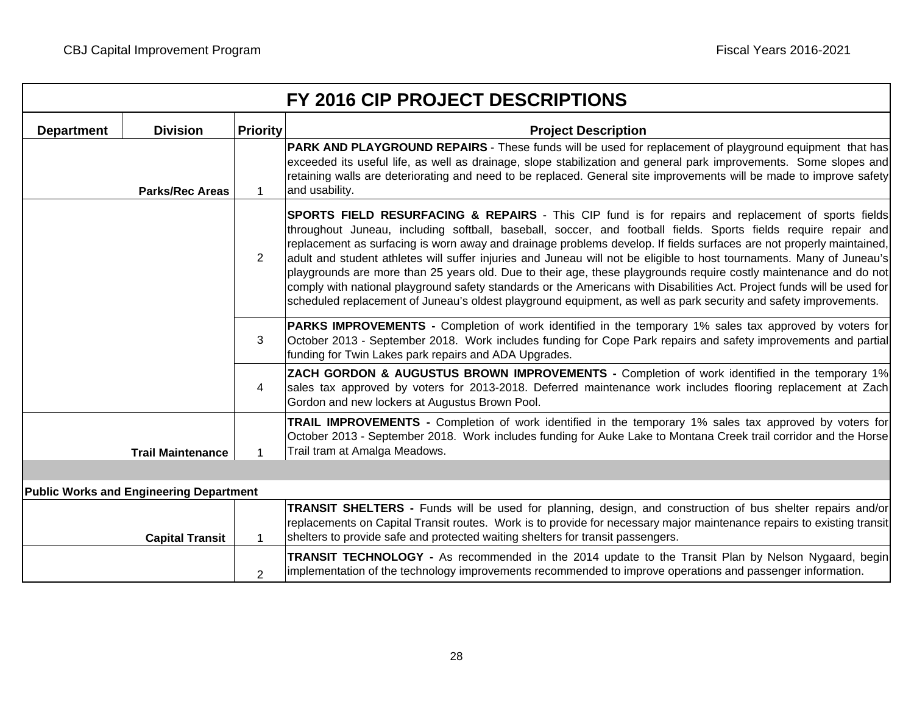## FY 2016 CIP PROJECT DESCRIPTIONS

| Department | Division | Priority | Project Description |
|---|---|---|---|
| | Parks/Rec Areas | 1 | **PARK AND PLAYGROUND REPAIRS** - These funds will be used for replacement of playground equipment that has exceeded its useful life, as well as drainage, slope stabilization and general park improvements. Some slopes and retaining walls are deteriorating and need to be replaced. General site improvements will be made to improve safety and usability. |
| | | 2 | **SPORTS FIELD RESURFACING & REPAIRS** - This CIP fund is for repairs and replacement of sports fields throughout Juneau, including softball, baseball, soccer, and football fields. Sports fields require repair and replacement as surfacing is worn away and drainage problems develop. If fields surfaces are not properly maintained, adult and student athletes will suffer injuries and Juneau will not be eligible to host tournaments. Many of Juneau's playgrounds are more than 25 years old. Due to their age, these playgrounds require costly maintenance and do not comply with national playground safety standards or the Americans with Disabilities Act. Project funds will be used for scheduled replacement of Juneau's oldest playground equipment, as well as park security and safety improvements. |
| | | 3 | **PARKS IMPROVEMENTS -** Completion of work identified in the temporary 1% sales tax approved by voters for October 2013 - September 2018. Work includes funding for Cope Park repairs and safety improvements and partial funding for Twin Lakes park repairs and ADA Upgrades. |
| | | 4 | **ZACH GORDON & AUGUSTUS BROWN IMPROVEMENTS -** Completion of work identified in the temporary 1% sales tax approved by voters for 2013-2018. Deferred maintenance work includes flooring replacement at Zach Gordon and new lockers at Augustus Brown Pool. |
| | Trail Maintenance | 1 | **TRAIL IMPROVEMENTS -** Completion of work identified in the temporary 1% sales tax approved by voters for October 2013 - September 2018. Work includes funding for Auke Lake to Montana Creek trail corridor and the Horse Trail tram at Amalga Meadows. |
| **Public Works and Engineering Department** | | | |
| | Capital Transit | 1 | **TRANSIT SHELTERS -** Funds will be used for planning, design, and construction of bus shelter repairs and/or replacements on Capital Transit routes. Work is to provide for necessary major maintenance repairs to existing transit shelters to provide safe and protected waiting shelters for transit passengers. |
| | | 2 | **TRANSIT TECHNOLOGY -** As recommended in the 2014 update to the Transit Plan by Nelson Nygaard, begin implementation of the technology improvements recommended to improve operations and passenger information. |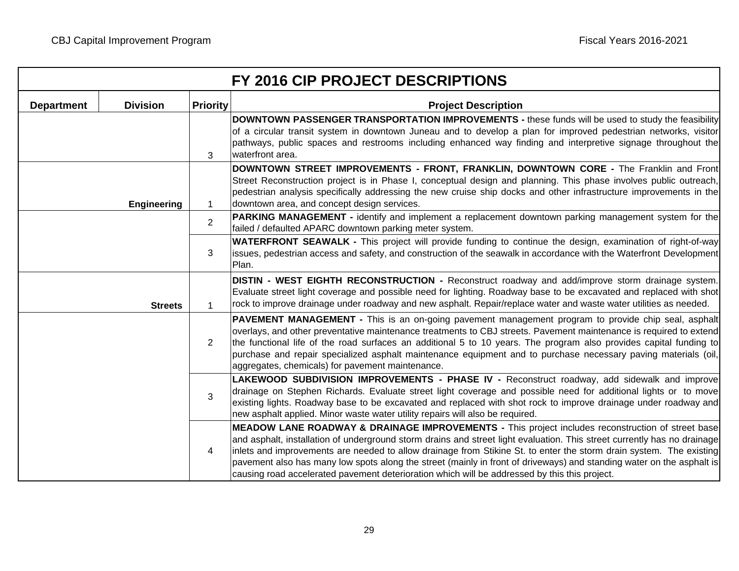# FY 2016 CIP PROJECT DESCRIPTIONS

| Department | Division | Priority | Project Description |
|---|---|---|---|
| | | 3 | **DOWNTOWN PASSENGER TRANSPORTATION IMPROVEMENTS -** these funds will be used to study the feasibility of a circular transit system in downtown Juneau and to develop a plan for improved pedestrian networks, visitor pathways, public spaces and restrooms including enhanced way finding and interpretive signage throughout the waterfront area. |
| | Engineering | 1 | **DOWNTOWN STREET IMPROVEMENTS - FRONT, FRANKLIN, DOWNTOWN CORE -** The Franklin and Front Street Reconstruction project is in Phase I, conceptual design and planning. This phase involves public outreach, pedestrian analysis specifically addressing the new cruise ship docks and other infrastructure improvements in the downtown area, and concept design services. |
| | | 2 | **PARKING MANAGEMENT -** identify and implement a replacement downtown parking management system for the failed / defaulted APARC downtown parking meter system. |
| | | 3 | **WATERFRONT SEAWALK -** This project will provide funding to continue the design, examination of right-of-way issues, pedestrian access and safety, and construction of the seawalk in accordance with the Waterfront Development Plan. |
| | Streets | 1 | **DISTIN - WEST EIGHTH RECONSTRUCTION -** Reconstruct roadway and add/improve storm drainage system. Evaluate street light coverage and possible need for lighting. Roadway base to be excavated and replaced with shot rock to improve drainage under roadway and new asphalt. Repair/replace water and waste water utilities as needed. |
| | | 2 | **PAVEMENT MANAGEMENT -** This is an on-going pavement management program to provide chip seal, asphalt overlays, and other preventative maintenance treatments to CBJ streets. Pavement maintenance is required to extend the functional life of the road surfaces an additional 5 to 10 years. The program also provides capital funding to purchase and repair specialized asphalt maintenance equipment and to purchase necessary paving materials (oil, aggregates, chemicals) for pavement maintenance. |
| | | 3 | **LAKEWOOD SUBDIVISION IMPROVEMENTS - PHASE IV -** Reconstruct roadway, add sidewalk and improve drainage on Stephen Richards. Evaluate street light coverage and possible need for additional lights or to move existing lights. Roadway base to be excavated and replaced with shot rock to improve drainage under roadway and new asphalt applied. Minor waste water utility repairs will also be required. |
| | | 4 | **MEADOW LANE ROADWAY & DRAINAGE IMPROVEMENTS -** This project includes reconstruction of street base and asphalt, installation of underground storm drains and street light evaluation. This street currently has no drainage inlets and improvements are needed to allow drainage from Stikine St. to enter the storm drain system. The existing pavement also has many low spots along the street (mainly in front of driveways) and standing water on the asphalt is causing road accelerated pavement deterioration which will be addressed by this this project. |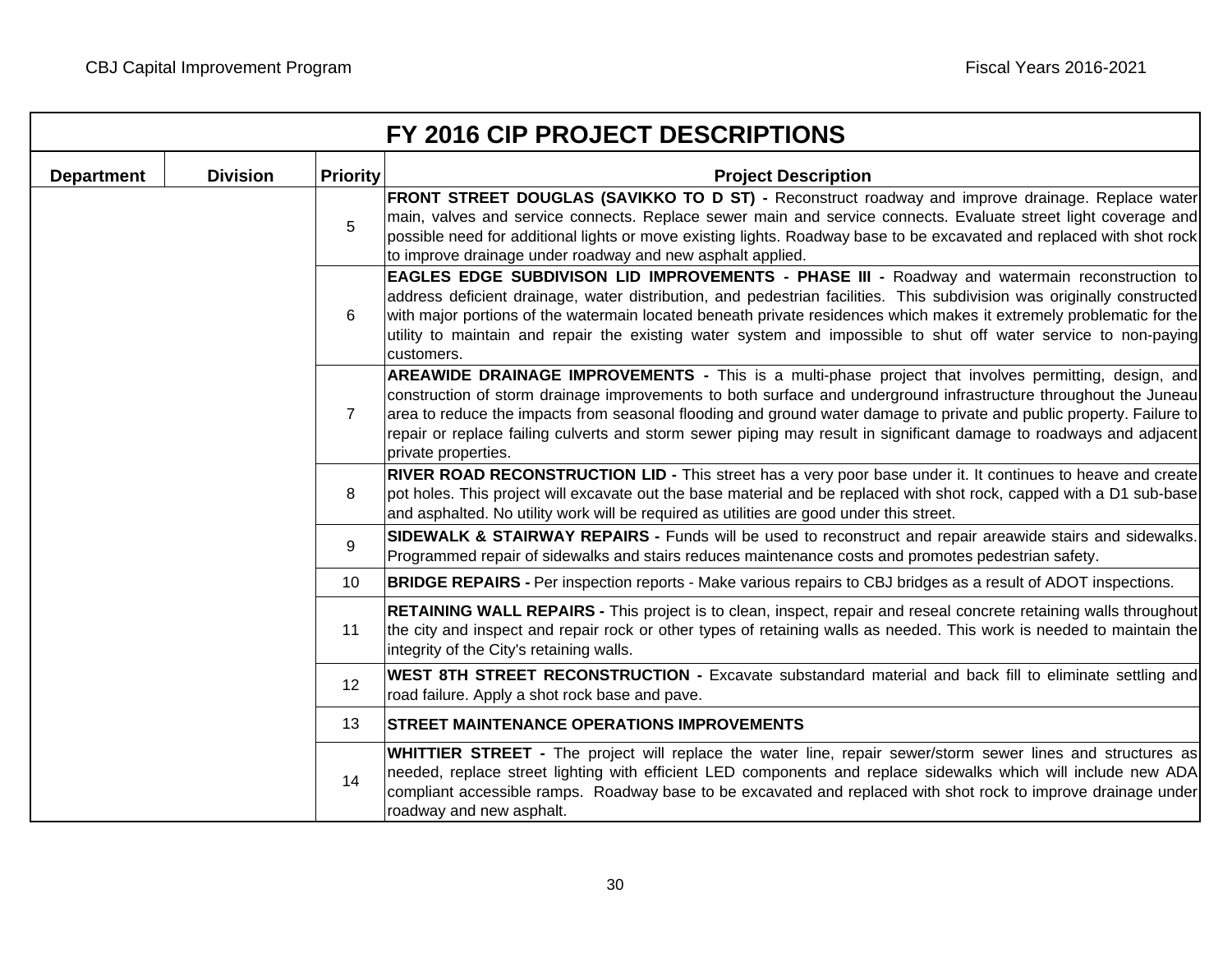# FY 2016 CIP PROJECT DESCRIPTIONS

| Department | Division | Priority | Project Description |
|---|---|---|---|
| | | 5 | **FRONT STREET DOUGLAS (SAVIKKO TO D ST) -** Reconstruct roadway and improve drainage. Replace water main, valves and service connects. Replace sewer main and service connects. Evaluate street light coverage and possible need for additional lights or move existing lights. Roadway base to be excavated and replaced with shot rock to improve drainage under roadway and new asphalt applied. |
| | | 6 | **EAGLES EDGE SUBDIVISON LID IMPROVEMENTS - PHASE III -** Roadway and watermain reconstruction to address deficient drainage, water distribution, and pedestrian facilities. This subdivision was originally constructed with major portions of the watermain located beneath private residences which makes it extremely problematic for the utility to maintain and repair the existing water system and impossible to shut off water service to non-paying customers. |
| | | 7 | **AREAWIDE DRAINAGE IMPROVEMENTS -** This is a multi-phase project that involves permitting, design, and construction of storm drainage improvements to both surface and underground infrastructure throughout the Juneau area to reduce the impacts from seasonal flooding and ground water damage to private and public property. Failure to repair or replace failing culverts and storm sewer piping may result in significant damage to roadways and adjacent private properties. |
| | | 8 | **RIVER ROAD RECONSTRUCTION LID -** This street has a very poor base under it. It continues to heave and create pot holes. This project will excavate out the base material and be replaced with shot rock, capped with a D1 sub-base and asphalted. No utility work will be required as utilities are good under this street. |
| | | 9 | **SIDEWALK & STAIRWAY REPAIRS -** Funds will be used to reconstruct and repair areawide stairs and sidewalks. Programmed repair of sidewalks and stairs reduces maintenance costs and promotes pedestrian safety. |
| | | 10 | **BRIDGE REPAIRS -** Per inspection reports - Make various repairs to CBJ bridges as a result of ADOT inspections. |
| | | 11 | **RETAINING WALL REPAIRS -** This project is to clean, inspect, repair and reseal concrete retaining walls throughout the city and inspect and repair rock or other types of retaining walls as needed. This work is needed to maintain the integrity of the City's retaining walls. |
| | | 12 | **WEST 8TH STREET RECONSTRUCTION -** Excavate substandard material and back fill to eliminate settling and road failure. Apply a shot rock base and pave. |
| | | 13 | **STREET MAINTENANCE OPERATIONS IMPROVEMENTS** |
| | | 14 | **WHITTIER STREET -** The project will replace the water line, repair sewer/storm sewer lines and structures as needed, replace street lighting with efficient LED components and replace sidewalks which will include new ADA compliant accessible ramps. Roadway base to be excavated and replaced with shot rock to improve drainage under roadway and new asphalt. |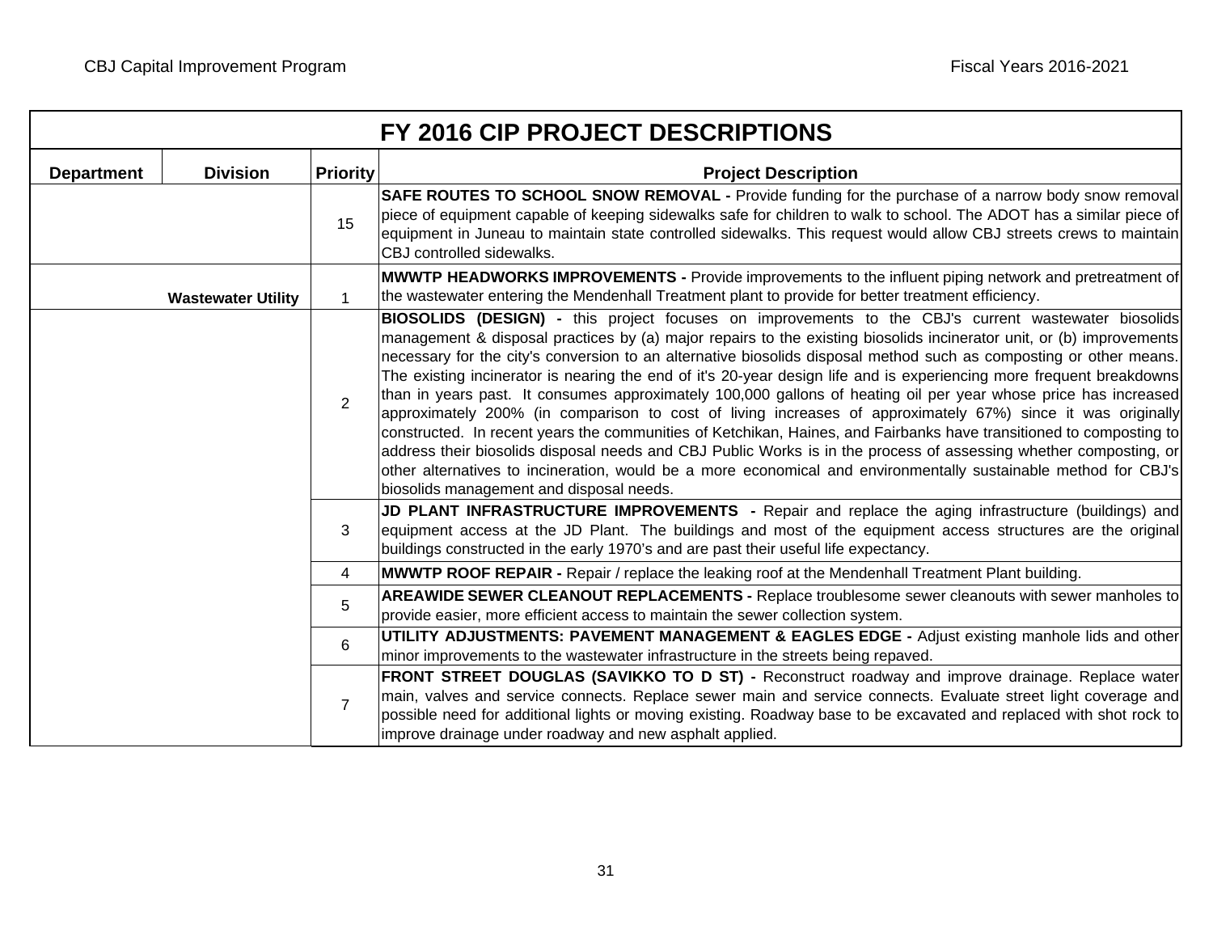## FY 2016 CIP PROJECT DESCRIPTIONS

| Department | Division | Priority | Project Description |
|---|---|---|---|
| | | 15 | **SAFE ROUTES TO SCHOOL SNOW REMOVAL -** Provide funding for the purchase of a narrow body snow removal piece of equipment capable of keeping sidewalks safe for children to walk to school. The ADOT has a similar piece of equipment in Juneau to maintain state controlled sidewalks. This request would allow CBJ streets crews to maintain CBJ controlled sidewalks. |
| | **Wastewater Utility** | 1 | **MWWTP HEADWORKS IMPROVEMENTS -** Provide improvements to the influent piping network and pretreatment of the wastewater entering the Mendenhall Treatment plant to provide for better treatment efficiency. |
| | | 2 | **BIOSOLIDS (DESIGN) -** this project focuses on improvements to the CBJ's current wastewater biosolids management & disposal practices by (a) major repairs to the existing biosolids incinerator unit, or (b) improvements necessary for the city's conversion to an alternative biosolids disposal method such as composting or other means. The existing incinerator is nearing the end of it's 20-year design life and is experiencing more frequent breakdowns than in years past. It consumes approximately 100,000 gallons of heating oil per year whose price has increased approximately 200% (in comparison to cost of living increases of approximately 67%) since it was originally constructed. In recent years the communities of Ketchikan, Haines, and Fairbanks have transitioned to composting to address their biosolids disposal needs and CBJ Public Works is in the process of assessing whether composting, or other alternatives to incineration, would be a more economical and environmentally sustainable method for CBJ's biosolids management and disposal needs. |
| | | 3 | **JD PLANT INFRASTRUCTURE IMPROVEMENTS -** Repair and replace the aging infrastructure (buildings) and equipment access at the JD Plant. The buildings and most of the equipment access structures are the original buildings constructed in the early 1970's and are past their useful life expectancy. |
| | | 4 | **MWWTP ROOF REPAIR -** Repair / replace the leaking roof at the Mendenhall Treatment Plant building. |
| | | 5 | **AREAWIDE SEWER CLEANOUT REPLACEMENTS -** Replace troublesome sewer cleanouts with sewer manholes to provide easier, more efficient access to maintain the sewer collection system. |
| | | 6 | **UTILITY ADJUSTMENTS: PAVEMENT MANAGEMENT & EAGLES EDGE -** Adjust existing manhole lids and other minor improvements to the wastewater infrastructure in the streets being repaved. |
| | | 7 | **FRONT STREET DOUGLAS (SAVIKKO TO D ST) -** Reconstruct roadway and improve drainage. Replace water main, valves and service connects. Replace sewer main and service connects. Evaluate street light coverage and possible need for additional lights or moving existing. Roadway base to be excavated and replaced with shot rock to improve drainage under roadway and new asphalt applied. |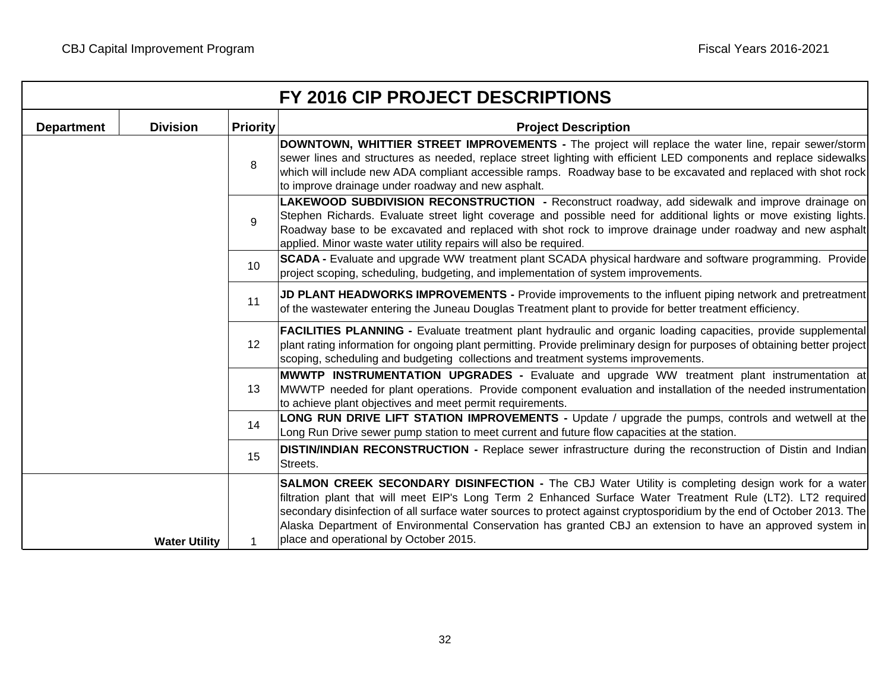## FY 2016 CIP PROJECT DESCRIPTIONS

| Department | Division | Priority | Project Description |
|---|---|---|---|
| | | 8 | **DOWNTOWN, WHITTIER STREET IMPROVEMENTS -** The project will replace the water line, repair sewer/storm sewer lines and structures as needed, replace street lighting with efficient LED components and replace sidewalks which will include new ADA compliant accessible ramps. Roadway base to be excavated and replaced with shot rock to improve drainage under roadway and new asphalt. |
| | | 9 | **LAKEWOOD SUBDIVISION RECONSTRUCTION -** Reconstruct roadway, add sidewalk and improve drainage on Stephen Richards. Evaluate street light coverage and possible need for additional lights or move existing lights. Roadway base to be excavated and replaced with shot rock to improve drainage under roadway and new asphalt applied. Minor waste water utility repairs will also be required. |
| | | 10 | **SCADA -** Evaluate and upgrade WW treatment plant SCADA physical hardware and software programming. Provide project scoping, scheduling, budgeting, and implementation of system improvements. |
| | | 11 | **JD PLANT HEADWORKS IMPROVEMENTS -** Provide improvements to the influent piping network and pretreatment of the wastewater entering the Juneau Douglas Treatment plant to provide for better treatment efficiency. |
| | | 12 | **FACILITIES PLANNING -** Evaluate treatment plant hydraulic and organic loading capacities, provide supplemental plant rating information for ongoing plant permitting. Provide preliminary design for purposes of obtaining better project scoping, scheduling and budgeting collections and treatment systems improvements. |
| | | 13 | **MWWTP INSTRUMENTATION UPGRADES -** Evaluate and upgrade WW treatment plant instrumentation at MWWTP needed for plant operations. Provide component evaluation and installation of the needed instrumentation to achieve plant objectives and meet permit requirements. |
| | | 14 | **LONG RUN DRIVE LIFT STATION IMPROVEMENTS -** Update / upgrade the pumps, controls and wetwell at the Long Run Drive sewer pump station to meet current and future flow capacities at the station. |
| | | 15 | **DISTIN/INDIAN RECONSTRUCTION -** Replace sewer infrastructure during the reconstruction of Distin and Indian Streets. |
| | **Water Utility** | 1 | **SALMON CREEK SECONDARY DISINFECTION -** The CBJ Water Utility is completing design work for a water filtration plant that will meet EIP's Long Term 2 Enhanced Surface Water Treatment Rule (LT2). LT2 required secondary disinfection of all surface water sources to protect against cryptosporidium by the end of October 2013. The Alaska Department of Environmental Conservation has granted CBJ an extension to have an approved system in place and operational by October 2015. |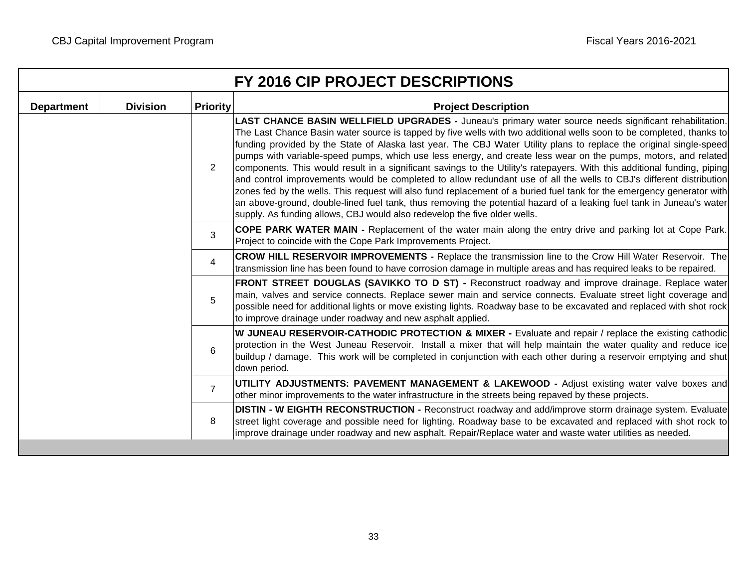## FY 2016 CIP PROJECT DESCRIPTIONS

| Department | Division | Priority | Project Description |
|---|---|---|---|
| | | 2 | **LAST CHANCE BASIN WELLFIELD UPGRADES -** Juneau's primary water source needs significant rehabilitation. The Last Chance Basin water source is tapped by five wells with two additional wells soon to be completed, thanks to funding provided by the State of Alaska last year. The CBJ Water Utility plans to replace the original single-speed pumps with variable-speed pumps, which use less energy, and create less wear on the pumps, motors, and related components. This would result in a significant savings to the Utility's ratepayers. With this additional funding, piping and control improvements would be completed to allow redundant use of all the wells to CBJ's different distribution zones fed by the wells. This request will also fund replacement of a buried fuel tank for the emergency generator with an above-ground, double-lined fuel tank, thus removing the potential hazard of a leaking fuel tank in Juneau's water supply. As funding allows, CBJ would also redevelop the five older wells. |
| | | 3 | **COPE PARK WATER MAIN -** Replacement of the water main along the entry drive and parking lot at Cope Park. Project to coincide with the Cope Park Improvements Project. |
| | | 4 | **CROW HILL RESERVOIR IMPROVEMENTS -** Replace the transmission line to the Crow Hill Water Reservoir. The transmission line has been found to have corrosion damage in multiple areas and has required leaks to be repaired. |
| | | 5 | **FRONT STREET DOUGLAS (SAVIKKO TO D ST) -** Reconstruct roadway and improve drainage. Replace water main, valves and service connects. Replace sewer main and service connects. Evaluate street light coverage and possible need for additional lights or move existing lights. Roadway base to be excavated and replaced with shot rock to improve drainage under roadway and new asphalt applied. |
| | | 6 | **W JUNEAU RESERVOIR-CATHODIC PROTECTION & MIXER -** Evaluate and repair / replace the existing cathodic protection in the West Juneau Reservoir. Install a mixer that will help maintain the water quality and reduce ice buildup / damage. This work will be completed in conjunction with each other during a reservoir emptying and shut down period. |
| | | 7 | **UTILITY ADJUSTMENTS: PAVEMENT MANAGEMENT & LAKEWOOD -** Adjust existing water valve boxes and other minor improvements to the water infrastructure in the streets being repaved by these projects. |
| | | 8 | **DISTIN - W EIGHTH RECONSTRUCTION -** Reconstruct roadway and add/improve storm drainage system. Evaluate street light coverage and possible need for lighting. Roadway base to be excavated and replaced with shot rock to improve drainage under roadway and new asphalt. Repair/Replace water and waste water utilities as needed. |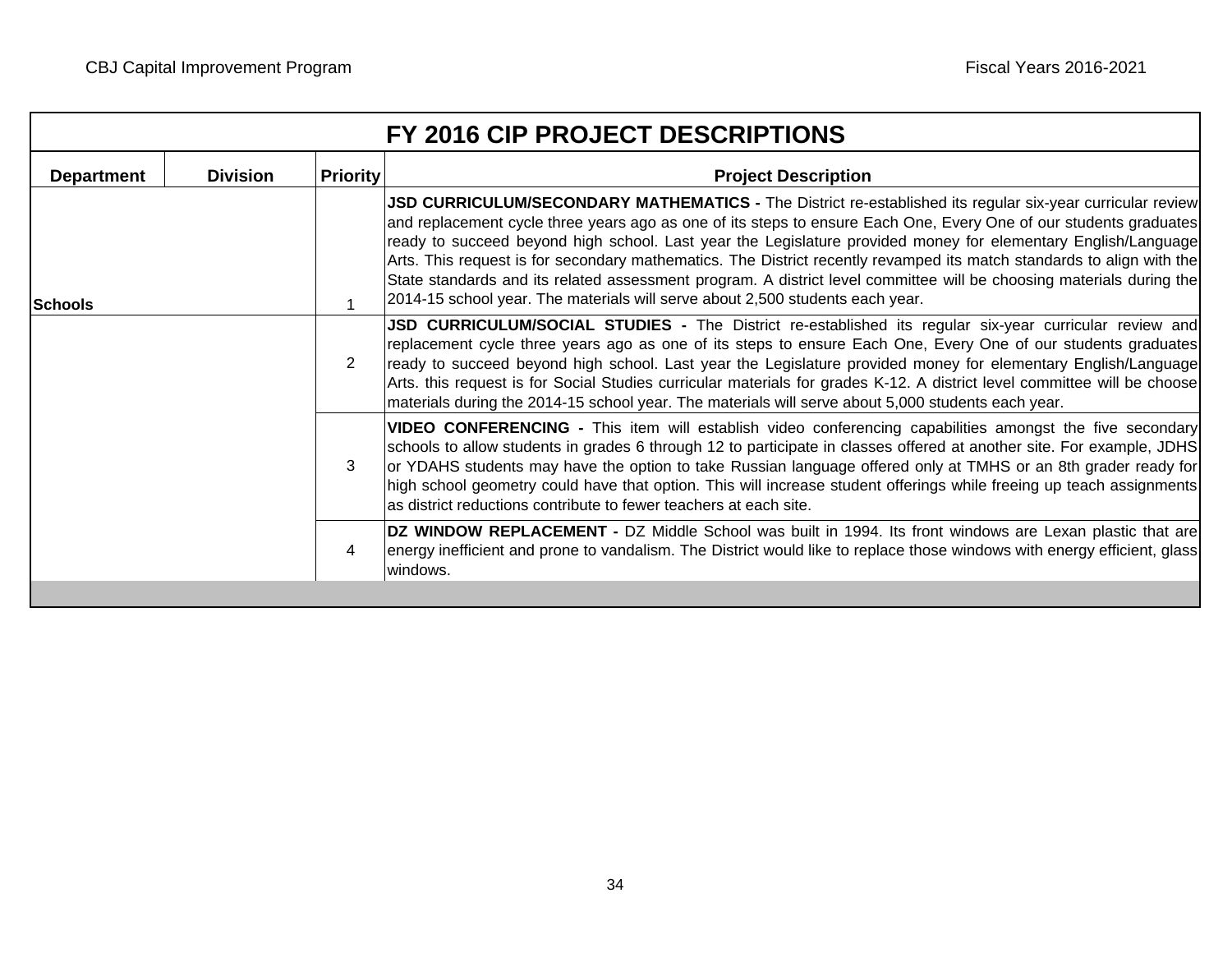## FY 2016 CIP PROJECT DESCRIPTIONS

| Department | Division | Priority | Project Description |
|---|---|---|---|
| Schools | | 1 | **JSD CURRICULUM/SECONDARY MATHEMATICS -** The District re-established its regular six-year curricular review and replacement cycle three years ago as one of its steps to ensure Each One, Every One of our students graduates ready to succeed beyond high school. Last year the Legislature provided money for elementary English/Language Arts. This request is for secondary mathematics. The District recently revamped its match standards to align with the State standards and its related assessment program. A district level committee will be choosing materials during the 2014-15 school year. The materials will serve about 2,500 students each year. |
| | | 2 | **JSD CURRICULUM/SOCIAL STUDIES -** The District re-established its regular six-year curricular review and replacement cycle three years ago as one of its steps to ensure Each One, Every One of our students graduates ready to succeed beyond high school. Last year the Legislature provided money for elementary English/Language Arts. this request is for Social Studies curricular materials for grades K-12. A district level committee will be choose materials during the 2014-15 school year. The materials will serve about 5,000 students each year. |
| | | 3 | **VIDEO CONFERENCING -** This item will establish video conferencing capabilities amongst the five secondary schools to allow students in grades 6 through 12 to participate in classes offered at another site. For example, JDHS or YDAHS students may have the option to take Russian language offered only at TMHS or an 8th grader ready for high school geometry could have that option. This will increase student offerings while freeing up teach assignments as district reductions contribute to fewer teachers at each site. |
| | | 4 | **DZ WINDOW REPLACEMENT -** DZ Middle School was built in 1994. Its front windows are Lexan plastic that are energy inefficient and prone to vandalism. The District would like to replace those windows with energy efficient, glass windows. |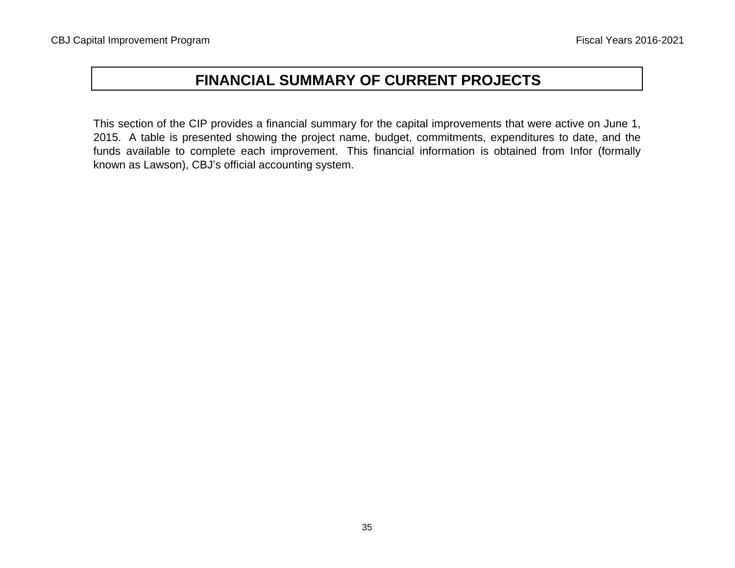# FINANCIAL SUMMARY OF CURRENT PROJECTS

This section of the CIP provides a financial summary for the capital improvements that were active on June 1, 2015. A table is presented showing the project name, budget, commitments, expenditures to date, and the funds available to complete each improvement. This financial information is obtained from Infor (formally known as Lawson), CBJ's official accounting system.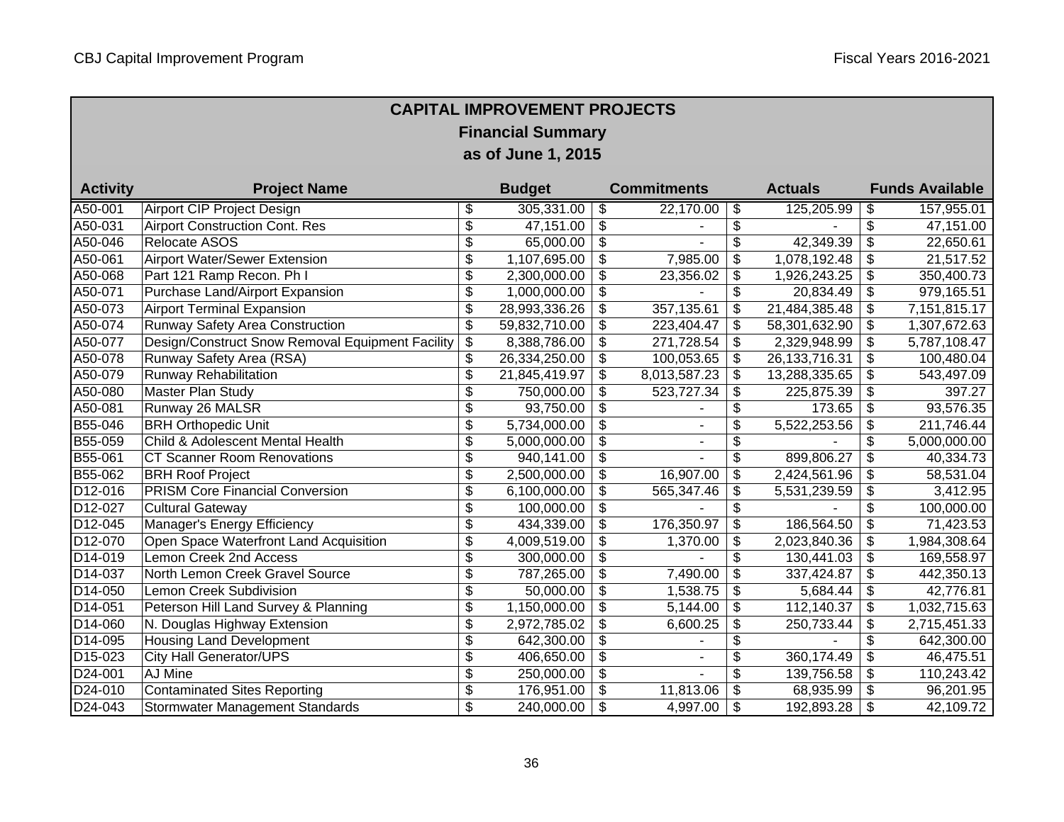## CAPITAL IMPROVEMENT PROJECTS

### Financial Summary

### as of June 1, 2015

| Activity | Project Name | Budget | Commitments | Actuals | Funds Available |
|---|---|---|---|---|---|
| A50-001 | Airport CIP Project Design | $ 305,331.00 | $ 22,170.00 | $ 125,205.99 | $ 157,955.01 |
| A50-031 | Airport Construction Cont. Res | $ 47,151.00 | $ - | $ - | $ 47,151.00 |
| A50-046 | Relocate ASOS | $ 65,000.00 | $ - | $ 42,349.39 | $ 22,650.61 |
| A50-061 | Airport Water/Sewer Extension | $ 1,107,695.00 | $ 7,985.00 | $ 1,078,192.48 | $ 21,517.52 |
| A50-068 | Part 121 Ramp Recon. Ph I | $ 2,300,000.00 | $ 23,356.02 | $ 1,926,243.25 | $ 350,400.73 |
| A50-071 | Purchase Land/Airport Expansion | $ 1,000,000.00 | $ - | $ 20,834.49 | $ 979,165.51 |
| A50-073 | Airport Terminal Expansion | $ 28,993,336.26 | $ 357,135.61 | $ 21,484,385.48 | $ 7,151,815.17 |
| A50-074 | Runway Safety Area Construction | $ 59,832,710.00 | $ 223,404.47 | $ 58,301,632.90 | $ 1,307,672.63 |
| A50-077 | Design/Construct Snow Removal Equipment Facility | $ 8,388,786.00 | $ 271,728.54 | $ 2,329,948.99 | $ 5,787,108.47 |
| A50-078 | Runway Safety Area (RSA) | $ 26,334,250.00 | $ 100,053.65 | $ 26,133,716.31 | $ 100,480.04 |
| A50-079 | Runway Rehabilitation | $ 21,845,419.97 | $ 8,013,587.23 | $ 13,288,335.65 | $ 543,497.09 |
| A50-080 | Master Plan Study | $ 750,000.00 | $ 523,727.34 | $ 225,875.39 | $ 397.27 |
| A50-081 | Runway 26 MALSR | $ 93,750.00 | $ - | $ 173.65 | $ 93,576.35 |
| B55-046 | BRH Orthopedic Unit | $ 5,734,000.00 | $ - | $ 5,522,253.56 | $ 211,746.44 |
| B55-059 | Child & Adolescent Mental Health | $ 5,000,000.00 | $ - | $ - | $ 5,000,000.00 |
| B55-061 | CT Scanner Room Renovations | $ 940,141.00 | $ - | $ 899,806.27 | $ 40,334.73 |
| B55-062 | BRH Roof Project | $ 2,500,000.00 | $ 16,907.00 | $ 2,424,561.96 | $ 58,531.04 |
| D12-016 | PRISM Core Financial Conversion | $ 6,100,000.00 | $ 565,347.46 | $ 5,531,239.59 | $ 3,412.95 |
| D12-027 | Cultural Gateway | $ 100,000.00 | $ - | $ - | $ 100,000.00 |
| D12-045 | Manager's Energy Efficiency | $ 434,339.00 | $ 176,350.97 | $ 186,564.50 | $ 71,423.53 |
| D12-070 | Open Space Waterfront Land Acquisition | $ 4,009,519.00 | $ 1,370.00 | $ 2,023,840.36 | $ 1,984,308.64 |
| D14-019 | Lemon Creek 2nd Access | $ 300,000.00 | $ - | $ 130,441.03 | $ 169,558.97 |
| D14-037 | North Lemon Creek Gravel Source | $ 787,265.00 | $ 7,490.00 | $ 337,424.87 | $ 442,350.13 |
| D14-050 | Lemon Creek Subdivision | $ 50,000.00 | $ 1,538.75 | $ 5,684.44 | $ 42,776.81 |
| D14-051 | Peterson Hill Land Survey & Planning | $ 1,150,000.00 | $ 5,144.00 | $ 112,140.37 | $ 1,032,715.63 |
| D14-060 | N. Douglas Highway Extension | $ 2,972,785.02 | $ 6,600.25 | $ 250,733.44 | $ 2,715,451.33 |
| D14-095 | Housing Land Development | $ 642,300.00 | $ - | $ - | $ 642,300.00 |
| D15-023 | City Hall Generator/UPS | $ 406,650.00 | $ - | $ 360,174.49 | $ 46,475.51 |
| D24-001 | AJ Mine | $ 250,000.00 | $ - | $ 139,756.58 | $ 110,243.42 |
| D24-010 | Contaminated Sites Reporting | $ 176,951.00 | $ 11,813.06 | $ 68,935.99 | $ 96,201.95 |
| D24-043 | Stormwater Management Standards | $ 240,000.00 | $ 4,997.00 | $ 192,893.28 | $ 42,109.72 |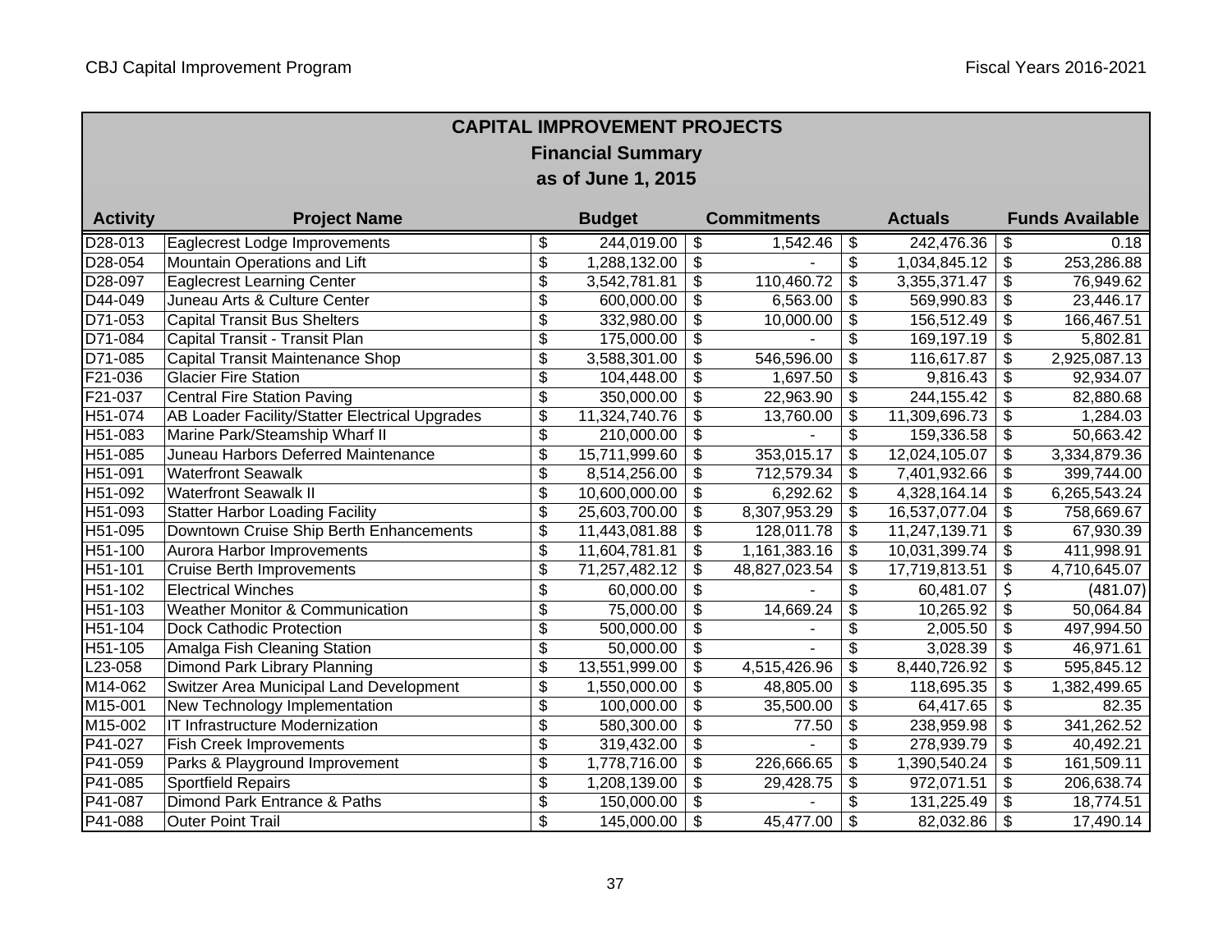## CAPITAL IMPROVEMENT PROJECTS

### Financial Summary

### as of June 1, 2015

| Activity | Project Name | Budget | Commitments | Actuals | Funds Available |
|---|---|---|---|---|---|
| D28-013 | Eaglecrest Lodge Improvements | $ 244,019.00 | $ 1,542.46 | $ 242,476.36 | $ 0.18 |
| D28-054 | Mountain Operations and Lift | $ 1,288,132.00 | $ - | $ 1,034,845.12 | $ 253,286.88 |
| D28-097 | Eaglecrest Learning Center | $ 3,542,781.81 | $ 110,460.72 | $ 3,355,371.47 | $ 76,949.62 |
| D44-049 | Juneau Arts & Culture Center | $ 600,000.00 | $ 6,563.00 | $ 569,990.83 | $ 23,446.17 |
| D71-053 | Capital Transit Bus Shelters | $ 332,980.00 | $ 10,000.00 | $ 156,512.49 | $ 166,467.51 |
| D71-084 | Capital Transit - Transit Plan | $ 175,000.00 | $ - | $ 169,197.19 | $ 5,802.81 |
| D71-085 | Capital Transit Maintenance Shop | $ 3,588,301.00 | $ 546,596.00 | $ 116,617.87 | $ 2,925,087.13 |
| F21-036 | Glacier Fire Station | $ 104,448.00 | $ 1,697.50 | $ 9,816.43 | $ 92,934.07 |
| F21-037 | Central Fire Station Paving | $ 350,000.00 | $ 22,963.90 | $ 244,155.42 | $ 82,880.68 |
| H51-074 | AB Loader Facility/Statter Electrical Upgrades | $ 11,324,740.76 | $ 13,760.00 | $ 11,309,696.73 | $ 1,284.03 |
| H51-083 | Marine Park/Steamship Wharf II | $ 210,000.00 | $ - | $ 159,336.58 | $ 50,663.42 |
| H51-085 | Juneau Harbors Deferred Maintenance | $ 15,711,999.60 | $ 353,015.17 | $ 12,024,105.07 | $ 3,334,879.36 |
| H51-091 | Waterfront Seawalk | $ 8,514,256.00 | $ 712,579.34 | $ 7,401,932.66 | $ 399,744.00 |
| H51-092 | Waterfront Seawalk II | $ 10,600,000.00 | $ 6,292.62 | $ 4,328,164.14 | $ 6,265,543.24 |
| H51-093 | Statter Harbor Loading Facility | $ 25,603,700.00 | $ 8,307,953.29 | $ 16,537,077.04 | $ 758,669.67 |
| H51-095 | Downtown Cruise Ship Berth Enhancements | $ 11,443,081.88 | $ 128,011.78 | $ 11,247,139.71 | $ 67,930.39 |
| H51-100 | Aurora Harbor Improvements | $ 11,604,781.81 | $ 1,161,383.16 | $ 10,031,399.74 | $ 411,998.91 |
| H51-101 | Cruise Berth Improvements | $ 71,257,482.12 | $ 48,827,023.54 | $ 17,719,813.51 | $ 4,710,645.07 |
| H51-102 | Electrical Winches | $ 60,000.00 | $ - | $ 60,481.07 | $ (481.07) |
| H51-103 | Weather Monitor & Communication | $ 75,000.00 | $ 14,669.24 | $ 10,265.92 | $ 50,064.84 |
| H51-104 | Dock Cathodic Protection | $ 500,000.00 | $ - | $ 2,005.50 | $ 497,994.50 |
| H51-105 | Amalga Fish Cleaning Station | $ 50,000.00 | $ - | $ 3,028.39 | $ 46,971.61 |
| L23-058 | Dimond Park Library Planning | $ 13,551,999.00 | $ 4,515,426.96 | $ 8,440,726.92 | $ 595,845.12 |
| M14-062 | Switzer Area Municipal Land Development | $ 1,550,000.00 | $ 48,805.00 | $ 118,695.35 | $ 1,382,499.65 |
| M15-001 | New Technology Implementation | $ 100,000.00 | $ 35,500.00 | $ 64,417.65 | $ 82.35 |
| M15-002 | IT Infrastructure Modernization | $ 580,300.00 | $ 77.50 | $ 238,959.98 | $ 341,262.52 |
| P41-027 | Fish Creek Improvements | $ 319,432.00 | $ - | $ 278,939.79 | $ 40,492.21 |
| P41-059 | Parks & Playground Improvement | $ 1,778,716.00 | $ 226,666.65 | $ 1,390,540.24 | $ 161,509.11 |
| P41-085 | Sportfield Repairs | $ 1,208,139.00 | $ 29,428.75 | $ 972,071.51 | $ 206,638.74 |
| P41-087 | Dimond Park Entrance & Paths | $ 150,000.00 | $ - | $ 131,225.49 | $ 18,774.51 |
| P41-088 | Outer Point Trail | $ 145,000.00 | $ 45,477.00 | $ 82,032.86 | $ 17,490.14 |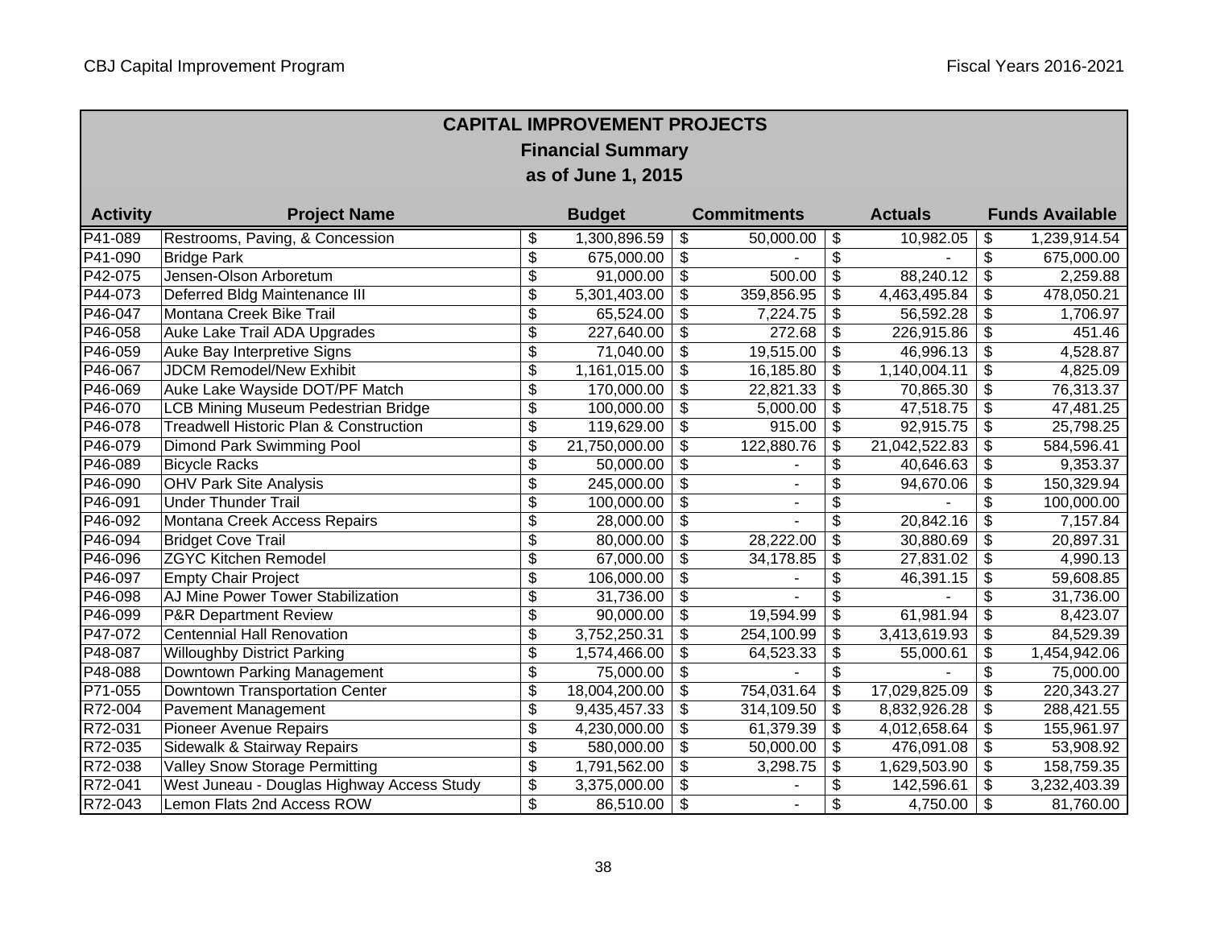## CAPITAL IMPROVEMENT PROJECTS

### Financial Summary

### as of June 1, 2015

| Activity | Project Name | Budget | Commitments | Actuals | Funds Available |
|---|---|---|---|---|---|
| P41-089 | Restrooms, Paving, & Concession | $ 1,300,896.59 | $ 50,000.00 | $ 10,982.05 | $ 1,239,914.54 |
| P41-090 | Bridge Park | $ 675,000.00 | $ - | $ - | $ 675,000.00 |
| P42-075 | Jensen-Olson Arboretum | $ 91,000.00 | $ 500.00 | $ 88,240.12 | $ 2,259.88 |
| P44-073 | Deferred Bldg Maintenance III | $ 5,301,403.00 | $ 359,856.95 | $ 4,463,495.84 | $ 478,050.21 |
| P46-047 | Montana Creek Bike Trail | $ 65,524.00 | $ 7,224.75 | $ 56,592.28 | $ 1,706.97 |
| P46-058 | Auke Lake Trail ADA Upgrades | $ 227,640.00 | $ 272.68 | $ 226,915.86 | $ 451.46 |
| P46-059 | Auke Bay Interpretive Signs | $ 71,040.00 | $ 19,515.00 | $ 46,996.13 | $ 4,528.87 |
| P46-067 | JDCM Remodel/New Exhibit | $ 1,161,015.00 | $ 16,185.80 | $ 1,140,004.11 | $ 4,825.09 |
| P46-069 | Auke Lake Wayside DOT/PF Match | $ 170,000.00 | $ 22,821.33 | $ 70,865.30 | $ 76,313.37 |
| P46-070 | LCB Mining Museum Pedestrian Bridge | $ 100,000.00 | $ 5,000.00 | $ 47,518.75 | $ 47,481.25 |
| P46-078 | Treadwell Historic Plan & Construction | $ 119,629.00 | $ 915.00 | $ 92,915.75 | $ 25,798.25 |
| P46-079 | Dimond Park Swimming Pool | $ 21,750,000.00 | $ 122,880.76 | $ 21,042,522.83 | $ 584,596.41 |
| P46-089 | Bicycle Racks | $ 50,000.00 | $ - | $ 40,646.63 | $ 9,353.37 |
| P46-090 | OHV Park Site Analysis | $ 245,000.00 | $ - | $ 94,670.06 | $ 150,329.94 |
| P46-091 | Under Thunder Trail | $ 100,000.00 | $ - | $ - | $ 100,000.00 |
| P46-092 | Montana Creek Access Repairs | $ 28,000.00 | $ - | $ 20,842.16 | $ 7,157.84 |
| P46-094 | Bridget Cove Trail | $ 80,000.00 | $ 28,222.00 | $ 30,880.69 | $ 20,897.31 |
| P46-096 | ZGYC Kitchen Remodel | $ 67,000.00 | $ 34,178.85 | $ 27,831.02 | $ 4,990.13 |
| P46-097 | Empty Chair Project | $ 106,000.00 | $ - | $ 46,391.15 | $ 59,608.85 |
| P46-098 | AJ Mine Power Tower Stabilization | $ 31,736.00 | $ - | $ - | $ 31,736.00 |
| P46-099 | P&R Department Review | $ 90,000.00 | $ 19,594.99 | $ 61,981.94 | $ 8,423.07 |
| P47-072 | Centennial Hall Renovation | $ 3,752,250.31 | $ 254,100.99 | $ 3,413,619.93 | $ 84,529.39 |
| P48-087 | Willoughby District Parking | $ 1,574,466.00 | $ 64,523.33 | $ 55,000.61 | $ 1,454,942.06 |
| P48-088 | Downtown Parking Management | $ 75,000.00 | $ - | $ - | $ 75,000.00 |
| P71-055 | Downtown Transportation Center | $ 18,004,200.00 | $ 754,031.64 | $ 17,029,825.09 | $ 220,343.27 |
| R72-004 | Pavement Management | $ 9,435,457.33 | $ 314,109.50 | $ 8,832,926.28 | $ 288,421.55 |
| R72-031 | Pioneer Avenue Repairs | $ 4,230,000.00 | $ 61,379.39 | $ 4,012,658.64 | $ 155,961.97 |
| R72-035 | Sidewalk & Stairway Repairs | $ 580,000.00 | $ 50,000.00 | $ 476,091.08 | $ 53,908.92 |
| R72-038 | Valley Snow Storage Permitting | $ 1,791,562.00 | $ 3,298.75 | $ 1,629,503.90 | $ 158,759.35 |
| R72-041 | West Juneau - Douglas Highway Access Study | $ 3,375,000.00 | $ - | $ 142,596.61 | $ 3,232,403.39 |
| R72-043 | Lemon Flats 2nd Access ROW | $ 86,510.00 | $ - | $ 4,750.00 | $ 81,760.00 |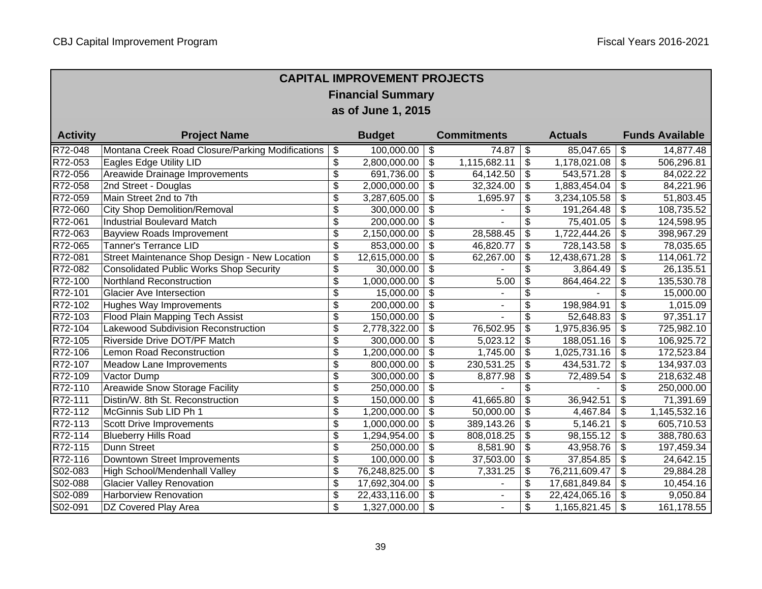| CAPITAL IMPROVEMENT PROJECTS<br>Financial Summary<br>as of June 1, 2015 | | | | | |
|---|---|---|---|---|---|
| **Activity** | **Project Name** | **Budget** | **Commitments** | **Actuals** | **Funds Available** |
| R72-048 | Montana Creek Road Closure/Parking Modifications | $ 100,000.00 | $ 74.87 | $ 85,047.65 | $ 14,877.48 |
| R72-053 | Eagles Edge Utility LID | $ 2,800,000.00 | $ 1,115,682.11 | $ 1,178,021.08 | $ 506,296.81 |
| R72-056 | Areawide Drainage Improvements | $ 691,736.00 | $ 64,142.50 | $ 543,571.28 | $ 84,022.22 |
| R72-058 | 2nd Street - Douglas | $ 2,000,000.00 | $ 32,324.00 | $ 1,883,454.04 | $ 84,221.96 |
| R72-059 | Main Street 2nd to 7th | $ 3,287,605.00 | $ 1,695.97 | $ 3,234,105.58 | $ 51,803.45 |
| R72-060 | City Shop Demolition/Removal | $ 300,000.00 | $ - | $ 191,264.48 | $ 108,735.52 |
| R72-061 | Industrial Boulevard Match | $ 200,000.00 | $ - | $ 75,401.05 | $ 124,598.95 |
| R72-063 | Bayview Roads Improvement | $ 2,150,000.00 | $ 28,588.45 | $ 1,722,444.26 | $ 398,967.29 |
| R72-065 | Tanner's Terrance LID | $ 853,000.00 | $ 46,820.77 | $ 728,143.58 | $ 78,035.65 |
| R72-081 | Street Maintenance Shop Design - New Location | $ 12,615,000.00 | $ 62,267.00 | $ 12,438,671.28 | $ 114,061.72 |
| R72-082 | Consolidated Public Works Shop Security | $ 30,000.00 | $ - | $ 3,864.49 | $ 26,135.51 |
| R72-100 | Northland Reconstruction | $ 1,000,000.00 | $ 5.00 | $ 864,464.22 | $ 135,530.78 |
| R72-101 | Glacier Ave Intersection | $ 15,000.00 | $ - | $ - | $ 15,000.00 |
| R72-102 | Hughes Way Improvements | $ 200,000.00 | $ - | $ 198,984.91 | $ 1,015.09 |
| R72-103 | Flood Plain Mapping Tech Assist | $ 150,000.00 | $ - | $ 52,648.83 | $ 97,351.17 |
| R72-104 | Lakewood Subdivision Reconstruction | $ 2,778,322.00 | $ 76,502.95 | $ 1,975,836.95 | $ 725,982.10 |
| R72-105 | Riverside Drive DOT/PF Match | $ 300,000.00 | $ 5,023.12 | $ 188,051.16 | $ 106,925.72 |
| R72-106 | Lemon Road Reconstruction | $ 1,200,000.00 | $ 1,745.00 | $ 1,025,731.16 | $ 172,523.84 |
| R72-107 | Meadow Lane Improvements | $ 800,000.00 | $ 230,531.25 | $ 434,531.72 | $ 134,937.03 |
| R72-109 | Vactor Dump | $ 300,000.00 | $ 8,877.98 | $ 72,489.54 | $ 218,632.48 |
| R72-110 | Areawide Snow Storage Facility | $ 250,000.00 | $ - | $ - | $ 250,000.00 |
| R72-111 | Distin/W. 8th St. Reconstruction | $ 150,000.00 | $ 41,665.80 | $ 36,942.51 | $ 71,391.69 |
| R72-112 | McGinnis Sub LID Ph 1 | $ 1,200,000.00 | $ 50,000.00 | $ 4,467.84 | $ 1,145,532.16 |
| R72-113 | Scott Drive Improvements | $ 1,000,000.00 | $ 389,143.26 | $ 5,146.21 | $ 605,710.53 |
| R72-114 | Blueberry Hills Road | $ 1,294,954.00 | $ 808,018.25 | $ 98,155.12 | $ 388,780.63 |
| R72-115 | Dunn Street | $ 250,000.00 | $ 8,581.90 | $ 43,958.76 | $ 197,459.34 |
| R72-116 | Downtown Street Improvements | $ 100,000.00 | $ 37,503.00 | $ 37,854.85 | $ 24,642.15 |
| S02-083 | High School/Mendenhall Valley | $ 76,248,825.00 | $ 7,331.25 | $ 76,211,609.47 | $ 29,884.28 |
| S02-088 | Glacier Valley Renovation | $ 17,692,304.00 | $ - | $ 17,681,849.84 | $ 10,454.16 |
| S02-089 | Harborview Renovation | $ 22,433,116.00 | $ - | $ 22,424,065.16 | $ 9,050.84 |
| S02-091 | DZ Covered Play Area | $ 1,327,000.00 | $ - | $ 1,165,821.45 | $ 161,178.55 |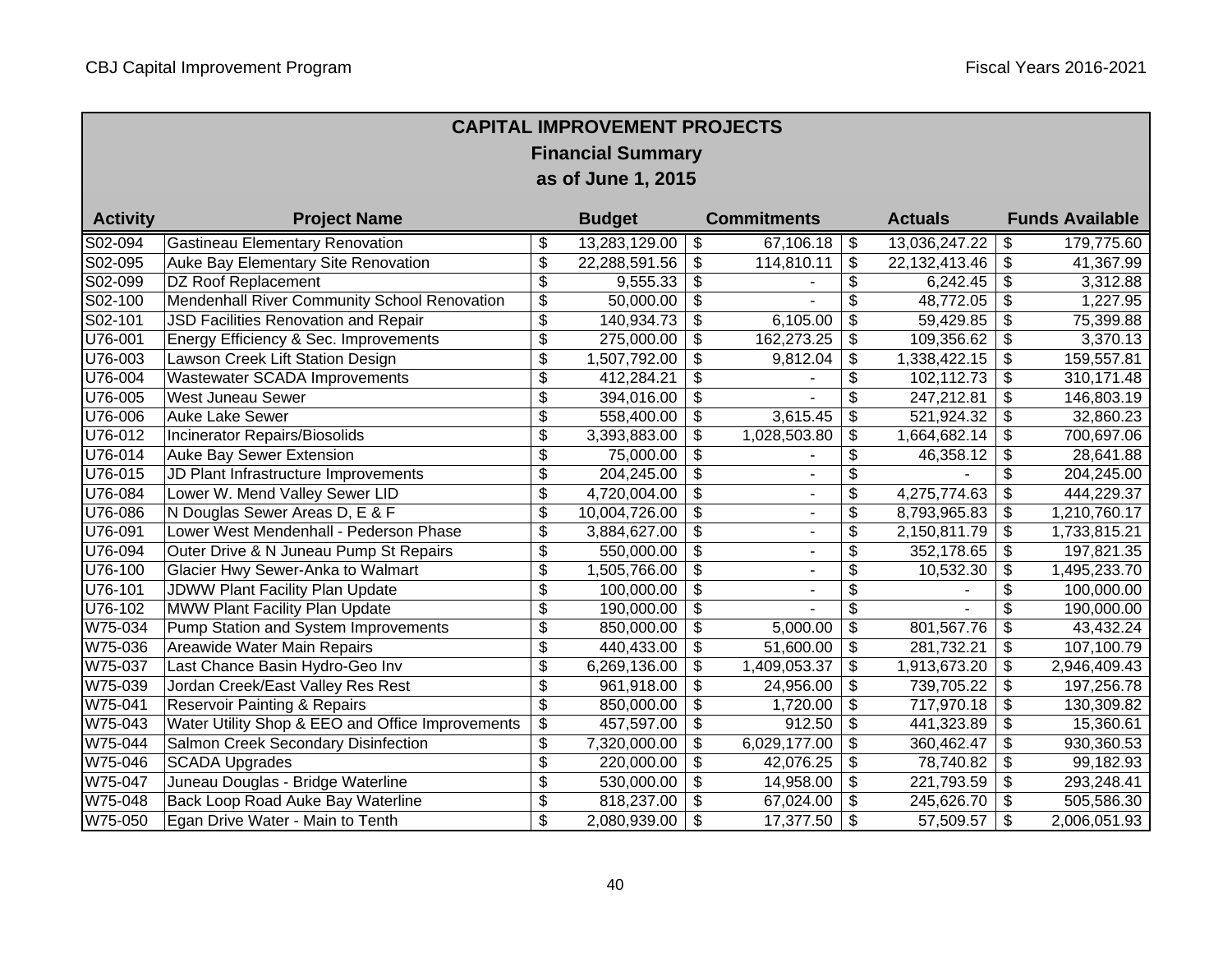# CAPITAL IMPROVEMENT PROJECTS

## Financial Summary

### as of June 1, 2015

| Activity | Project Name | Budget | Commitments | Actuals | Funds Available |
|---|---|---|---|---|---|
| S02-094 | Gastineau Elementary Renovation | $ 13,283,129.00 | $ 67,106.18 | $ 13,036,247.22 | $ 179,775.60 |
| S02-095 | Auke Bay Elementary Site Renovation | $ 22,288,591.56 | $ 114,810.11 | $ 22,132,413.46 | $ 41,367.99 |
| S02-099 | DZ Roof Replacement | $ 9,555.33 | $ - | $ 6,242.45 | $ 3,312.88 |
| S02-100 | Mendenhall River Community School Renovation | $ 50,000.00 | $ - | $ 48,772.05 | $ 1,227.95 |
| S02-101 | JSD Facilities Renovation and Repair | $ 140,934.73 | $ 6,105.00 | $ 59,429.85 | $ 75,399.88 |
| U76-001 | Energy Efficiency & Sec. Improvements | $ 275,000.00 | $ 162,273.25 | $ 109,356.62 | $ 3,370.13 |
| U76-003 | Lawson Creek Lift Station Design | $ 1,507,792.00 | $ 9,812.04 | $ 1,338,422.15 | $ 159,557.81 |
| U76-004 | Wastewater SCADA Improvements | $ 412,284.21 | $ - | $ 102,112.73 | $ 310,171.48 |
| U76-005 | West Juneau Sewer | $ 394,016.00 | $ - | $ 247,212.81 | $ 146,803.19 |
| U76-006 | Auke Lake Sewer | $ 558,400.00 | $ 3,615.45 | $ 521,924.32 | $ 32,860.23 |
| U76-012 | Incinerator Repairs/Biosolids | $ 3,393,883.00 | $ 1,028,503.80 | $ 1,664,682.14 | $ 700,697.06 |
| U76-014 | Auke Bay Sewer Extension | $ 75,000.00 | $ - | $ 46,358.12 | $ 28,641.88 |
| U76-015 | JD Plant Infrastructure Improvements | $ 204,245.00 | $ - | $ - | $ 204,245.00 |
| U76-084 | Lower W. Mend Valley Sewer LID | $ 4,720,004.00 | $ - | $ 4,275,774.63 | $ 444,229.37 |
| U76-086 | N Douglas Sewer Areas D, E & F | $ 10,004,726.00 | $ - | $ 8,793,965.83 | $ 1,210,760.17 |
| U76-091 | Lower West Mendenhall - Pederson Phase | $ 3,884,627.00 | $ - | $ 2,150,811.79 | $ 1,733,815.21 |
| U76-094 | Outer Drive & N Juneau Pump St Repairs | $ 550,000.00 | $ - | $ 352,178.65 | $ 197,821.35 |
| U76-100 | Glacier Hwy Sewer-Anka to Walmart | $ 1,505,766.00 | $ - | $ 10,532.30 | $ 1,495,233.70 |
| U76-101 | JDWW Plant Facility Plan Update | $ 100,000.00 | $ - | $ - | $ 100,000.00 |
| U76-102 | MWW Plant Facility Plan Update | $ 190,000.00 | $ - | $ - | $ 190,000.00 |
| W75-034 | Pump Station and System Improvements | $ 850,000.00 | $ 5,000.00 | $ 801,567.76 | $ 43,432.24 |
| W75-036 | Areawide Water Main Repairs | $ 440,433.00 | $ 51,600.00 | $ 281,732.21 | $ 107,100.79 |
| W75-037 | Last Chance Basin Hydro-Geo Inv | $ 6,269,136.00 | $ 1,409,053.37 | $ 1,913,673.20 | $ 2,946,409.43 |
| W75-039 | Jordan Creek/East Valley Res Rest | $ 961,918.00 | $ 24,956.00 | $ 739,705.22 | $ 197,256.78 |
| W75-041 | Reservoir Painting & Repairs | $ 850,000.00 | $ 1,720.00 | $ 717,970.18 | $ 130,309.82 |
| W75-043 | Water Utility Shop & EEO and Office Improvements | $ 457,597.00 | $ 912.50 | $ 441,323.89 | $ 15,360.61 |
| W75-044 | Salmon Creek Secondary Disinfection | $ 7,320,000.00 | $ 6,029,177.00 | $ 360,462.47 | $ 930,360.53 |
| W75-046 | SCADA Upgrades | $ 220,000.00 | $ 42,076.25 | $ 78,740.82 | $ 99,182.93 |
| W75-047 | Juneau Douglas - Bridge Waterline | $ 530,000.00 | $ 14,958.00 | $ 221,793.59 | $ 293,248.41 |
| W75-048 | Back Loop Road Auke Bay Waterline | $ 818,237.00 | $ 67,024.00 | $ 245,626.70 | $ 505,586.30 |
| W75-050 | Egan Drive Water - Main to Tenth | $ 2,080,939.00 | $ 17,377.50 | $ 57,509.57 | $ 2,006,051.93 |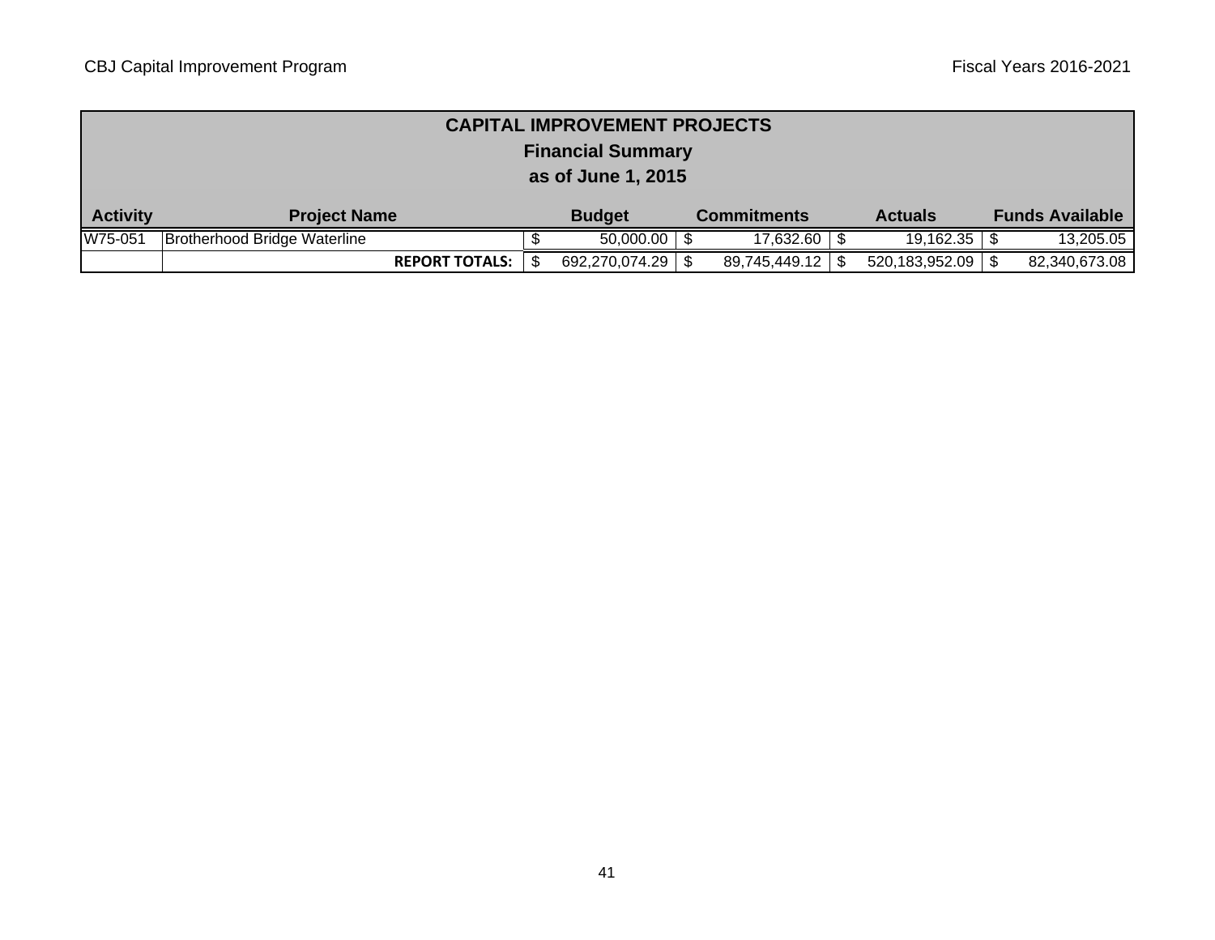## CAPITAL IMPROVEMENT PROJECTS
### Financial Summary
### as of June 1, 2015

| Activity | Project Name | Budget | Commitments | Actuals | Funds Available |
|---|---|---|---|---|---|
| W75-051 | Brotherhood Bridge Waterline | $ 50,000.00 | $ 17,632.60 | $ 19,162.35 | $ 13,205.05 |
| | **REPORT TOTALS:** | $ 692,270,074.29 | $ 89,745,449.12 | $ 520,183,952.09 | $ 82,340,673.08 |